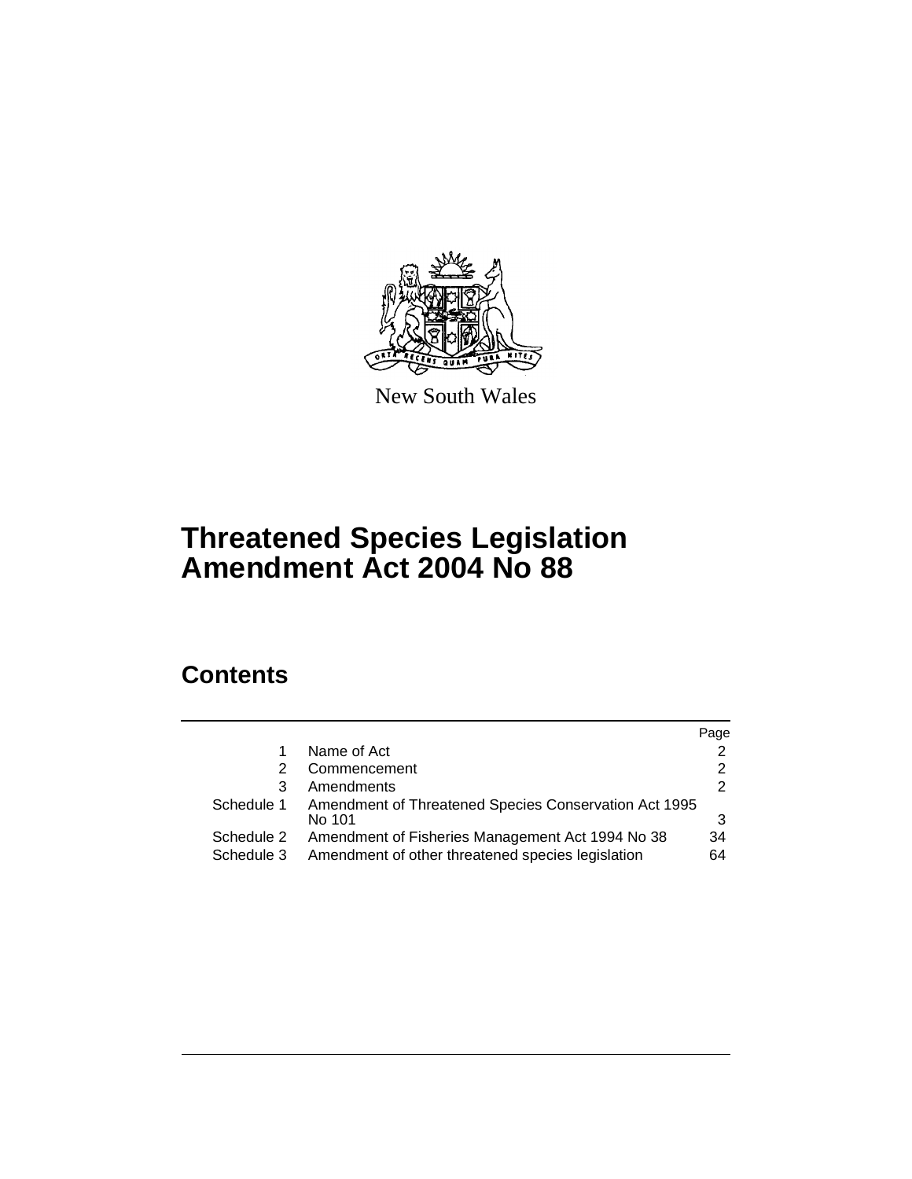New South Wales

# Threatened Species Legislation Amendment Act 2004 No 88

## Contents

| | | Page |
|---|---|---|
| 1 | Name of Act | 2 |
| 2 | Commencement | 2 |
| 3 | Amendments | 2 |
| Schedule 1 | Amendment of Threatened Species Conservation Act 1995 No 101 | 3 |
| Schedule 2 | Amendment of Fisheries Management Act 1994 No 38 | 34 |
| Schedule 3 | Amendment of other threatened species legislation | 64 |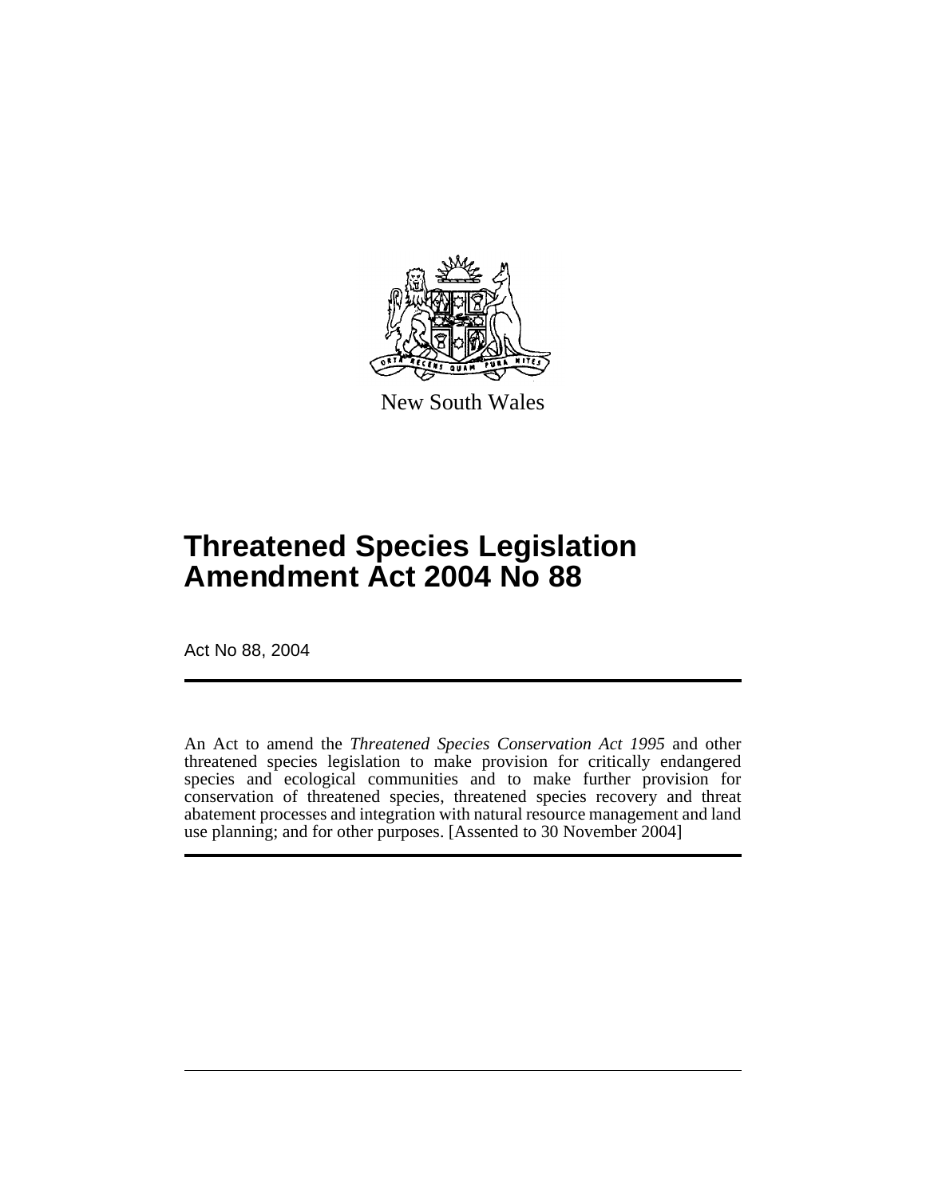New South Wales

# Threatened Species Legislation Amendment Act 2004 No 88

Act No 88, 2004

An Act to amend the *Threatened Species Conservation Act 1995* and other threatened species legislation to make provision for critically endangered species and ecological communities and to make further provision for conservation of threatened species, threatened species recovery and threat abatement processes and integration with natural resource management and land use planning; and for other purposes. [Assented to 30 November 2004]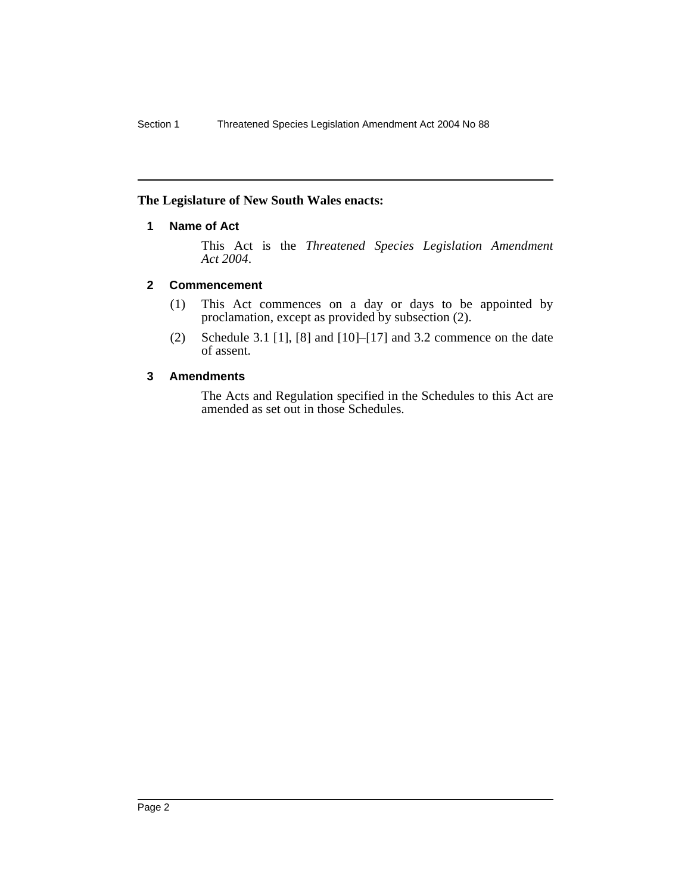**The Legislature of New South Wales enacts:**

## 1 Name of Act

This Act is the *Threatened Species Legislation Amendment Act 2004*.

## 2 Commencement

(1) This Act commences on a day or days to be appointed by proclamation, except as provided by subsection (2).

(2) Schedule 3.1 [1], [8] and [10]–[17] and 3.2 commence on the date of assent.

## 3 Amendments

The Acts and Regulation specified in the Schedules to this Act are amended as set out in those Schedules.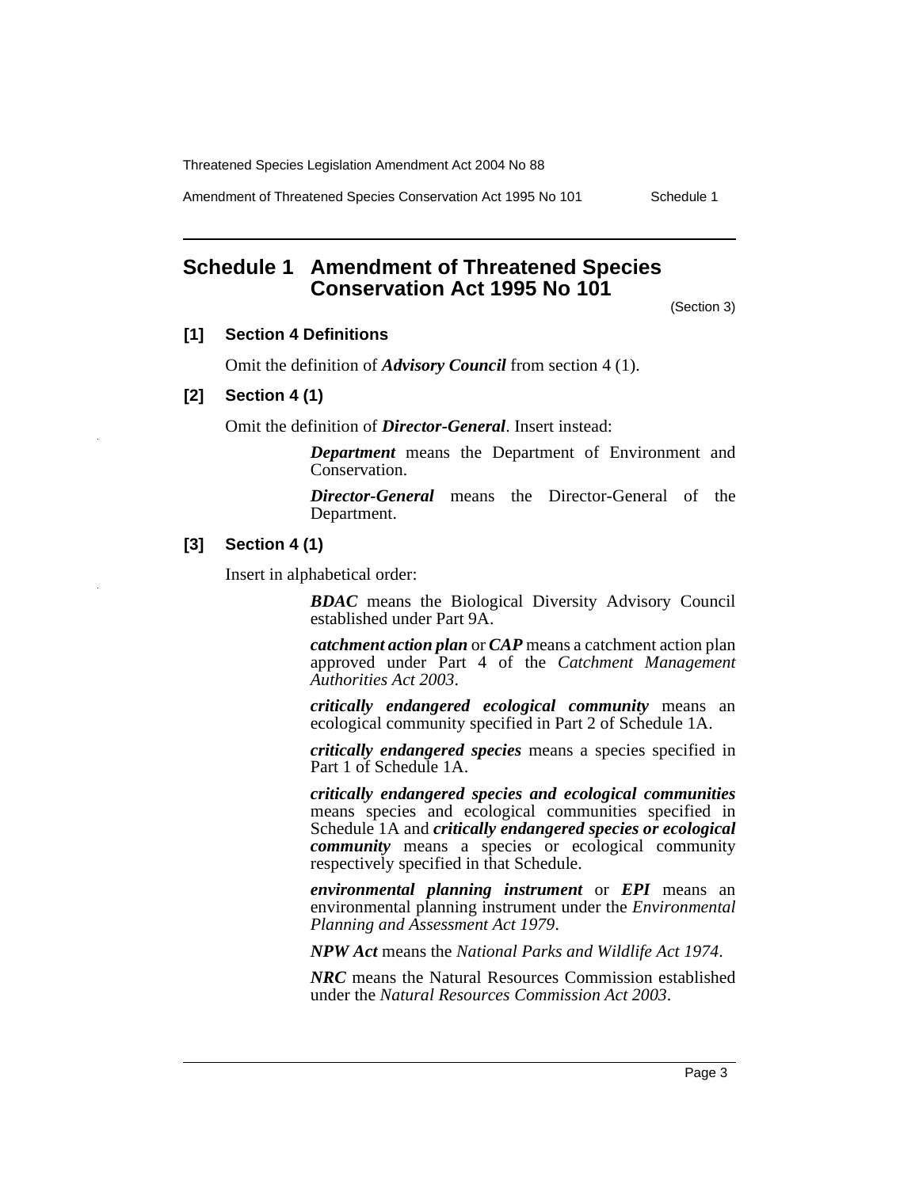## Schedule 1 Amendment of Threatened Species Conservation Act 1995 No 101

(Section 3)

### [1] Section 4 Definitions

Omit the definition of ***Advisory Council*** from section 4 (1).

### [2] Section 4 (1)

Omit the definition of ***Director-General***. Insert instead:

> ***Department*** means the Department of Environment and Conservation.
>
> ***Director-General*** means the Director-General of the Department.

### [3] Section 4 (1)

Insert in alphabetical order:

> ***BDAC*** means the Biological Diversity Advisory Council established under Part 9A.
>
> ***catchment action plan*** or ***CAP*** means a catchment action plan approved under Part 4 of the *Catchment Management Authorities Act 2003*.
>
> ***critically endangered ecological community*** means an ecological community specified in Part 2 of Schedule 1A.
>
> ***critically endangered species*** means a species specified in Part 1 of Schedule 1A.
>
> ***critically endangered species and ecological communities*** means species and ecological communities specified in Schedule 1A and ***critically endangered species or ecological community*** means a species or ecological community respectively specified in that Schedule.
>
> ***environmental planning instrument*** or ***EPI*** means an environmental planning instrument under the *Environmental Planning and Assessment Act 1979*.
>
> ***NPW Act*** means the *National Parks and Wildlife Act 1974*.
>
> ***NRC*** means the Natural Resources Commission established under the *Natural Resources Commission Act 2003*.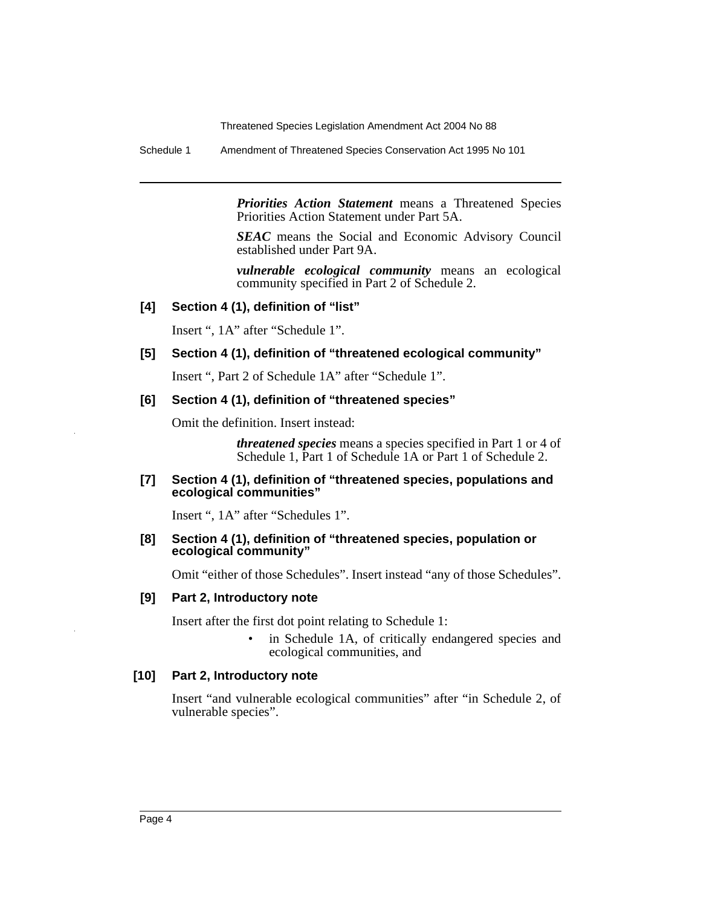***Priorities Action Statement*** means a Threatened Species Priorities Action Statement under Part 5A.

***SEAC*** means the Social and Economic Advisory Council established under Part 9A.

***vulnerable ecological community*** means an ecological community specified in Part 2 of Schedule 2.

**[4] Section 4 (1), definition of "list"**

Insert ", 1A" after "Schedule 1".

**[5] Section 4 (1), definition of "threatened ecological community"**

Insert ", Part 2 of Schedule 1A" after "Schedule 1".

**[6] Section 4 (1), definition of "threatened species"**

Omit the definition. Insert instead:

> ***threatened species*** means a species specified in Part 1 or 4 of Schedule 1, Part 1 of Schedule 1A or Part 1 of Schedule 2.

**[7] Section 4 (1), definition of "threatened species, populations and ecological communities"**

Insert ", 1A" after "Schedules 1".

**[8] Section 4 (1), definition of "threatened species, population or ecological community"**

Omit "either of those Schedules". Insert instead "any of those Schedules".

**[9] Part 2, Introductory note**

Insert after the first dot point relating to Schedule 1:

- in Schedule 1A, of critically endangered species and ecological communities, and

**[10] Part 2, Introductory note**

Insert "and vulnerable ecological communities" after "in Schedule 2, of vulnerable species".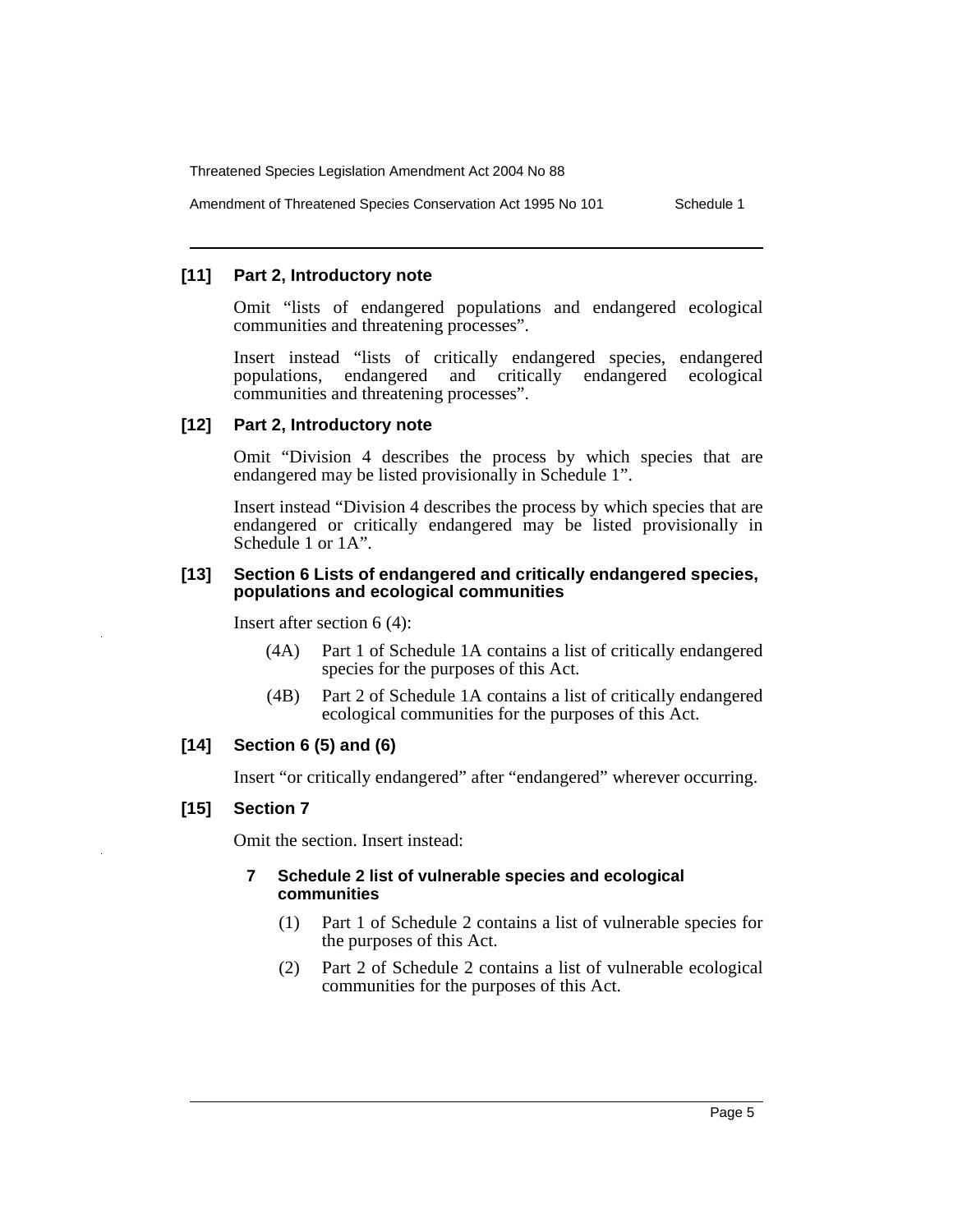### [11] Part 2, Introductory note

Omit "lists of endangered populations and endangered ecological communities and threatening processes".

Insert instead "lists of critically endangered species, endangered populations, endangered and critically endangered ecological communities and threatening processes".

### [12] Part 2, Introductory note

Omit "Division 4 describes the process by which species that are endangered may be listed provisionally in Schedule 1".

Insert instead "Division 4 describes the process by which species that are endangered or critically endangered may be listed provisionally in Schedule 1 or 1A".

### [13] Section 6 Lists of endangered and critically endangered species, populations and ecological communities

Insert after section 6 (4):

> (4A) Part 1 of Schedule 1A contains a list of critically endangered species for the purposes of this Act.
>
> (4B) Part 2 of Schedule 1A contains a list of critically endangered ecological communities for the purposes of this Act.

### [14] Section 6 (5) and (6)

Insert "or critically endangered" after "endangered" wherever occurring.

### [15] Section 7

Omit the section. Insert instead:

> **7 Schedule 2 list of vulnerable species and ecological communities**
>
> (1) Part 1 of Schedule 2 contains a list of vulnerable species for the purposes of this Act.
>
> (2) Part 2 of Schedule 2 contains a list of vulnerable ecological communities for the purposes of this Act.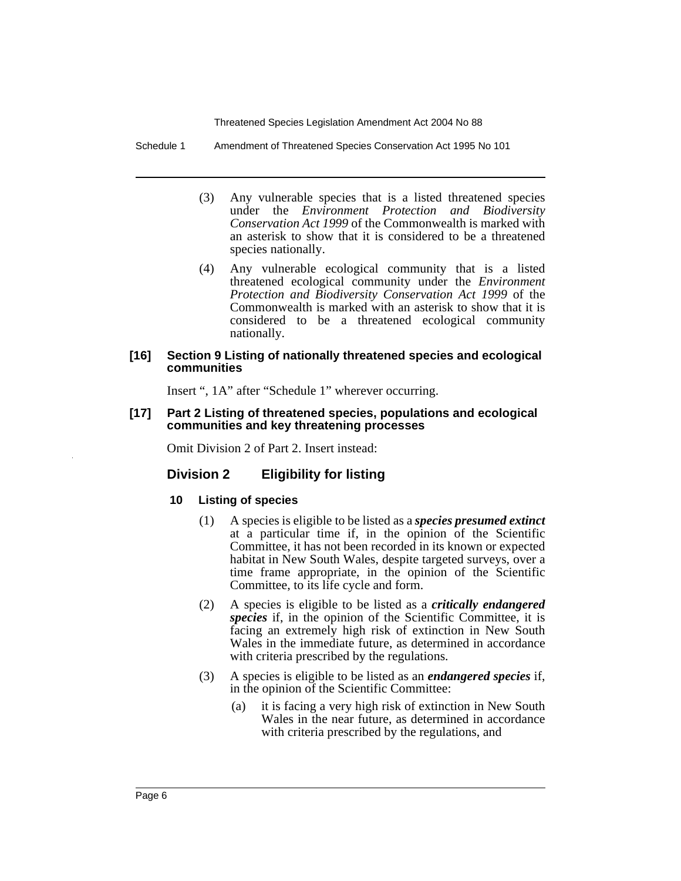(3) Any vulnerable species that is a listed threatened species under the *Environment Protection and Biodiversity Conservation Act 1999* of the Commonwealth is marked with an asterisk to show that it is considered to be a threatened species nationally.

(4) Any vulnerable ecological community that is a listed threatened ecological community under the *Environment Protection and Biodiversity Conservation Act 1999* of the Commonwealth is marked with an asterisk to show that it is considered to be a threatened ecological community nationally.

#### [16] Section 9 Listing of nationally threatened species and ecological communities

Insert ", 1A" after "Schedule 1" wherever occurring.

#### [17] Part 2 Listing of threatened species, populations and ecological communities and key threatening processes

Omit Division 2 of Part 2. Insert instead:

## Division 2 Eligibility for listing

### 10 Listing of species

(1) A species is eligible to be listed as a ***species presumed extinct*** at a particular time if, in the opinion of the Scientific Committee, it has not been recorded in its known or expected habitat in New South Wales, despite targeted surveys, over a time frame appropriate, in the opinion of the Scientific Committee, to its life cycle and form.

(2) A species is eligible to be listed as a ***critically endangered species*** if, in the opinion of the Scientific Committee, it is facing an extremely high risk of extinction in New South Wales in the immediate future, as determined in accordance with criteria prescribed by the regulations.

(3) A species is eligible to be listed as an ***endangered species*** if, in the opinion of the Scientific Committee:

(a) it is facing a very high risk of extinction in New South Wales in the near future, as determined in accordance with criteria prescribed by the regulations, and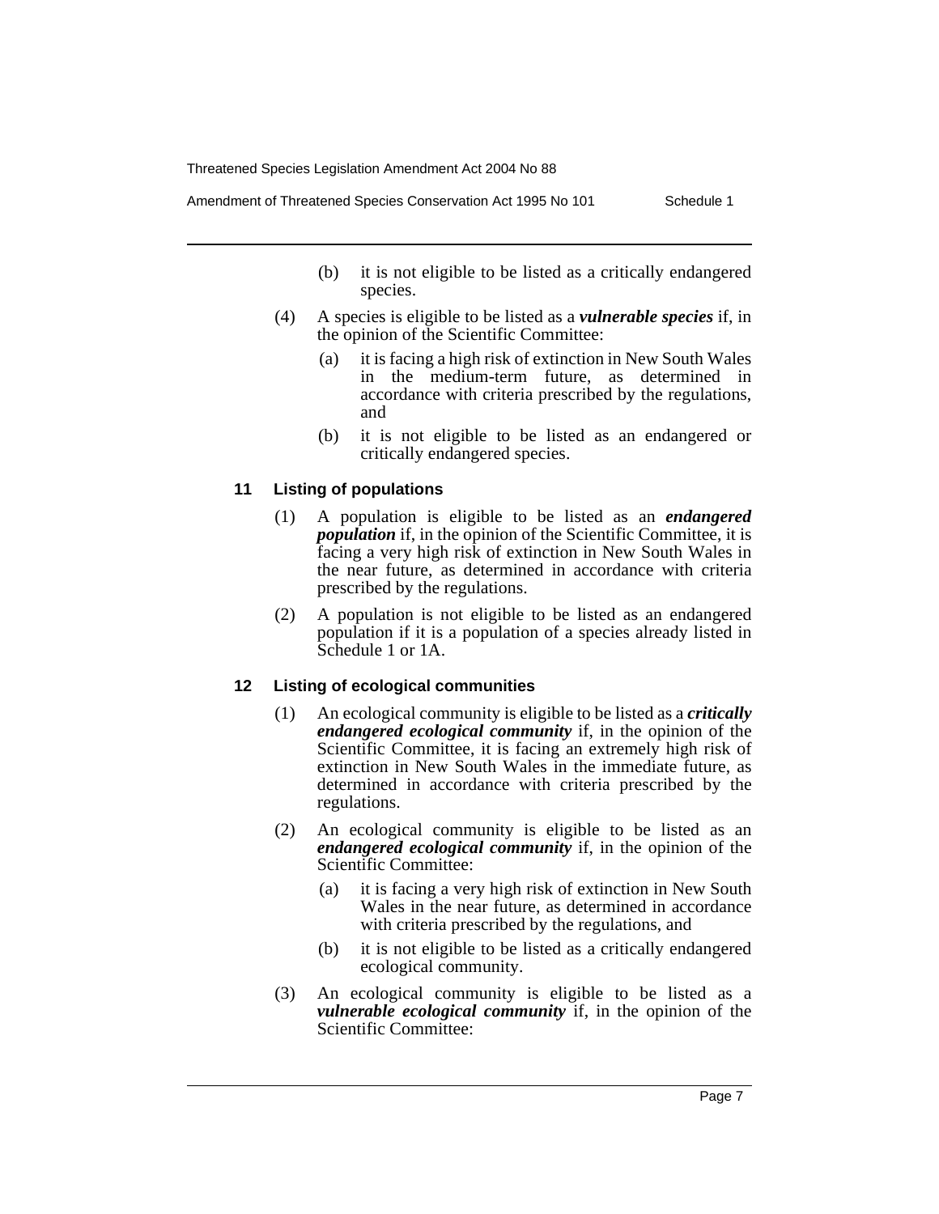(b) it is not eligible to be listed as a critically endangered species.

(4) A species is eligible to be listed as a ***vulnerable species*** if, in the opinion of the Scientific Committee:

(a) it is facing a high risk of extinction in New South Wales in the medium-term future, as determined in accordance with criteria prescribed by the regulations, and

(b) it is not eligible to be listed as an endangered or critically endangered species.

### 11 Listing of populations

(1) A population is eligible to be listed as an ***endangered population*** if, in the opinion of the Scientific Committee, it is facing a very high risk of extinction in New South Wales in the near future, as determined in accordance with criteria prescribed by the regulations.

(2) A population is not eligible to be listed as an endangered population if it is a population of a species already listed in Schedule 1 or 1A.

### 12 Listing of ecological communities

(1) An ecological community is eligible to be listed as a ***critically endangered ecological community*** if, in the opinion of the Scientific Committee, it is facing an extremely high risk of extinction in New South Wales in the immediate future, as determined in accordance with criteria prescribed by the regulations.

(2) An ecological community is eligible to be listed as an ***endangered ecological community*** if, in the opinion of the Scientific Committee:

(a) it is facing a very high risk of extinction in New South Wales in the near future, as determined in accordance with criteria prescribed by the regulations, and

(b) it is not eligible to be listed as a critically endangered ecological community.

(3) An ecological community is eligible to be listed as a ***vulnerable ecological community*** if, in the opinion of the Scientific Committee: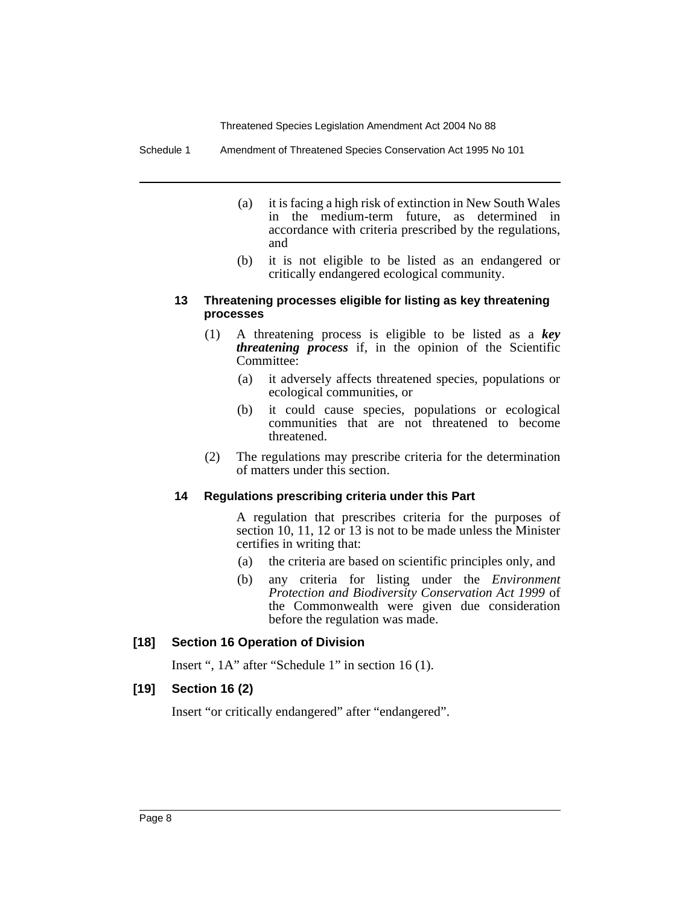(a) it is facing a high risk of extinction in New South Wales in the medium-term future, as determined in accordance with criteria prescribed by the regulations, and

(b) it is not eligible to be listed as an endangered or critically endangered ecological community.

#### 13 Threatening processes eligible for listing as key threatening processes

(1) A threatening process is eligible to be listed as a ***key threatening process*** if, in the opinion of the Scientific Committee:

(a) it adversely affects threatened species, populations or ecological communities, or

(b) it could cause species, populations or ecological communities that are not threatened to become threatened.

(2) The regulations may prescribe criteria for the determination of matters under this section.

#### 14 Regulations prescribing criteria under this Part

A regulation that prescribes criteria for the purposes of section 10, 11, 12 or 13 is not to be made unless the Minister certifies in writing that:

(a) the criteria are based on scientific principles only, and

(b) any criteria for listing under the *Environment Protection and Biodiversity Conservation Act 1999* of the Commonwealth were given due consideration before the regulation was made.

### [18] Section 16 Operation of Division

Insert ", 1A" after "Schedule 1" in section 16 (1).

### [19] Section 16 (2)

Insert "or critically endangered" after "endangered".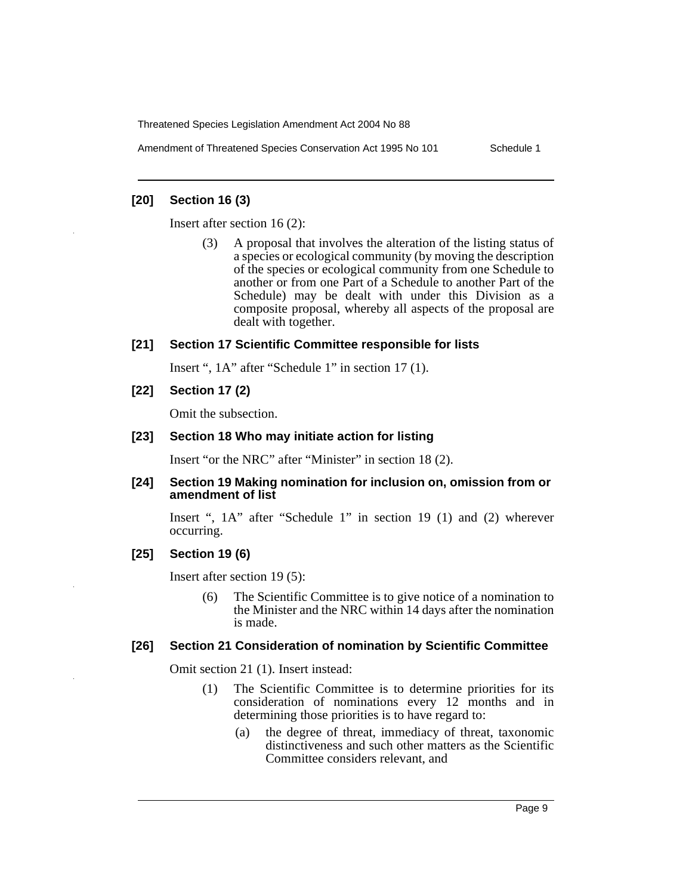### [20] Section 16 (3)

Insert after section 16 (2):

> (3) A proposal that involves the alteration of the listing status of a species or ecological community (by moving the description of the species or ecological community from one Schedule to another or from one Part of a Schedule to another Part of the Schedule) may be dealt with under this Division as a composite proposal, whereby all aspects of the proposal are dealt with together.

### [21] Section 17 Scientific Committee responsible for lists

Insert ", 1A" after "Schedule 1" in section 17 (1).

### [22] Section 17 (2)

Omit the subsection.

### [23] Section 18 Who may initiate action for listing

Insert "or the NRC" after "Minister" in section 18 (2).

### [24] Section 19 Making nomination for inclusion on, omission from or amendment of list

Insert ", 1A" after "Schedule 1" in section 19 (1) and (2) wherever occurring.

### [25] Section 19 (6)

Insert after section 19 (5):

> (6) The Scientific Committee is to give notice of a nomination to the Minister and the NRC within 14 days after the nomination is made.

### [26] Section 21 Consideration of nomination by Scientific Committee

Omit section 21 (1). Insert instead:

> (1) The Scientific Committee is to determine priorities for its consideration of nominations every 12 months and in determining those priorities is to have regard to:
>
> (a) the degree of threat, immediacy of threat, taxonomic distinctiveness and such other matters as the Scientific Committee considers relevant, and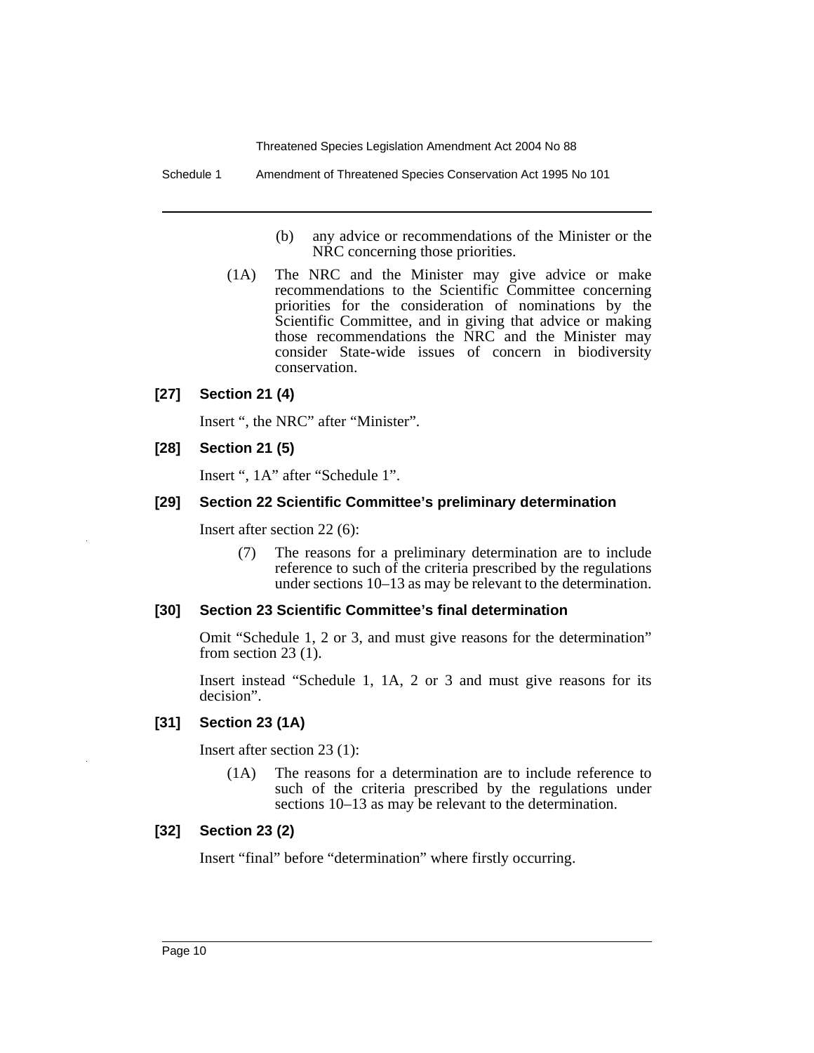(b) any advice or recommendations of the Minister or the NRC concerning those priorities.

(1A) The NRC and the Minister may give advice or make recommendations to the Scientific Committee concerning priorities for the consideration of nominations by the Scientific Committee, and in giving that advice or making those recommendations the NRC and the Minister may consider State-wide issues of concern in biodiversity conservation.

### [27] Section 21 (4)

Insert ", the NRC" after "Minister".

### [28] Section 21 (5)

Insert ", 1A" after "Schedule 1".

### [29] Section 22 Scientific Committee's preliminary determination

Insert after section 22 (6):

(7) The reasons for a preliminary determination are to include reference to such of the criteria prescribed by the regulations under sections 10–13 as may be relevant to the determination.

### [30] Section 23 Scientific Committee's final determination

Omit "Schedule 1, 2 or 3, and must give reasons for the determination" from section 23 (1).

Insert instead "Schedule 1, 1A, 2 or 3 and must give reasons for its decision".

### [31] Section 23 (1A)

Insert after section 23 (1):

(1A) The reasons for a determination are to include reference to such of the criteria prescribed by the regulations under sections 10–13 as may be relevant to the determination.

### [32] Section 23 (2)

Insert "final" before "determination" where firstly occurring.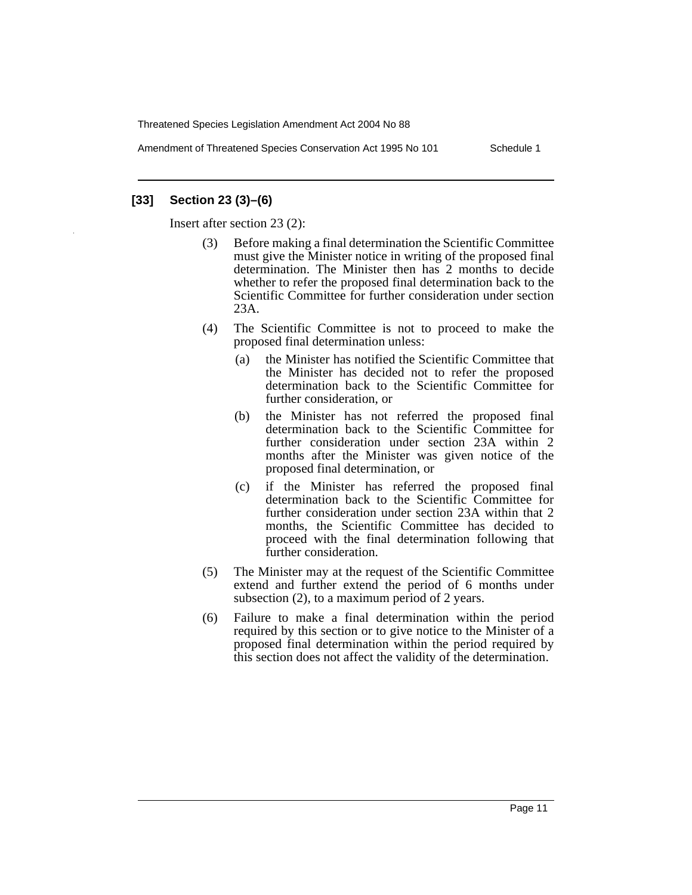### [33] Section 23 (3)–(6)

Insert after section 23 (2):

(3) Before making a final determination the Scientific Committee must give the Minister notice in writing of the proposed final determination. The Minister then has 2 months to decide whether to refer the proposed final determination back to the Scientific Committee for further consideration under section 23A.

(4) The Scientific Committee is not to proceed to make the proposed final determination unless:

  (a) the Minister has notified the Scientific Committee that the Minister has decided not to refer the proposed determination back to the Scientific Committee for further consideration, or

  (b) the Minister has not referred the proposed final determination back to the Scientific Committee for further consideration under section 23A within 2 months after the Minister was given notice of the proposed final determination, or

  (c) if the Minister has referred the proposed final determination back to the Scientific Committee for further consideration under section 23A within that 2 months, the Scientific Committee has decided to proceed with the final determination following that further consideration.

(5) The Minister may at the request of the Scientific Committee extend and further extend the period of 6 months under subsection (2), to a maximum period of 2 years.

(6) Failure to make a final determination within the period required by this section or to give notice to the Minister of a proposed final determination within the period required by this section does not affect the validity of the determination.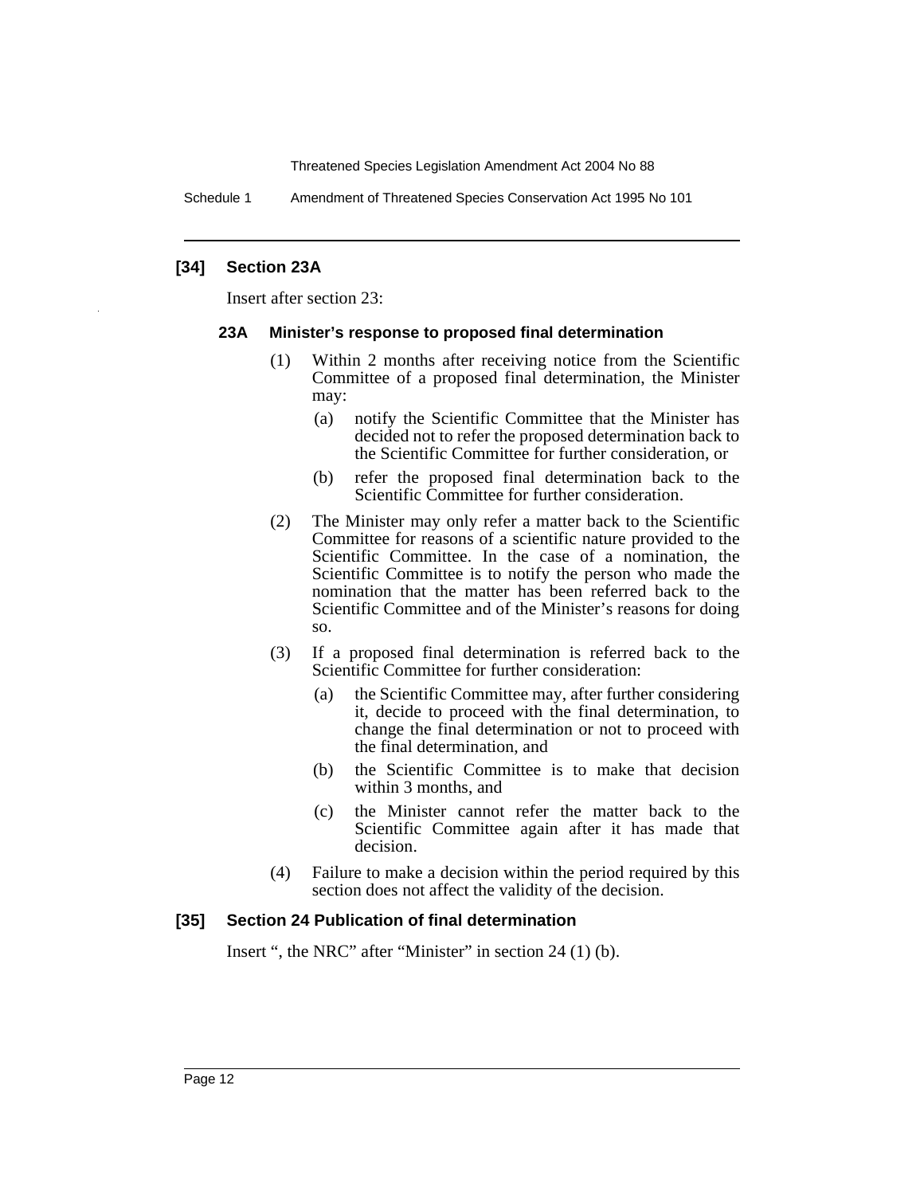### [34] Section 23A

Insert after section 23:

#### 23A Minister's response to proposed final determination

(1) Within 2 months after receiving notice from the Scientific Committee of a proposed final determination, the Minister may:

(a) notify the Scientific Committee that the Minister has decided not to refer the proposed determination back to the Scientific Committee for further consideration, or

(b) refer the proposed final determination back to the Scientific Committee for further consideration.

(2) The Minister may only refer a matter back to the Scientific Committee for reasons of a scientific nature provided to the Scientific Committee. In the case of a nomination, the Scientific Committee is to notify the person who made the nomination that the matter has been referred back to the Scientific Committee and of the Minister's reasons for doing so.

(3) If a proposed final determination is referred back to the Scientific Committee for further consideration:

(a) the Scientific Committee may, after further considering it, decide to proceed with the final determination, to change the final determination or not to proceed with the final determination, and

(b) the Scientific Committee is to make that decision within 3 months, and

(c) the Minister cannot refer the matter back to the Scientific Committee again after it has made that decision.

(4) Failure to make a decision within the period required by this section does not affect the validity of the decision.

### [35] Section 24 Publication of final determination

Insert ", the NRC" after "Minister" in section 24 (1) (b).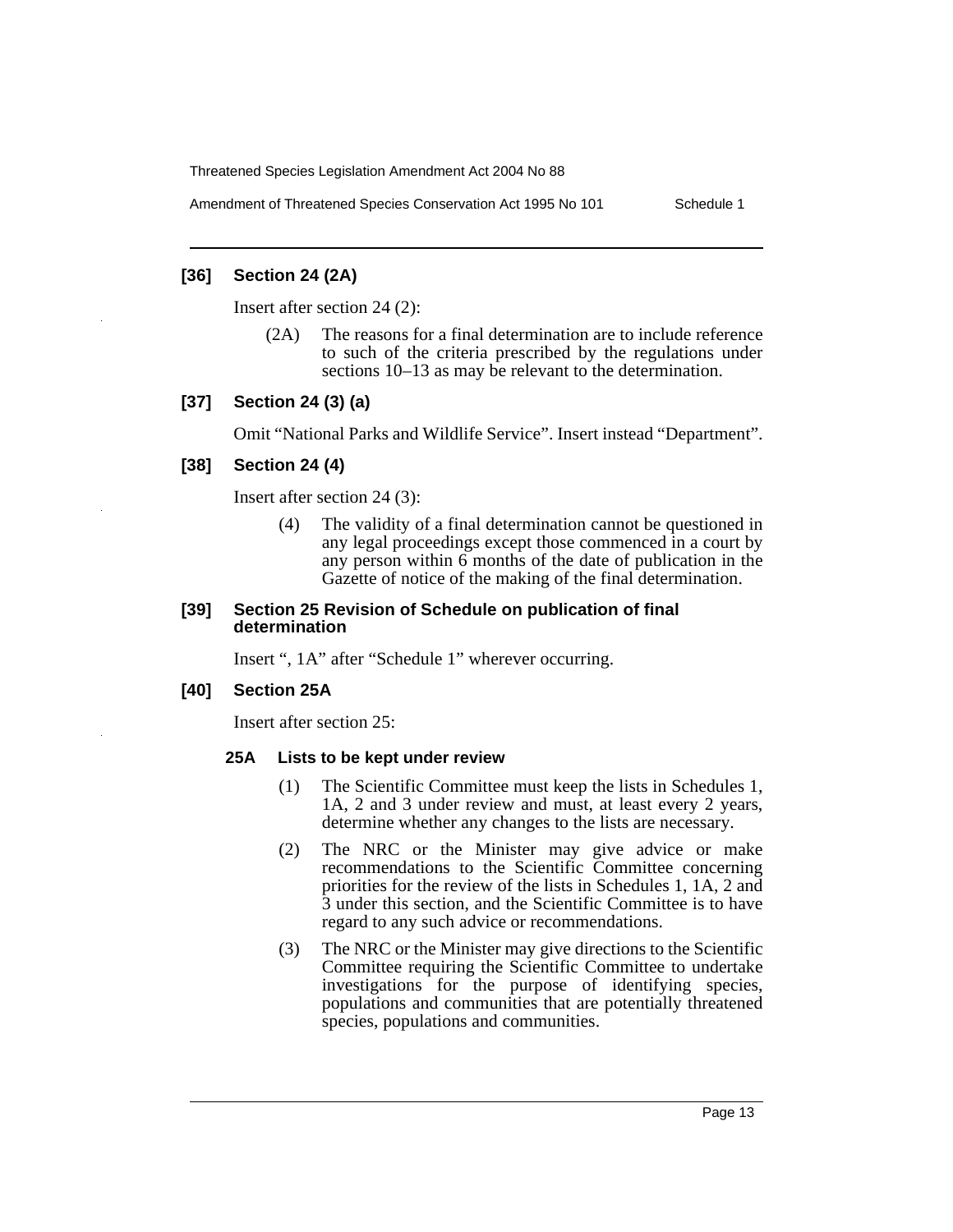### [36] Section 24 (2A)

Insert after section 24 (2):

> (2A) The reasons for a final determination are to include reference to such of the criteria prescribed by the regulations under sections 10–13 as may be relevant to the determination.

### [37] Section 24 (3) (a)

Omit "National Parks and Wildlife Service". Insert instead "Department".

### [38] Section 24 (4)

Insert after section 24 (3):

> (4) The validity of a final determination cannot be questioned in any legal proceedings except those commenced in a court by any person within 6 months of the date of publication in the Gazette of notice of the making of the final determination.

### [39] Section 25 Revision of Schedule on publication of final determination

Insert ", 1A" after "Schedule 1" wherever occurring.

### [40] Section 25A

Insert after section 25:

#### 25A Lists to be kept under review

> (1) The Scientific Committee must keep the lists in Schedules 1, 1A, 2 and 3 under review and must, at least every 2 years, determine whether any changes to the lists are necessary.
>
> (2) The NRC or the Minister may give advice or make recommendations to the Scientific Committee concerning priorities for the review of the lists in Schedules 1, 1A, 2 and 3 under this section, and the Scientific Committee is to have regard to any such advice or recommendations.
>
> (3) The NRC or the Minister may give directions to the Scientific Committee requiring the Scientific Committee to undertake investigations for the purpose of identifying species, populations and communities that are potentially threatened species, populations and communities.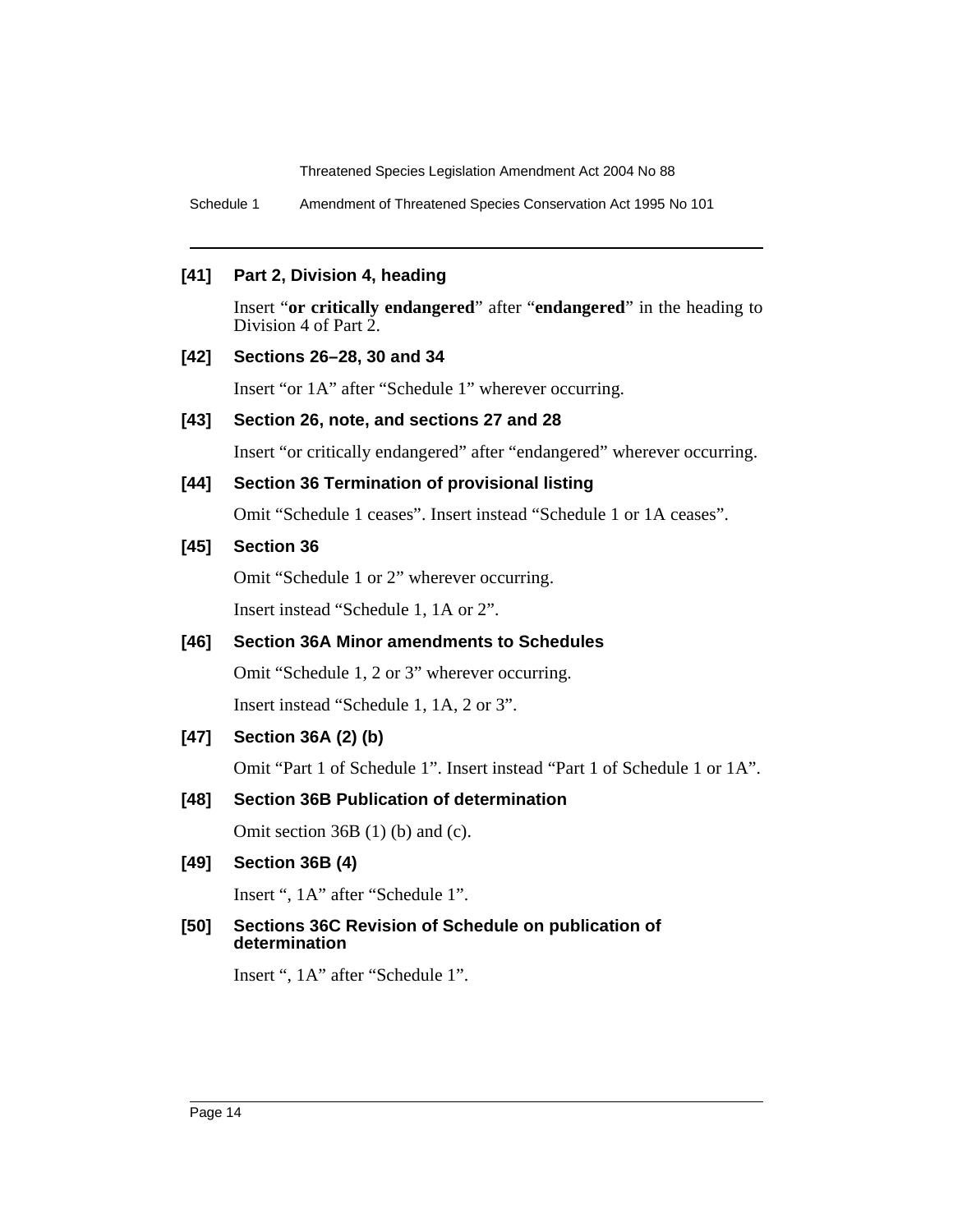**[41] Part 2, Division 4, heading**

Insert "**or critically endangered**" after "**endangered**" in the heading to Division 4 of Part 2.

**[42] Sections 26–28, 30 and 34**

Insert "or 1A" after "Schedule 1" wherever occurring.

**[43] Section 26, note, and sections 27 and 28**

Insert "or critically endangered" after "endangered" wherever occurring.

**[44] Section 36 Termination of provisional listing**

Omit "Schedule 1 ceases". Insert instead "Schedule 1 or 1A ceases".

**[45] Section 36**

Omit "Schedule 1 or 2" wherever occurring.

Insert instead "Schedule 1, 1A or 2".

**[46] Section 36A Minor amendments to Schedules**

Omit "Schedule 1, 2 or 3" wherever occurring.

Insert instead "Schedule 1, 1A, 2 or 3".

**[47] Section 36A (2) (b)**

Omit "Part 1 of Schedule 1". Insert instead "Part 1 of Schedule 1 or 1A".

**[48] Section 36B Publication of determination**

Omit section 36B (1) (b) and (c).

**[49] Section 36B (4)**

Insert ", 1A" after "Schedule 1".

**[50] Sections 36C Revision of Schedule on publication of determination**

Insert ", 1A" after "Schedule 1".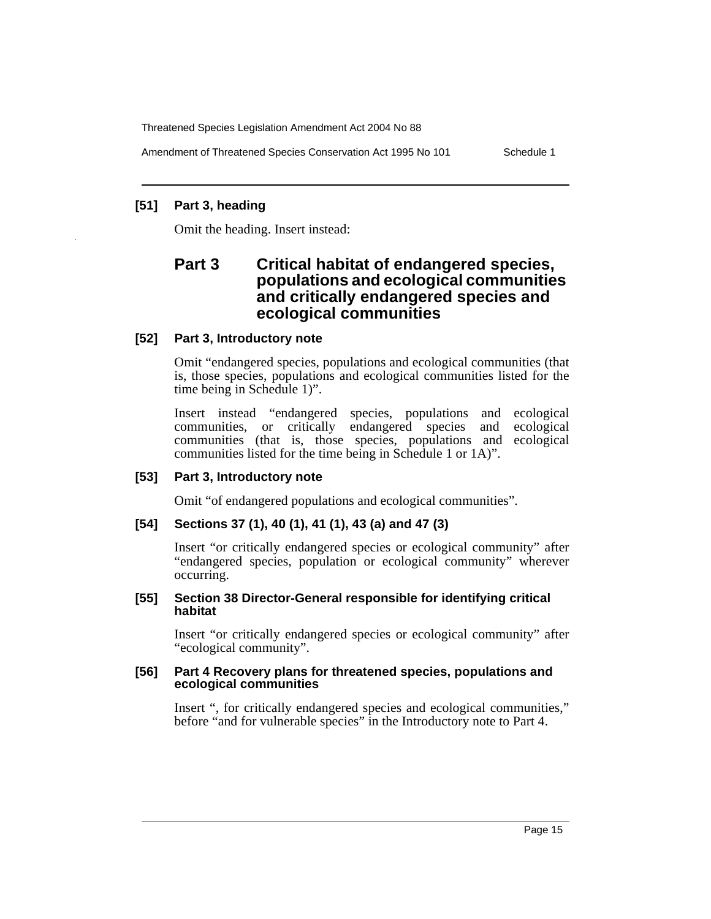**[51] Part 3, heading**

Omit the heading. Insert instead:

## Part 3 Critical habitat of endangered species, populations and ecological communities and critically endangered species and ecological communities

**[52] Part 3, Introductory note**

Omit "endangered species, populations and ecological communities (that is, those species, populations and ecological communities listed for the time being in Schedule 1)".

Insert instead "endangered species, populations and ecological communities, or critically endangered species and ecological communities (that is, those species, populations and ecological communities listed for the time being in Schedule 1 or 1A)".

**[53] Part 3, Introductory note**

Omit "of endangered populations and ecological communities".

**[54] Sections 37 (1), 40 (1), 41 (1), 43 (a) and 47 (3)**

Insert "or critically endangered species or ecological community" after "endangered species, population or ecological community" wherever occurring.

**[55] Section 38 Director-General responsible for identifying critical habitat**

Insert "or critically endangered species or ecological community" after "ecological community".

**[56] Part 4 Recovery plans for threatened species, populations and ecological communities**

Insert ", for critically endangered species and ecological communities," before "and for vulnerable species" in the Introductory note to Part 4.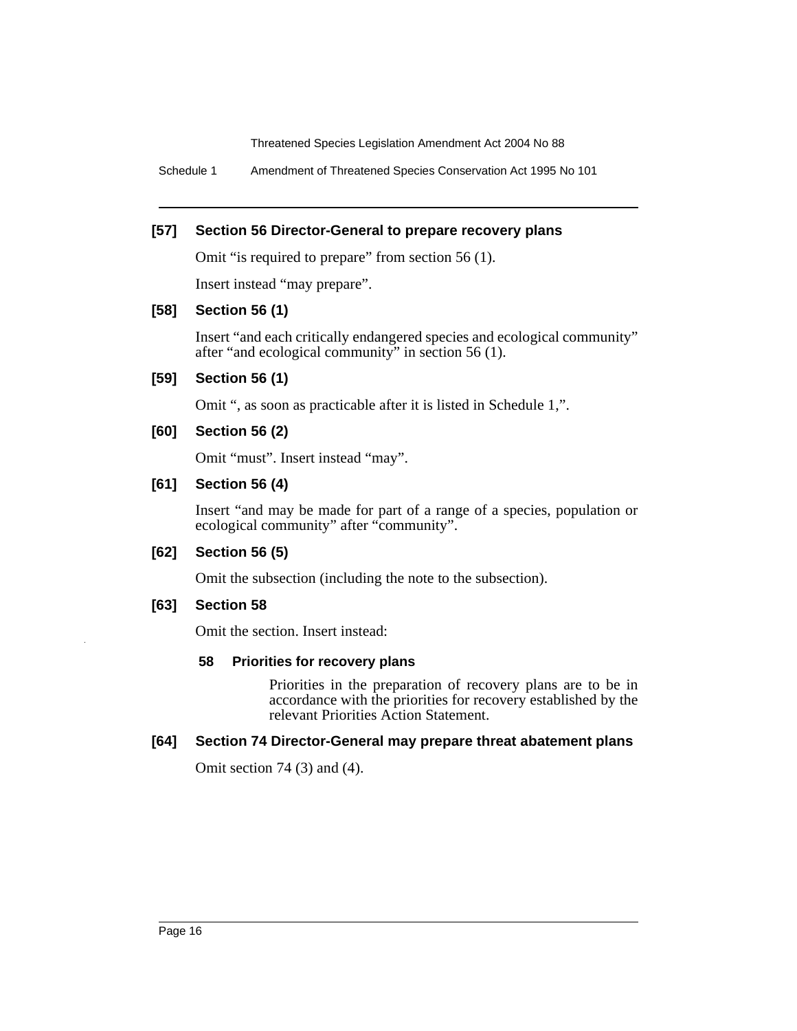### [57] Section 56 Director-General to prepare recovery plans

Omit "is required to prepare" from section 56 (1).

Insert instead "may prepare".

### [58] Section 56 (1)

Insert "and each critically endangered species and ecological community" after "and ecological community" in section 56 (1).

### [59] Section 56 (1)

Omit ", as soon as practicable after it is listed in Schedule 1,".

### [60] Section 56 (2)

Omit "must". Insert instead "may".

### [61] Section 56 (4)

Insert "and may be made for part of a range of a species, population or ecological community" after "community".

### [62] Section 56 (5)

Omit the subsection (including the note to the subsection).

### [63] Section 58

Omit the section. Insert instead:

**58 Priorities for recovery plans**

Priorities in the preparation of recovery plans are to be in accordance with the priorities for recovery established by the relevant Priorities Action Statement.

### [64] Section 74 Director-General may prepare threat abatement plans

Omit section 74 (3) and (4).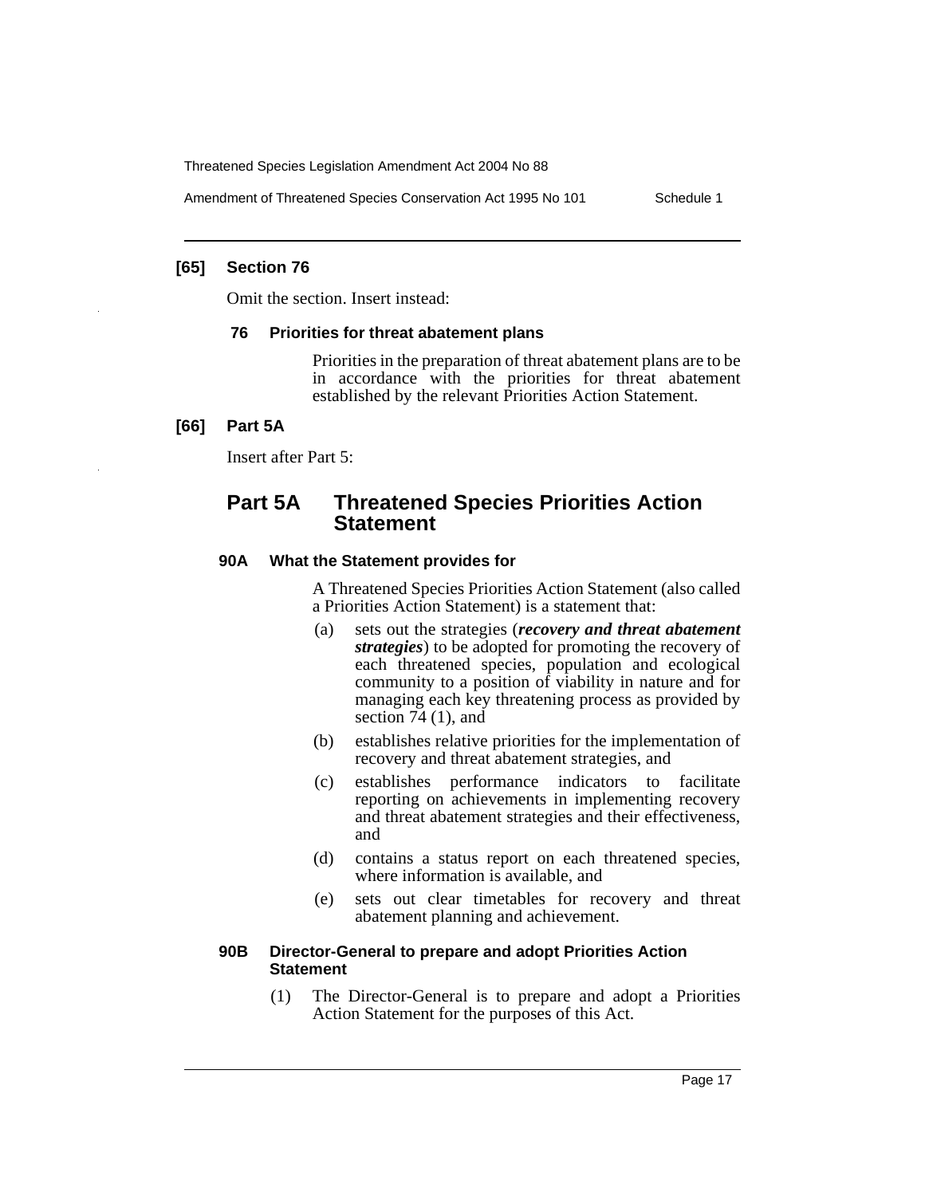## [65] Section 76

Omit the section. Insert instead:

### 76 Priorities for threat abatement plans

Priorities in the preparation of threat abatement plans are to be in accordance with the priorities for threat abatement established by the relevant Priorities Action Statement.

## [66] Part 5A

Insert after Part 5:

# Part 5A Threatened Species Priorities Action Statement

### 90A What the Statement provides for

A Threatened Species Priorities Action Statement (also called a Priorities Action Statement) is a statement that:

(a) sets out the strategies (***recovery and threat abatement strategies***) to be adopted for promoting the recovery of each threatened species, population and ecological community to a position of viability in nature and for managing each key threatening process as provided by section 74 (1), and

(b) establishes relative priorities for the implementation of recovery and threat abatement strategies, and

(c) establishes performance indicators to facilitate reporting on achievements in implementing recovery and threat abatement strategies and their effectiveness, and

(d) contains a status report on each threatened species, where information is available, and

(e) sets out clear timetables for recovery and threat abatement planning and achievement.

### 90B Director-General to prepare and adopt Priorities Action Statement

(1) The Director-General is to prepare and adopt a Priorities Action Statement for the purposes of this Act.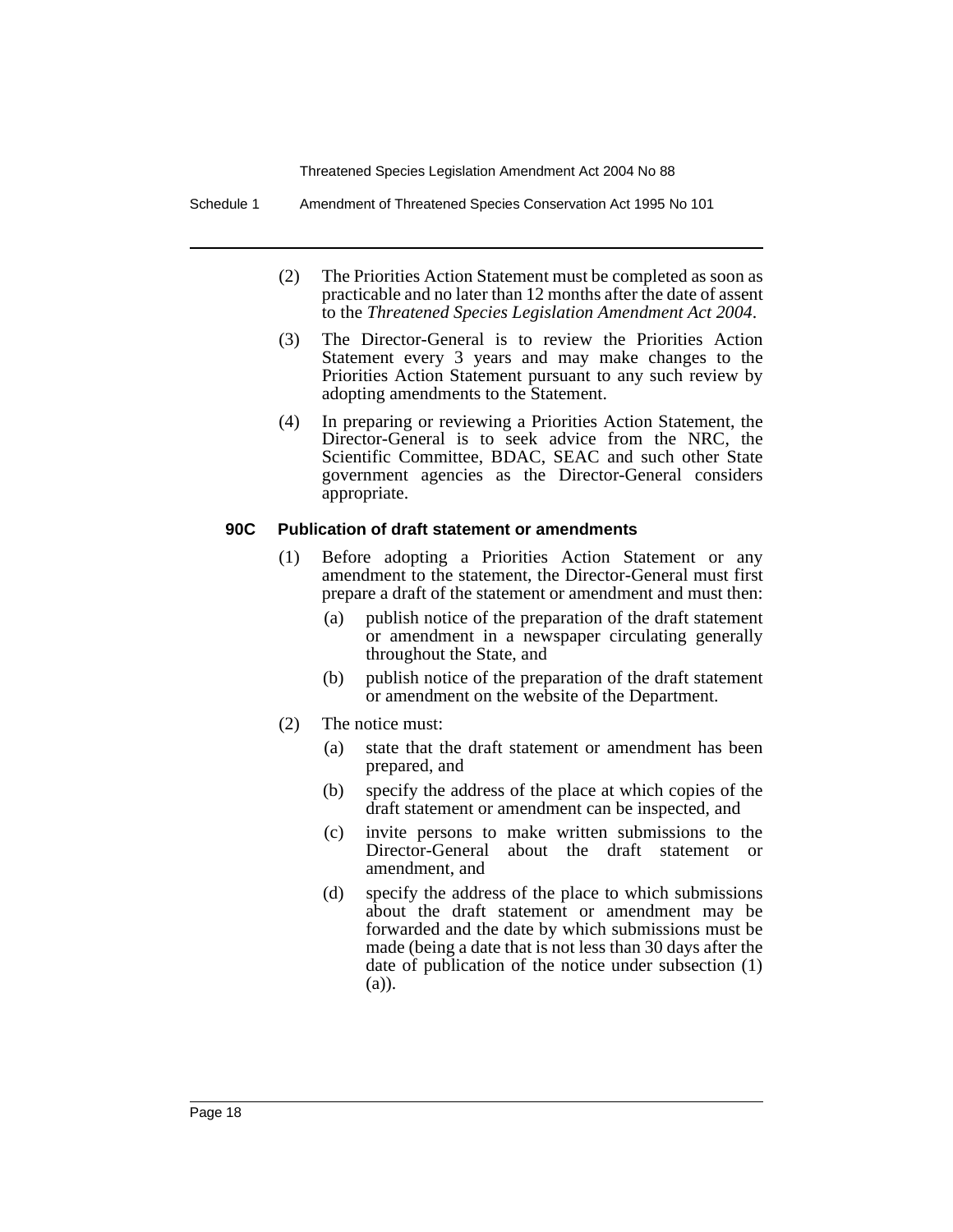(2) The Priorities Action Statement must be completed as soon as practicable and no later than 12 months after the date of assent to the *Threatened Species Legislation Amendment Act 2004*.

(3) The Director-General is to review the Priorities Action Statement every 3 years and may make changes to the Priorities Action Statement pursuant to any such review by adopting amendments to the Statement.

(4) In preparing or reviewing a Priorities Action Statement, the Director-General is to seek advice from the NRC, the Scientific Committee, BDAC, SEAC and such other State government agencies as the Director-General considers appropriate.

#### 90C Publication of draft statement or amendments

(1) Before adopting a Priorities Action Statement or any amendment to the statement, the Director-General must first prepare a draft of the statement or amendment and must then:

- (a) publish notice of the preparation of the draft statement or amendment in a newspaper circulating generally throughout the State, and
- (b) publish notice of the preparation of the draft statement or amendment on the website of the Department.

(2) The notice must:

- (a) state that the draft statement or amendment has been prepared, and
- (b) specify the address of the place at which copies of the draft statement or amendment can be inspected, and
- (c) invite persons to make written submissions to the Director-General about the draft statement or amendment, and
- (d) specify the address of the place to which submissions about the draft statement or amendment may be forwarded and the date by which submissions must be made (being a date that is not less than 30 days after the date of publication of the notice under subsection (1) (a)).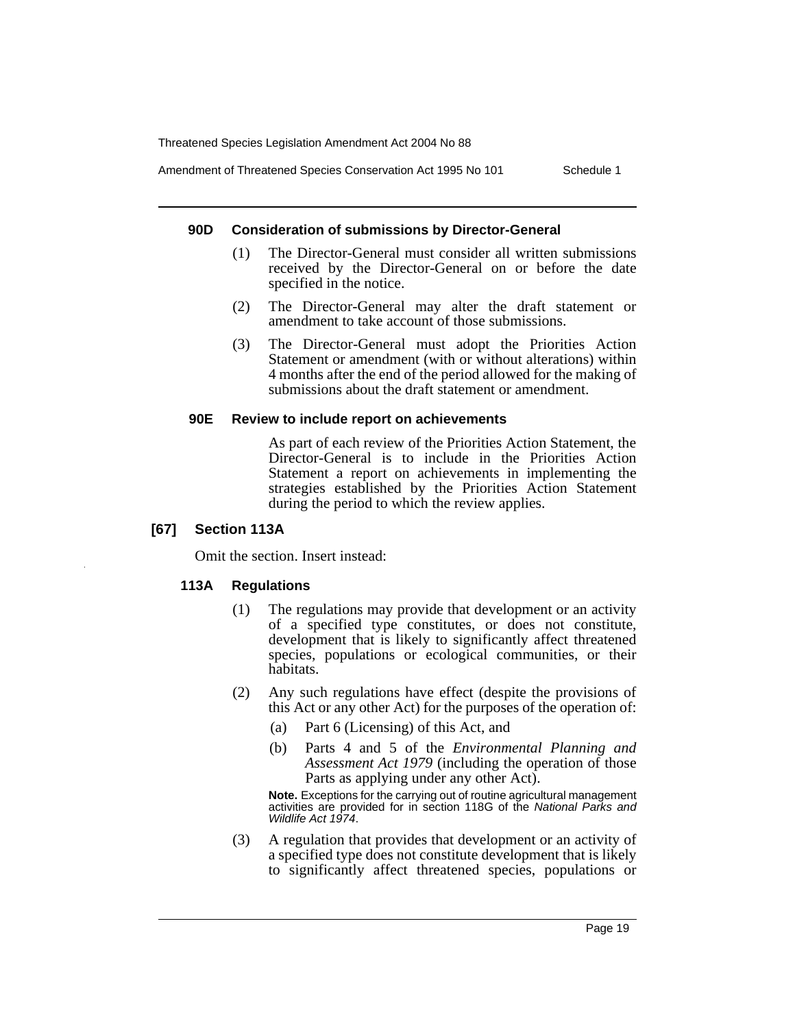#### 90D Consideration of submissions by Director-General

(1) The Director-General must consider all written submissions received by the Director-General on or before the date specified in the notice.

(2) The Director-General may alter the draft statement or amendment to take account of those submissions.

(3) The Director-General must adopt the Priorities Action Statement or amendment (with or without alterations) within 4 months after the end of the period allowed for the making of submissions about the draft statement or amendment.

#### 90E Review to include report on achievements

As part of each review of the Priorities Action Statement, the Director-General is to include in the Priorities Action Statement a report on achievements in implementing the strategies established by the Priorities Action Statement during the period to which the review applies.

### [67] Section 113A

Omit the section. Insert instead:

#### 113A Regulations

(1) The regulations may provide that development or an activity of a specified type constitutes, or does not constitute, development that is likely to significantly affect threatened species, populations or ecological communities, or their habitats.

(2) Any such regulations have effect (despite the provisions of this Act or any other Act) for the purposes of the operation of:

(a) Part 6 (Licensing) of this Act, and

(b) Parts 4 and 5 of the *Environmental Planning and Assessment Act 1979* (including the operation of those Parts as applying under any other Act).

**Note.** Exceptions for the carrying out of routine agricultural management activities are provided for in section 118G of the *National Parks and Wildlife Act 1974*.

(3) A regulation that provides that development or an activity of a specified type does not constitute development that is likely to significantly affect threatened species, populations or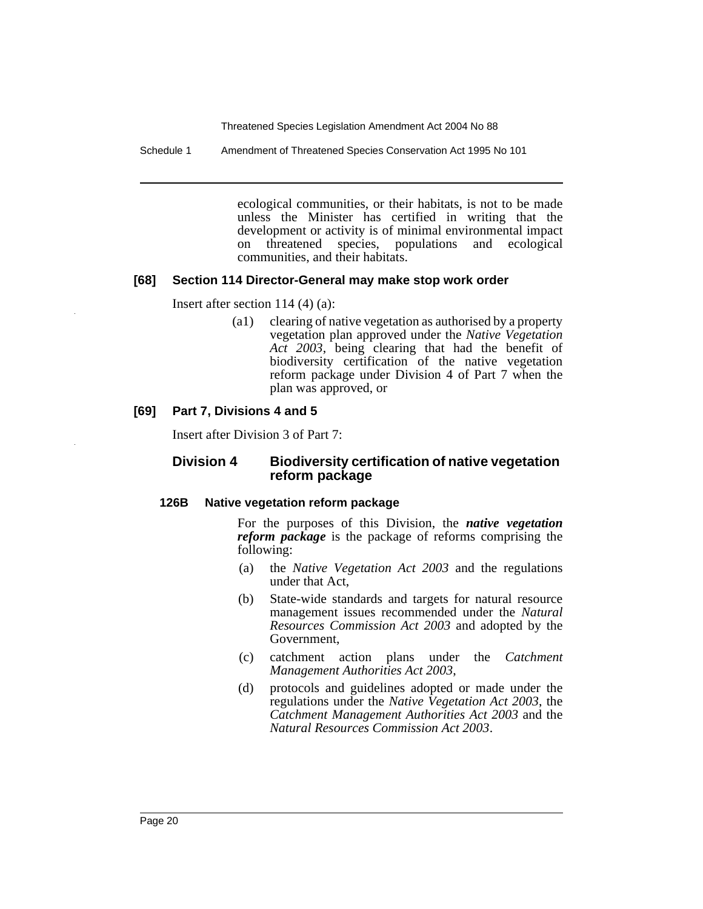ecological communities, or their habitats, is not to be made unless the Minister has certified in writing that the development or activity is of minimal environmental impact on threatened species, populations and ecological communities, and their habitats.

### [68] Section 114 Director-General may make stop work order

Insert after section 114 (4) (a):

(a1) clearing of native vegetation as authorised by a property vegetation plan approved under the *Native Vegetation Act 2003*, being clearing that had the benefit of biodiversity certification of the native vegetation reform package under Division 4 of Part 7 when the plan was approved, or

### [69] Part 7, Divisions 4 and 5

Insert after Division 3 of Part 7:

## Division 4 Biodiversity certification of native vegetation reform package

#### 126B Native vegetation reform package

For the purposes of this Division, the ***native vegetation reform package*** is the package of reforms comprising the following:

(a) the *Native Vegetation Act 2003* and the regulations under that Act,

(b) State-wide standards and targets for natural resource management issues recommended under the *Natural Resources Commission Act 2003* and adopted by the Government,

(c) catchment action plans under the *Catchment Management Authorities Act 2003*,

(d) protocols and guidelines adopted or made under the regulations under the *Native Vegetation Act 2003*, the *Catchment Management Authorities Act 2003* and the *Natural Resources Commission Act 2003*.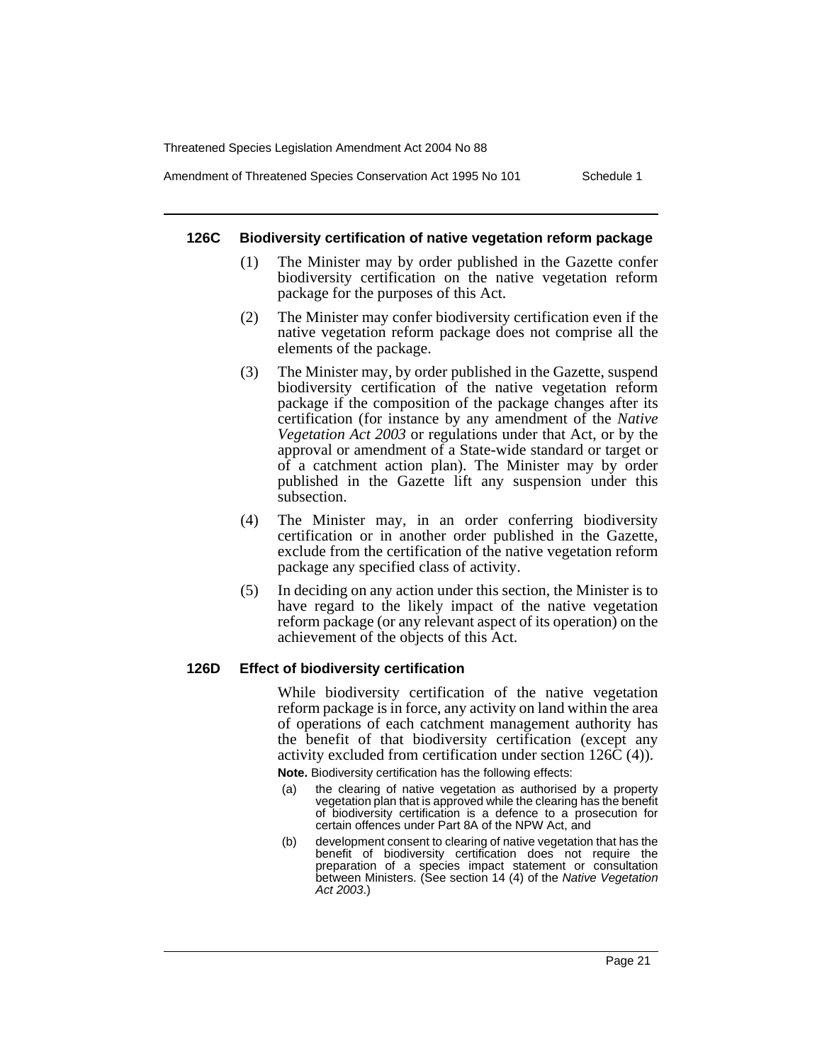#### 126C Biodiversity certification of native vegetation reform package

(1) The Minister may by order published in the Gazette confer biodiversity certification on the native vegetation reform package for the purposes of this Act.

(2) The Minister may confer biodiversity certification even if the native vegetation reform package does not comprise all the elements of the package.

(3) The Minister may, by order published in the Gazette, suspend biodiversity certification of the native vegetation reform package if the composition of the package changes after its certification (for instance by any amendment of the *Native Vegetation Act 2003* or regulations under that Act, or by the approval or amendment of a State-wide standard or target or of a catchment action plan). The Minister may by order published in the Gazette lift any suspension under this subsection.

(4) The Minister may, in an order conferring biodiversity certification or in another order published in the Gazette, exclude from the certification of the native vegetation reform package any specified class of activity.

(5) In deciding on any action under this section, the Minister is to have regard to the likely impact of the native vegetation reform package (or any relevant aspect of its operation) on the achievement of the objects of this Act.

#### 126D Effect of biodiversity certification

While biodiversity certification of the native vegetation reform package is in force, any activity on land within the area of operations of each catchment management authority has the benefit of that biodiversity certification (except any activity excluded from certification under section 126C (4)).

**Note.** Biodiversity certification has the following effects:

(a) the clearing of native vegetation as authorised by a property vegetation plan that is approved while the clearing has the benefit of biodiversity certification is a defence to a prosecution for certain offences under Part 8A of the NPW Act, and

(b) development consent to clearing of native vegetation that has the benefit of biodiversity certification does not require the preparation of a species impact statement or consultation between Ministers. (See section 14 (4) of the *Native Vegetation Act 2003*.)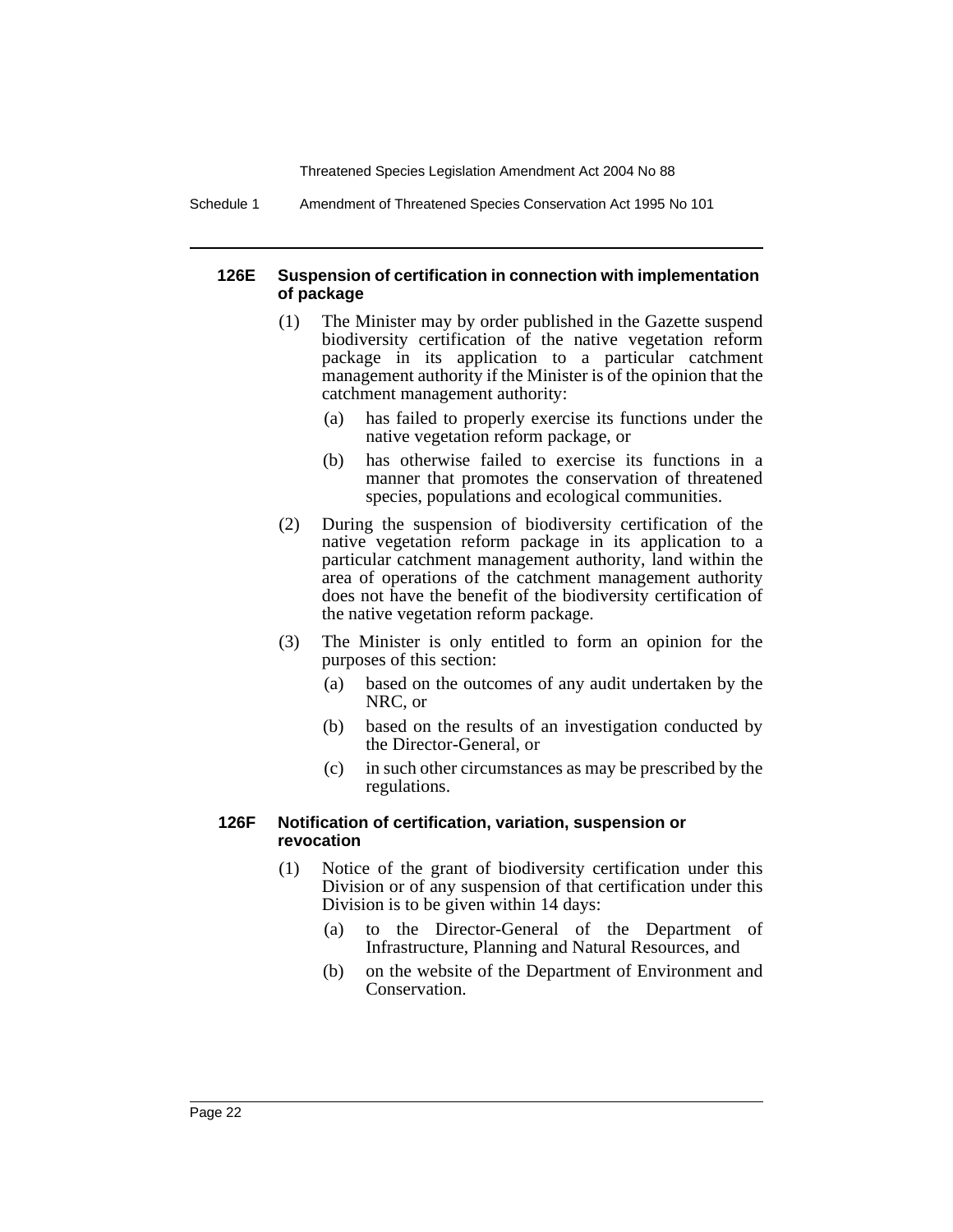#### 126E Suspension of certification in connection with implementation of package

(1) The Minister may by order published in the Gazette suspend biodiversity certification of the native vegetation reform package in its application to a particular catchment management authority if the Minister is of the opinion that the catchment management authority:

(a) has failed to properly exercise its functions under the native vegetation reform package, or

(b) has otherwise failed to exercise its functions in a manner that promotes the conservation of threatened species, populations and ecological communities.

(2) During the suspension of biodiversity certification of the native vegetation reform package in its application to a particular catchment management authority, land within the area of operations of the catchment management authority does not have the benefit of the biodiversity certification of the native vegetation reform package.

(3) The Minister is only entitled to form an opinion for the purposes of this section:

(a) based on the outcomes of any audit undertaken by the NRC, or

(b) based on the results of an investigation conducted by the Director-General, or

(c) in such other circumstances as may be prescribed by the regulations.

#### 126F Notification of certification, variation, suspension or revocation

(1) Notice of the grant of biodiversity certification under this Division or of any suspension of that certification under this Division is to be given within 14 days:

(a) to the Director-General of the Department of Infrastructure, Planning and Natural Resources, and

(b) on the website of the Department of Environment and Conservation.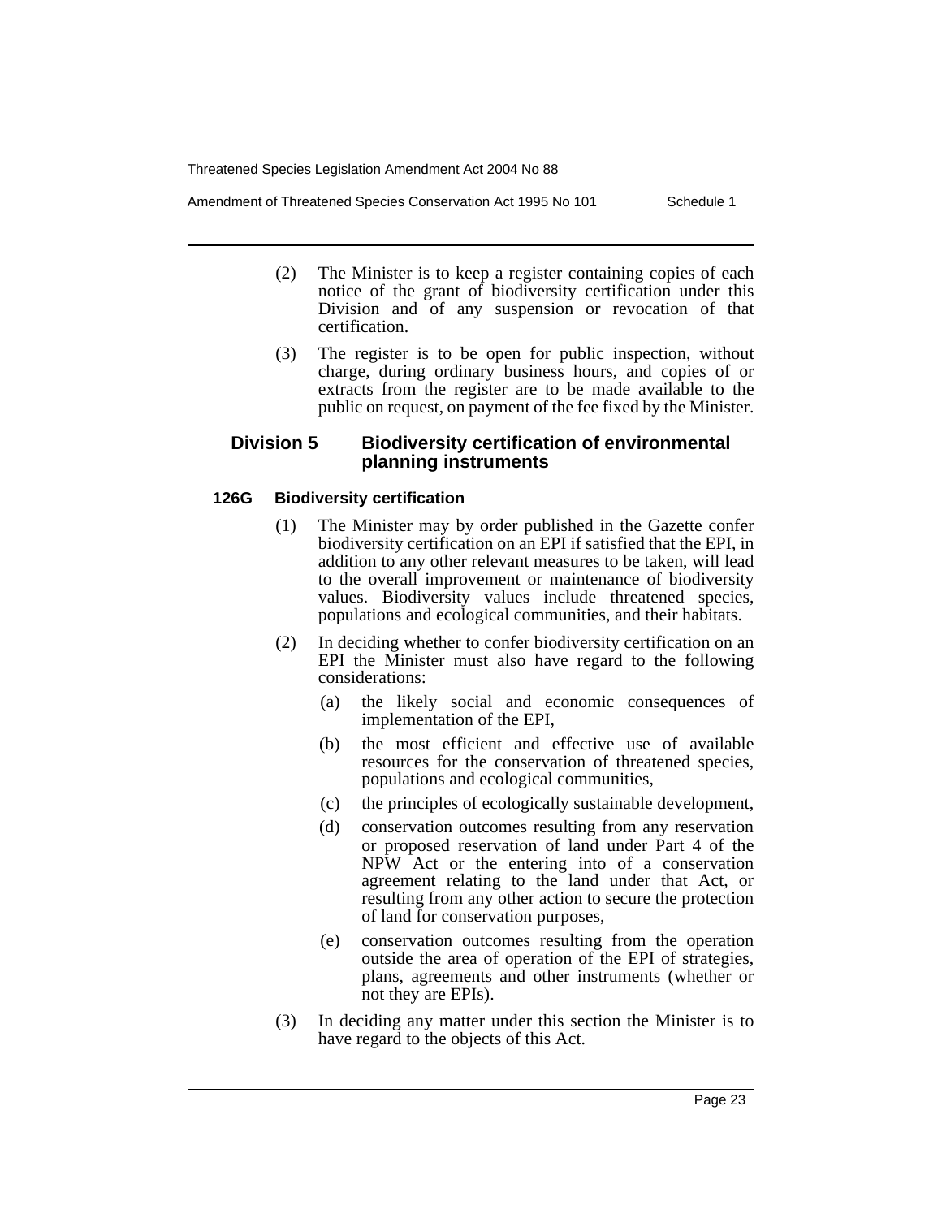(2) The Minister is to keep a register containing copies of each notice of the grant of biodiversity certification under this Division and of any suspension or revocation of that certification.

(3) The register is to be open for public inspection, without charge, during ordinary business hours, and copies of or extracts from the register are to be made available to the public on request, on payment of the fee fixed by the Minister.

## Division 5 Biodiversity certification of environmental planning instruments

### 126G Biodiversity certification

(1) The Minister may by order published in the Gazette confer biodiversity certification on an EPI if satisfied that the EPI, in addition to any other relevant measures to be taken, will lead to the overall improvement or maintenance of biodiversity values. Biodiversity values include threatened species, populations and ecological communities, and their habitats.

(2) In deciding whether to confer biodiversity certification on an EPI the Minister must also have regard to the following considerations:

(a) the likely social and economic consequences of implementation of the EPI,

(b) the most efficient and effective use of available resources for the conservation of threatened species, populations and ecological communities,

(c) the principles of ecologically sustainable development,

(d) conservation outcomes resulting from any reservation or proposed reservation of land under Part 4 of the NPW Act or the entering into of a conservation agreement relating to the land under that Act, or resulting from any other action to secure the protection of land for conservation purposes,

(e) conservation outcomes resulting from the operation outside the area of operation of the EPI of strategies, plans, agreements and other instruments (whether or not they are EPIs).

(3) In deciding any matter under this section the Minister is to have regard to the objects of this Act.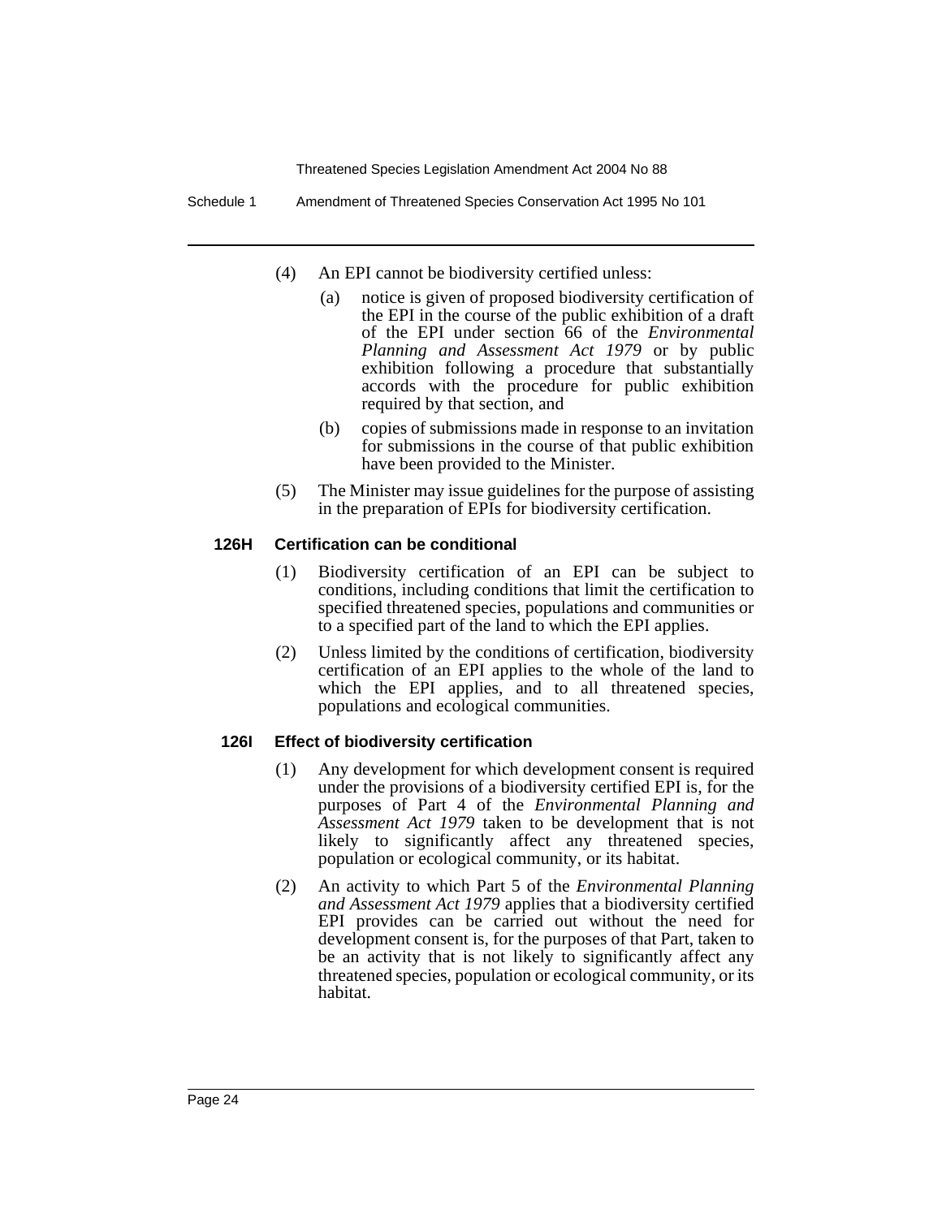(4) An EPI cannot be biodiversity certified unless:

(a) notice is given of proposed biodiversity certification of the EPI in the course of the public exhibition of a draft of the EPI under section 66 of the *Environmental Planning and Assessment Act 1979* or by public exhibition following a procedure that substantially accords with the procedure for public exhibition required by that section, and

(b) copies of submissions made in response to an invitation for submissions in the course of that public exhibition have been provided to the Minister.

(5) The Minister may issue guidelines for the purpose of assisting in the preparation of EPIs for biodiversity certification.

### 126H Certification can be conditional

(1) Biodiversity certification of an EPI can be subject to conditions, including conditions that limit the certification to specified threatened species, populations and communities or to a specified part of the land to which the EPI applies.

(2) Unless limited by the conditions of certification, biodiversity certification of an EPI applies to the whole of the land to which the EPI applies, and to all threatened species, populations and ecological communities.

### 126I Effect of biodiversity certification

(1) Any development for which development consent is required under the provisions of a biodiversity certified EPI is, for the purposes of Part 4 of the *Environmental Planning and Assessment Act 1979* taken to be development that is not likely to significantly affect any threatened species, population or ecological community, or its habitat.

(2) An activity to which Part 5 of the *Environmental Planning and Assessment Act 1979* applies that a biodiversity certified EPI provides can be carried out without the need for development consent is, for the purposes of that Part, taken to be an activity that is not likely to significantly affect any threatened species, population or ecological community, or its habitat.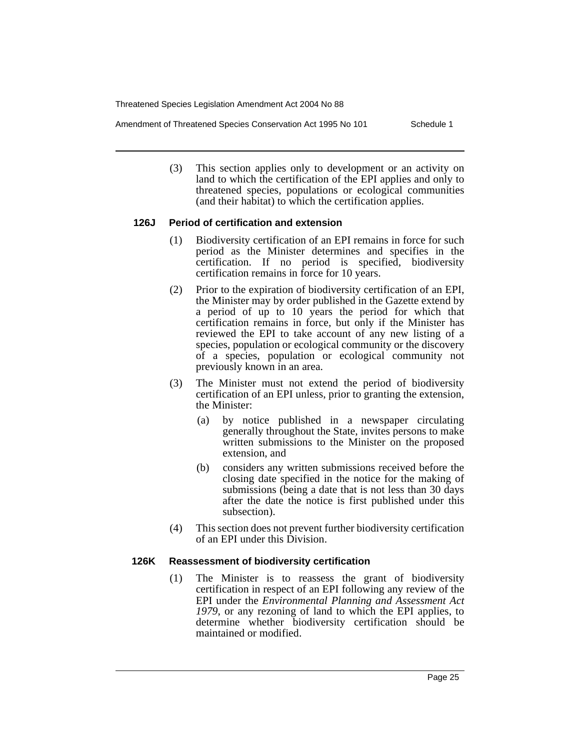(3) This section applies only to development or an activity on land to which the certification of the EPI applies and only to threatened species, populations or ecological communities (and their habitat) to which the certification applies.

### 126J Period of certification and extension

(1) Biodiversity certification of an EPI remains in force for such period as the Minister determines and specifies in the certification. If no period is specified, biodiversity certification remains in force for 10 years.

(2) Prior to the expiration of biodiversity certification of an EPI, the Minister may by order published in the Gazette extend by a period of up to 10 years the period for which that certification remains in force, but only if the Minister has reviewed the EPI to take account of any new listing of a species, population or ecological community or the discovery of a species, population or ecological community not previously known in an area.

(3) The Minister must not extend the period of biodiversity certification of an EPI unless, prior to granting the extension, the Minister:

(a) by notice published in a newspaper circulating generally throughout the State, invites persons to make written submissions to the Minister on the proposed extension, and

(b) considers any written submissions received before the closing date specified in the notice for the making of submissions (being a date that is not less than 30 days after the date the notice is first published under this subsection).

(4) This section does not prevent further biodiversity certification of an EPI under this Division.

### 126K Reassessment of biodiversity certification

(1) The Minister is to reassess the grant of biodiversity certification in respect of an EPI following any review of the EPI under the *Environmental Planning and Assessment Act 1979*, or any rezoning of land to which the EPI applies, to determine whether biodiversity certification should be maintained or modified.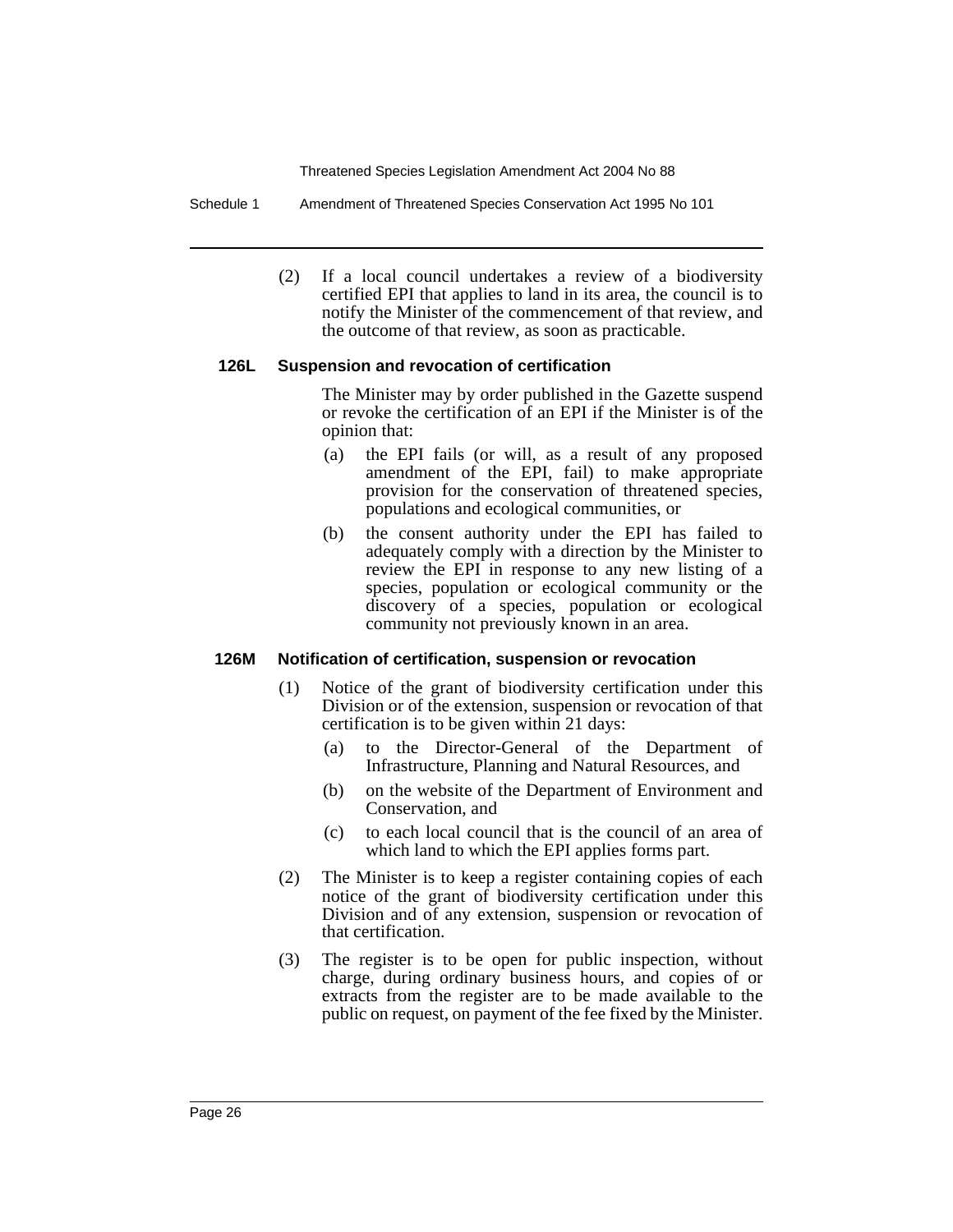(2) If a local council undertakes a review of a biodiversity certified EPI that applies to land in its area, the council is to notify the Minister of the commencement of that review, and the outcome of that review, as soon as practicable.

#### 126L Suspension and revocation of certification

The Minister may by order published in the Gazette suspend or revoke the certification of an EPI if the Minister is of the opinion that:

- (a) the EPI fails (or will, as a result of any proposed amendment of the EPI, fail) to make appropriate provision for the conservation of threatened species, populations and ecological communities, or
- (b) the consent authority under the EPI has failed to adequately comply with a direction by the Minister to review the EPI in response to any new listing of a species, population or ecological community or the discovery of a species, population or ecological community not previously known in an area.

#### 126M Notification of certification, suspension or revocation

(1) Notice of the grant of biodiversity certification under this Division or of the extension, suspension or revocation of that certification is to be given within 21 days:

- (a) to the Director-General of the Department of Infrastructure, Planning and Natural Resources, and
- (b) on the website of the Department of Environment and Conservation, and
- (c) to each local council that is the council of an area of which land to which the EPI applies forms part.

(2) The Minister is to keep a register containing copies of each notice of the grant of biodiversity certification under this Division and of any extension, suspension or revocation of that certification.

(3) The register is to be open for public inspection, without charge, during ordinary business hours, and copies of or extracts from the register are to be made available to the public on request, on payment of the fee fixed by the Minister.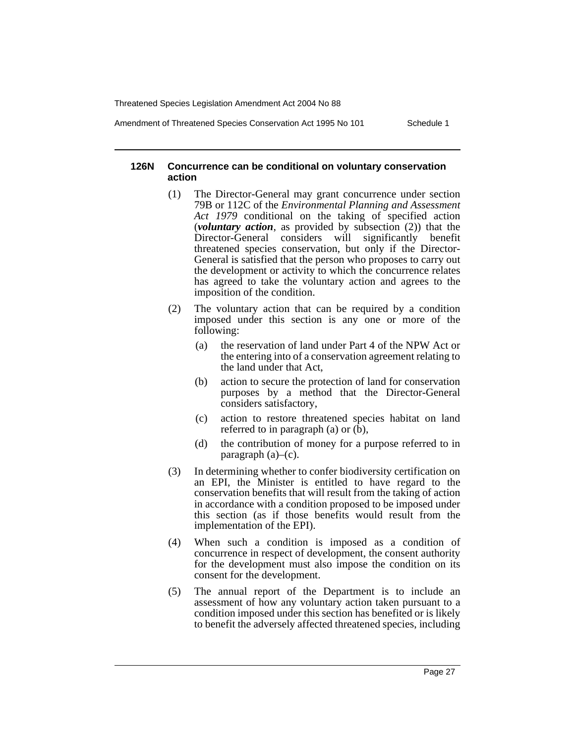#### 126N Concurrence can be conditional on voluntary conservation action

(1) The Director-General may grant concurrence under section 79B or 112C of the *Environmental Planning and Assessment Act 1979* conditional on the taking of specified action (***voluntary action***, as provided by subsection (2)) that the Director-General considers will significantly benefit threatened species conservation, but only if the Director-General is satisfied that the person who proposes to carry out the development or activity to which the concurrence relates has agreed to take the voluntary action and agrees to the imposition of the condition.

(2) The voluntary action that can be required by a condition imposed under this section is any one or more of the following:

- (a) the reservation of land under Part 4 of the NPW Act or the entering into of a conservation agreement relating to the land under that Act,
- (b) action to secure the protection of land for conservation purposes by a method that the Director-General considers satisfactory,
- (c) action to restore threatened species habitat on land referred to in paragraph (a) or (b),
- (d) the contribution of money for a purpose referred to in paragraph (a)–(c).

(3) In determining whether to confer biodiversity certification on an EPI, the Minister is entitled to have regard to the conservation benefits that will result from the taking of action in accordance with a condition proposed to be imposed under this section (as if those benefits would result from the implementation of the EPI).

(4) When such a condition is imposed as a condition of concurrence in respect of development, the consent authority for the development must also impose the condition on its consent for the development.

(5) The annual report of the Department is to include an assessment of how any voluntary action taken pursuant to a condition imposed under this section has benefited or is likely to benefit the adversely affected threatened species, including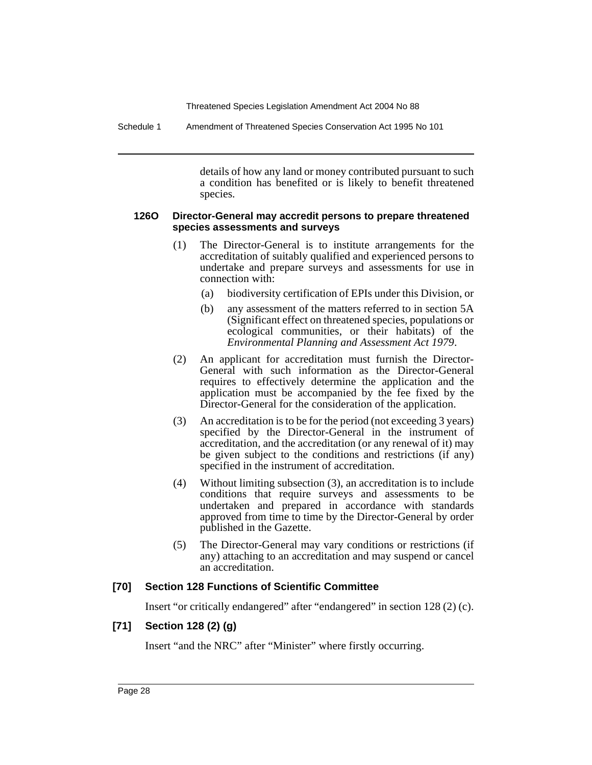details of how any land or money contributed pursuant to such a condition has benefited or is likely to benefit threatened species.

#### 126O Director-General may accredit persons to prepare threatened species assessments and surveys

(1) The Director-General is to institute arrangements for the accreditation of suitably qualified and experienced persons to undertake and prepare surveys and assessments for use in connection with:

(a) biodiversity certification of EPIs under this Division, or

(b) any assessment of the matters referred to in section 5A (Significant effect on threatened species, populations or ecological communities, or their habitats) of the *Environmental Planning and Assessment Act 1979*.

(2) An applicant for accreditation must furnish the Director-General with such information as the Director-General requires to effectively determine the application and the application must be accompanied by the fee fixed by the Director-General for the consideration of the application.

(3) An accreditation is to be for the period (not exceeding 3 years) specified by the Director-General in the instrument of accreditation, and the accreditation (or any renewal of it) may be given subject to the conditions and restrictions (if any) specified in the instrument of accreditation.

(4) Without limiting subsection (3), an accreditation is to include conditions that require surveys and assessments to be undertaken and prepared in accordance with standards approved from time to time by the Director-General by order published in the Gazette.

(5) The Director-General may vary conditions or restrictions (if any) attaching to an accreditation and may suspend or cancel an accreditation.

### [70] Section 128 Functions of Scientific Committee

Insert "or critically endangered" after "endangered" in section 128 (2) (c).

### [71] Section 128 (2) (g)

Insert "and the NRC" after "Minister" where firstly occurring.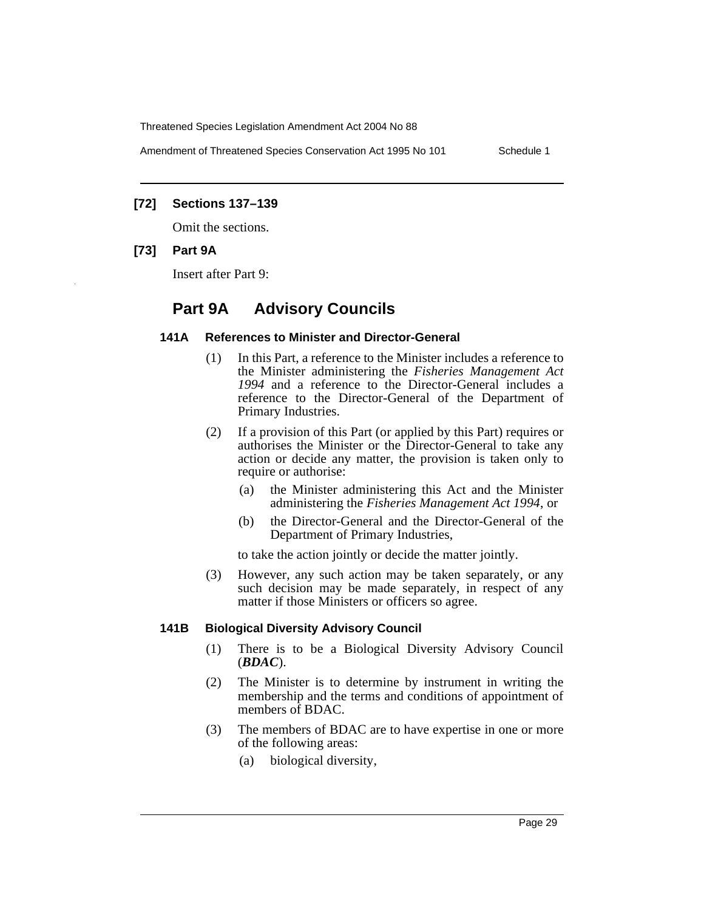### [72] Sections 137–139

Omit the sections.

### [73] Part 9A

Insert after Part 9:

## Part 9A Advisory Councils

#### 141A References to Minister and Director-General

(1) In this Part, a reference to the Minister includes a reference to the Minister administering the *Fisheries Management Act 1994* and a reference to the Director-General includes a reference to the Director-General of the Department of Primary Industries.

(2) If a provision of this Part (or applied by this Part) requires or authorises the Minister or the Director-General to take any action or decide any matter, the provision is taken only to require or authorise:

- (a) the Minister administering this Act and the Minister administering the *Fisheries Management Act 1994*, or
- (b) the Director-General and the Director-General of the Department of Primary Industries,

to take the action jointly or decide the matter jointly.

(3) However, any such action may be taken separately, or any such decision may be made separately, in respect of any matter if those Ministers or officers so agree.

#### 141B Biological Diversity Advisory Council

(1) There is to be a Biological Diversity Advisory Council (***BDAC***).

(2) The Minister is to determine by instrument in writing the membership and the terms and conditions of appointment of members of BDAC.

(3) The members of BDAC are to have expertise in one or more of the following areas:

- (a) biological diversity,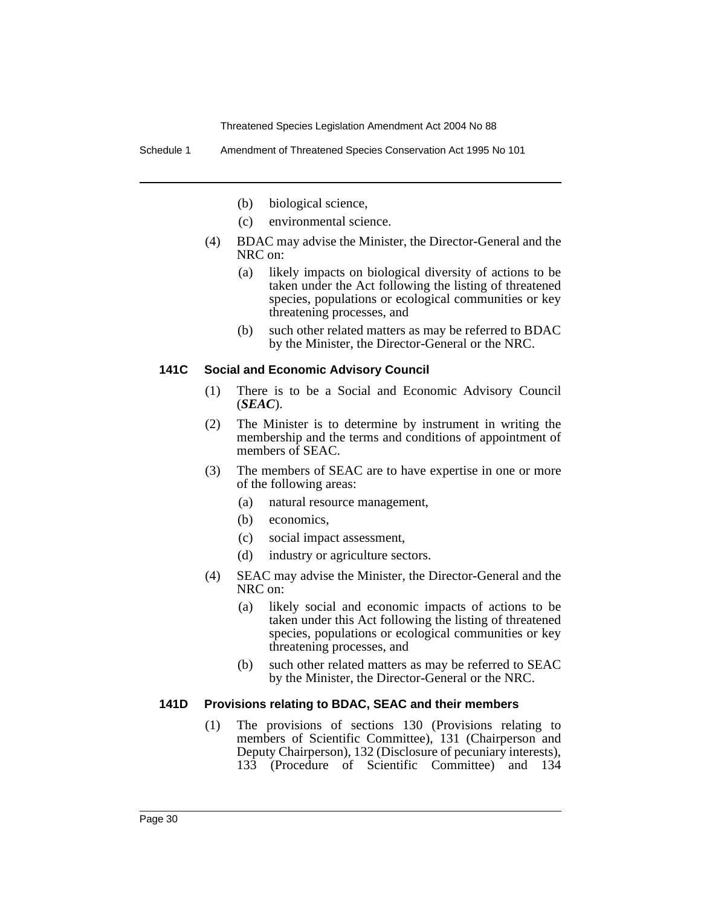(b) biological science,

(c) environmental science.

(4) BDAC may advise the Minister, the Director-General and the NRC on:

(a) likely impacts on biological diversity of actions to be taken under the Act following the listing of threatened species, populations or ecological communities or key threatening processes, and

(b) such other related matters as may be referred to BDAC by the Minister, the Director-General or the NRC.

#### 141C Social and Economic Advisory Council

(1) There is to be a Social and Economic Advisory Council (***SEAC***).

(2) The Minister is to determine by instrument in writing the membership and the terms and conditions of appointment of members of SEAC.

(3) The members of SEAC are to have expertise in one or more of the following areas:

(a) natural resource management,

(b) economics,

(c) social impact assessment,

(d) industry or agriculture sectors.

(4) SEAC may advise the Minister, the Director-General and the NRC on:

(a) likely social and economic impacts of actions to be taken under this Act following the listing of threatened species, populations or ecological communities or key threatening processes, and

(b) such other related matters as may be referred to SEAC by the Minister, the Director-General or the NRC.

#### 141D Provisions relating to BDAC, SEAC and their members

(1) The provisions of sections 130 (Provisions relating to members of Scientific Committee), 131 (Chairperson and Deputy Chairperson), 132 (Disclosure of pecuniary interests), 133 (Procedure of Scientific Committee) and 134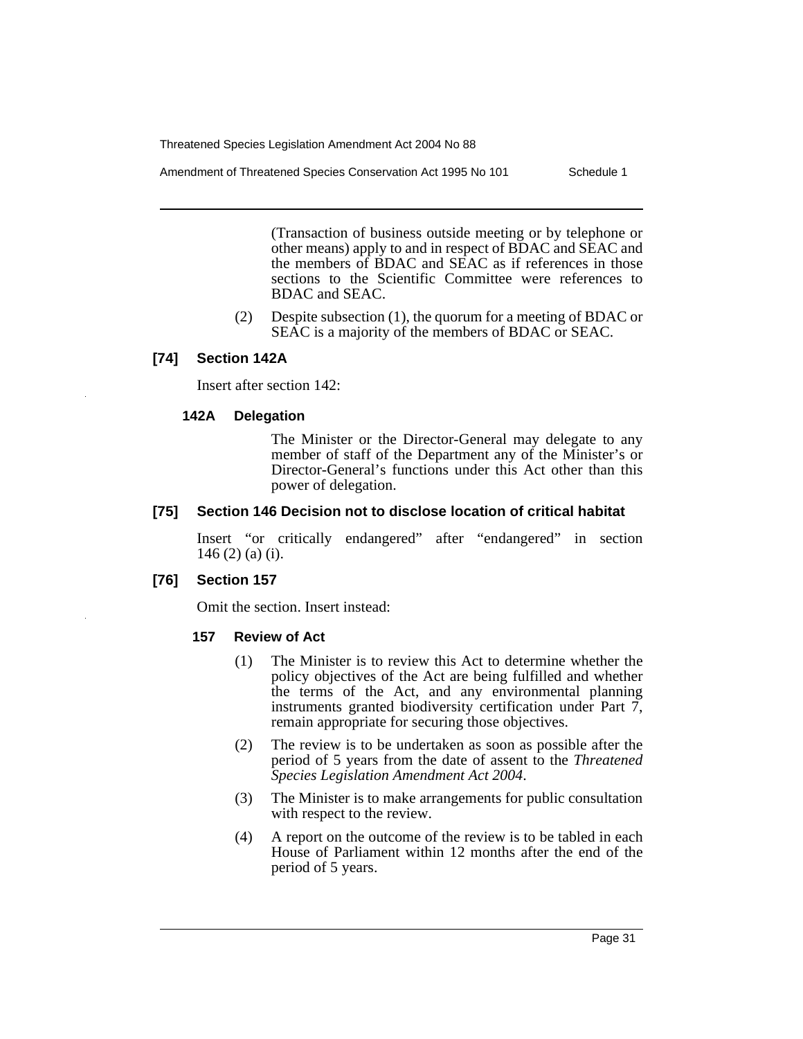(Transaction of business outside meeting or by telephone or other means) apply to and in respect of BDAC and SEAC and the members of BDAC and SEAC as if references in those sections to the Scientific Committee were references to BDAC and SEAC.

(2) Despite subsection (1), the quorum for a meeting of BDAC or SEAC is a majority of the members of BDAC or SEAC.

### [74] Section 142A

Insert after section 142:

#### 142A Delegation

The Minister or the Director-General may delegate to any member of staff of the Department any of the Minister's or Director-General's functions under this Act other than this power of delegation.

### [75] Section 146 Decision not to disclose location of critical habitat

Insert "or critically endangered" after "endangered" in section 146 (2) (a) (i).

### [76] Section 157

Omit the section. Insert instead:

#### 157 Review of Act

(1) The Minister is to review this Act to determine whether the policy objectives of the Act are being fulfilled and whether the terms of the Act, and any environmental planning instruments granted biodiversity certification under Part 7, remain appropriate for securing those objectives.

(2) The review is to be undertaken as soon as possible after the period of 5 years from the date of assent to the *Threatened Species Legislation Amendment Act 2004*.

(3) The Minister is to make arrangements for public consultation with respect to the review.

(4) A report on the outcome of the review is to be tabled in each House of Parliament within 12 months after the end of the period of 5 years.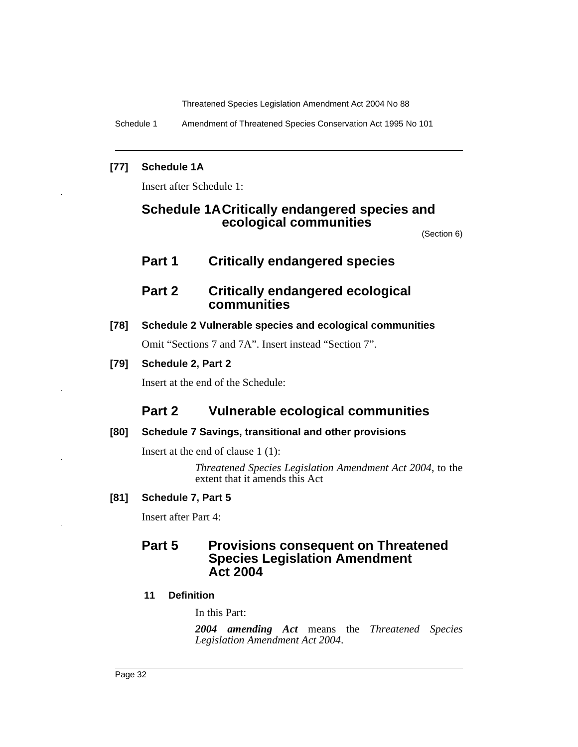### [77] Schedule 1A

Insert after Schedule 1:

## Schedule 1A Critically endangered species and ecological communities

(Section 6)

## Part 1 Critically endangered species

## Part 2 Critically endangered ecological communities

### [78] Schedule 2 Vulnerable species and ecological communities

Omit "Sections 7 and 7A". Insert instead "Section 7".

### [79] Schedule 2, Part 2

Insert at the end of the Schedule:

## Part 2 Vulnerable ecological communities

### [80] Schedule 7 Savings, transitional and other provisions

Insert at the end of clause 1 (1):

*Threatened Species Legislation Amendment Act 2004*, to the extent that it amends this Act

### [81] Schedule 7, Part 5

Insert after Part 4:

## Part 5 Provisions consequent on Threatened Species Legislation Amendment Act 2004

#### 11 Definition

In this Part:

***2004 amending Act*** means the *Threatened Species Legislation Amendment Act 2004*.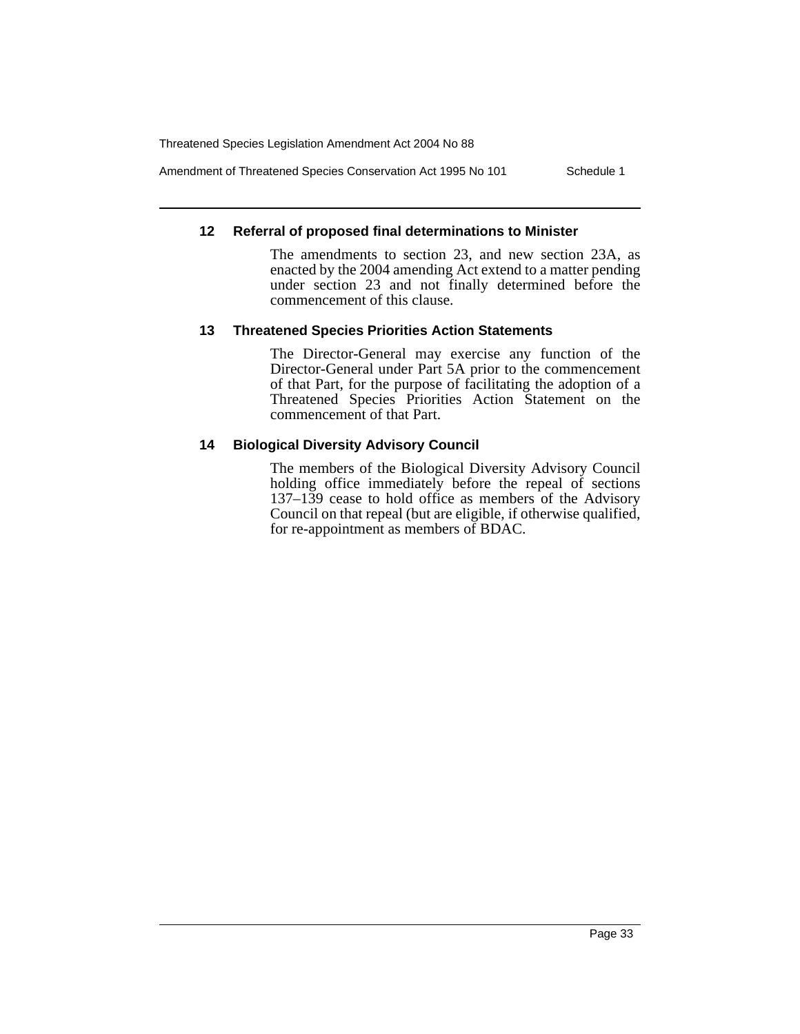### 12 Referral of proposed final determinations to Minister

The amendments to section 23, and new section 23A, as enacted by the 2004 amending Act extend to a matter pending under section 23 and not finally determined before the commencement of this clause.

### 13 Threatened Species Priorities Action Statements

The Director-General may exercise any function of the Director-General under Part 5A prior to the commencement of that Part, for the purpose of facilitating the adoption of a Threatened Species Priorities Action Statement on the commencement of that Part.

### 14 Biological Diversity Advisory Council

The members of the Biological Diversity Advisory Council holding office immediately before the repeal of sections 137–139 cease to hold office as members of the Advisory Council on that repeal (but are eligible, if otherwise qualified, for re-appointment as members of BDAC.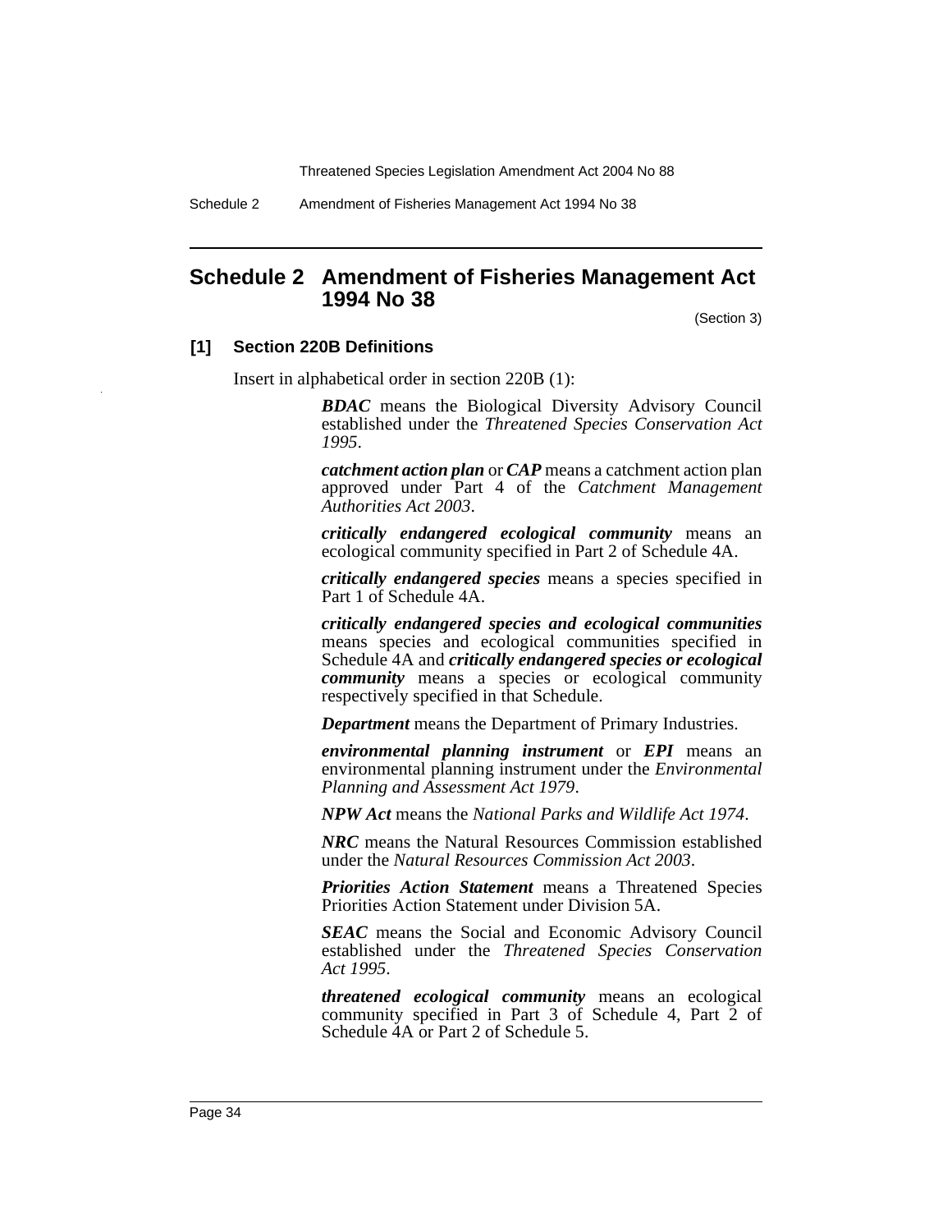## Schedule 2 Amendment of Fisheries Management Act 1994 No 38

(Section 3)

### [1] Section 220B Definitions

Insert in alphabetical order in section 220B (1):

> ***BDAC*** means the Biological Diversity Advisory Council established under the *Threatened Species Conservation Act 1995*.
>
> ***catchment action plan*** or ***CAP*** means a catchment action plan approved under Part 4 of the *Catchment Management Authorities Act 2003*.
>
> ***critically endangered ecological community*** means an ecological community specified in Part 2 of Schedule 4A.
>
> ***critically endangered species*** means a species specified in Part 1 of Schedule 4A.
>
> ***critically endangered species and ecological communities*** means species and ecological communities specified in Schedule 4A and ***critically endangered species or ecological community*** means a species or ecological community respectively specified in that Schedule.
>
> ***Department*** means the Department of Primary Industries.
>
> ***environmental planning instrument*** or ***EPI*** means an environmental planning instrument under the *Environmental Planning and Assessment Act 1979*.
>
> ***NPW Act*** means the *National Parks and Wildlife Act 1974*.
>
> ***NRC*** means the Natural Resources Commission established under the *Natural Resources Commission Act 2003*.
>
> ***Priorities Action Statement*** means a Threatened Species Priorities Action Statement under Division 5A.
>
> ***SEAC*** means the Social and Economic Advisory Council established under the *Threatened Species Conservation Act 1995*.
>
> ***threatened ecological community*** means an ecological community specified in Part 3 of Schedule 4, Part 2 of Schedule 4A or Part 2 of Schedule 5.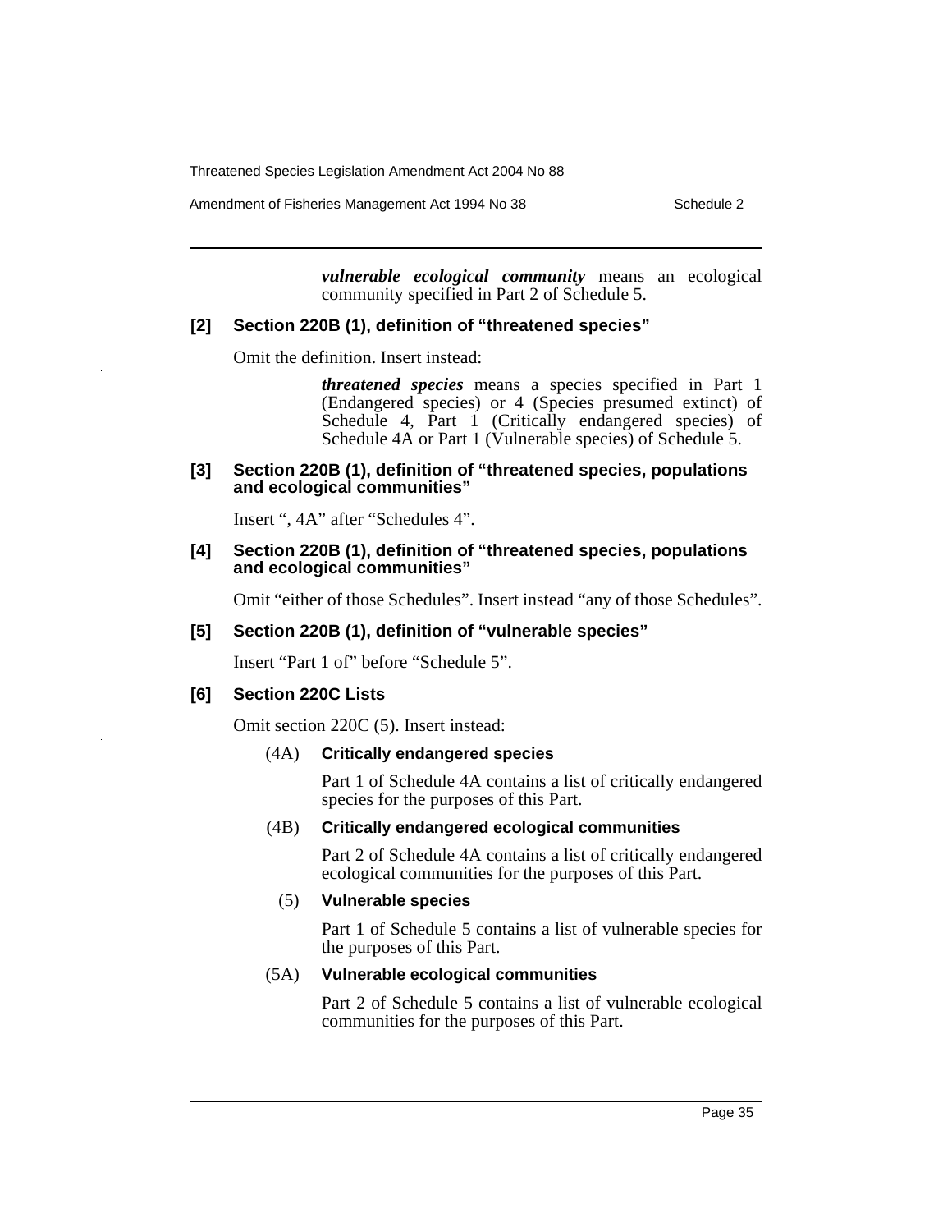***vulnerable ecological community*** means an ecological community specified in Part 2 of Schedule 5.

**[2] Section 220B (1), definition of "threatened species"**

Omit the definition. Insert instead:

> ***threatened species*** means a species specified in Part 1 (Endangered species) or 4 (Species presumed extinct) of Schedule 4, Part 1 (Critically endangered species) of Schedule 4A or Part 1 (Vulnerable species) of Schedule 5.

**[3] Section 220B (1), definition of "threatened species, populations and ecological communities"**

Insert ", 4A" after "Schedules 4".

**[4] Section 220B (1), definition of "threatened species, populations and ecological communities"**

Omit "either of those Schedules". Insert instead "any of those Schedules".

**[5] Section 220B (1), definition of "vulnerable species"**

Insert "Part 1 of" before "Schedule 5".

**[6] Section 220C Lists**

Omit section 220C (5). Insert instead:

(4A) **Critically endangered species**

Part 1 of Schedule 4A contains a list of critically endangered species for the purposes of this Part.

(4B) **Critically endangered ecological communities**

Part 2 of Schedule 4A contains a list of critically endangered ecological communities for the purposes of this Part.

(5) **Vulnerable species**

Part 1 of Schedule 5 contains a list of vulnerable species for the purposes of this Part.

(5A) **Vulnerable ecological communities**

Part 2 of Schedule 5 contains a list of vulnerable ecological communities for the purposes of this Part.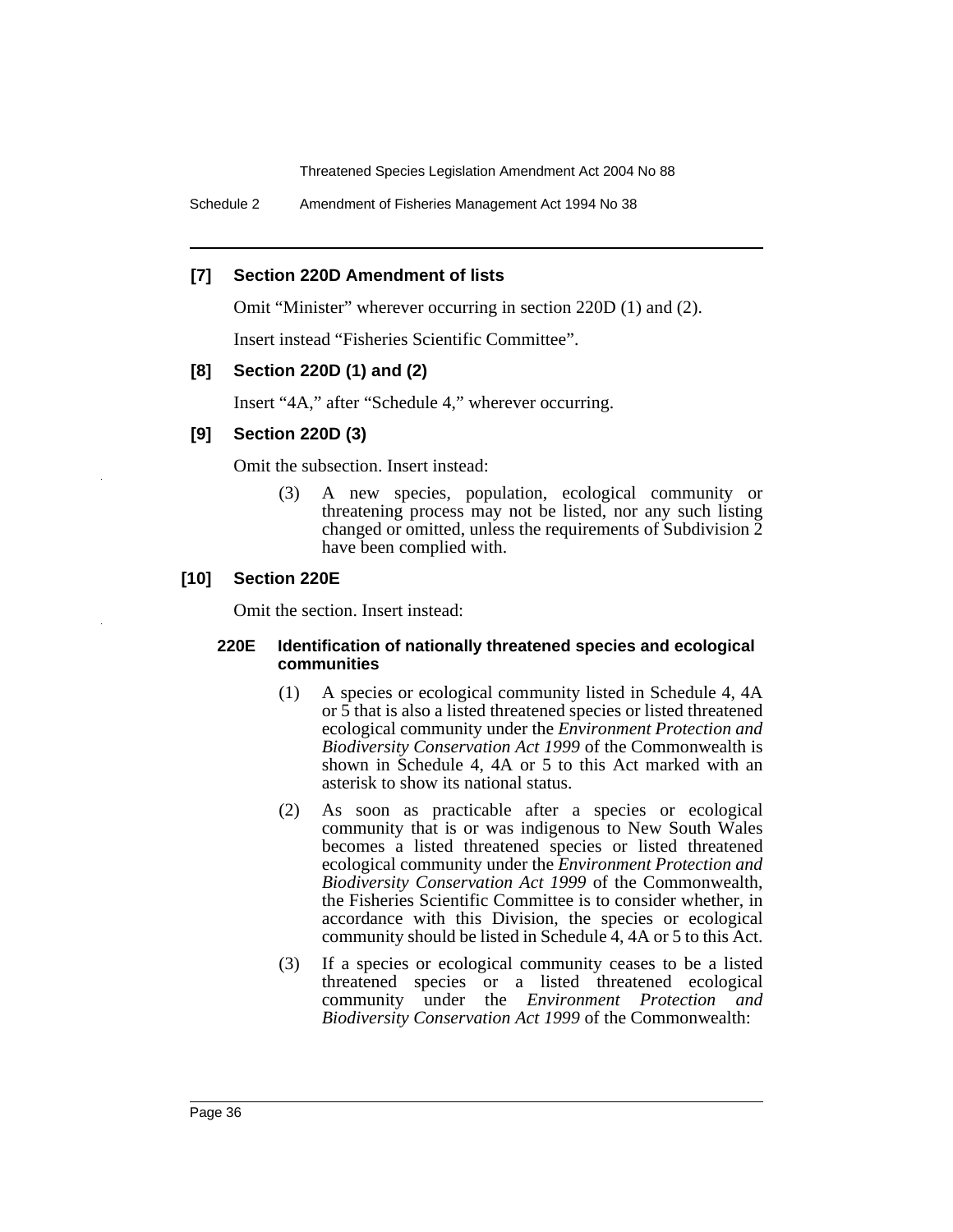### [7] Section 220D Amendment of lists

Omit "Minister" wherever occurring in section 220D (1) and (2).

Insert instead "Fisheries Scientific Committee".

### [8] Section 220D (1) and (2)

Insert "4A," after "Schedule 4," wherever occurring.

### [9] Section 220D (3)

Omit the subsection. Insert instead:

> (3) A new species, population, ecological community or threatening process may not be listed, nor any such listing changed or omitted, unless the requirements of Subdivision 2 have been complied with.

### [10] Section 220E

Omit the section. Insert instead:

> **220E Identification of nationally threatened species and ecological communities**
>
> (1) A species or ecological community listed in Schedule 4, 4A or 5 that is also a listed threatened species or listed threatened ecological community under the *Environment Protection and Biodiversity Conservation Act 1999* of the Commonwealth is shown in Schedule 4, 4A or 5 to this Act marked with an asterisk to show its national status.
>
> (2) As soon as practicable after a species or ecological community that is or was indigenous to New South Wales becomes a listed threatened species or listed threatened ecological community under the *Environment Protection and Biodiversity Conservation Act 1999* of the Commonwealth, the Fisheries Scientific Committee is to consider whether, in accordance with this Division, the species or ecological community should be listed in Schedule 4, 4A or 5 to this Act.
>
> (3) If a species or ecological community ceases to be a listed threatened species or a listed threatened ecological community under the *Environment Protection and Biodiversity Conservation Act 1999* of the Commonwealth: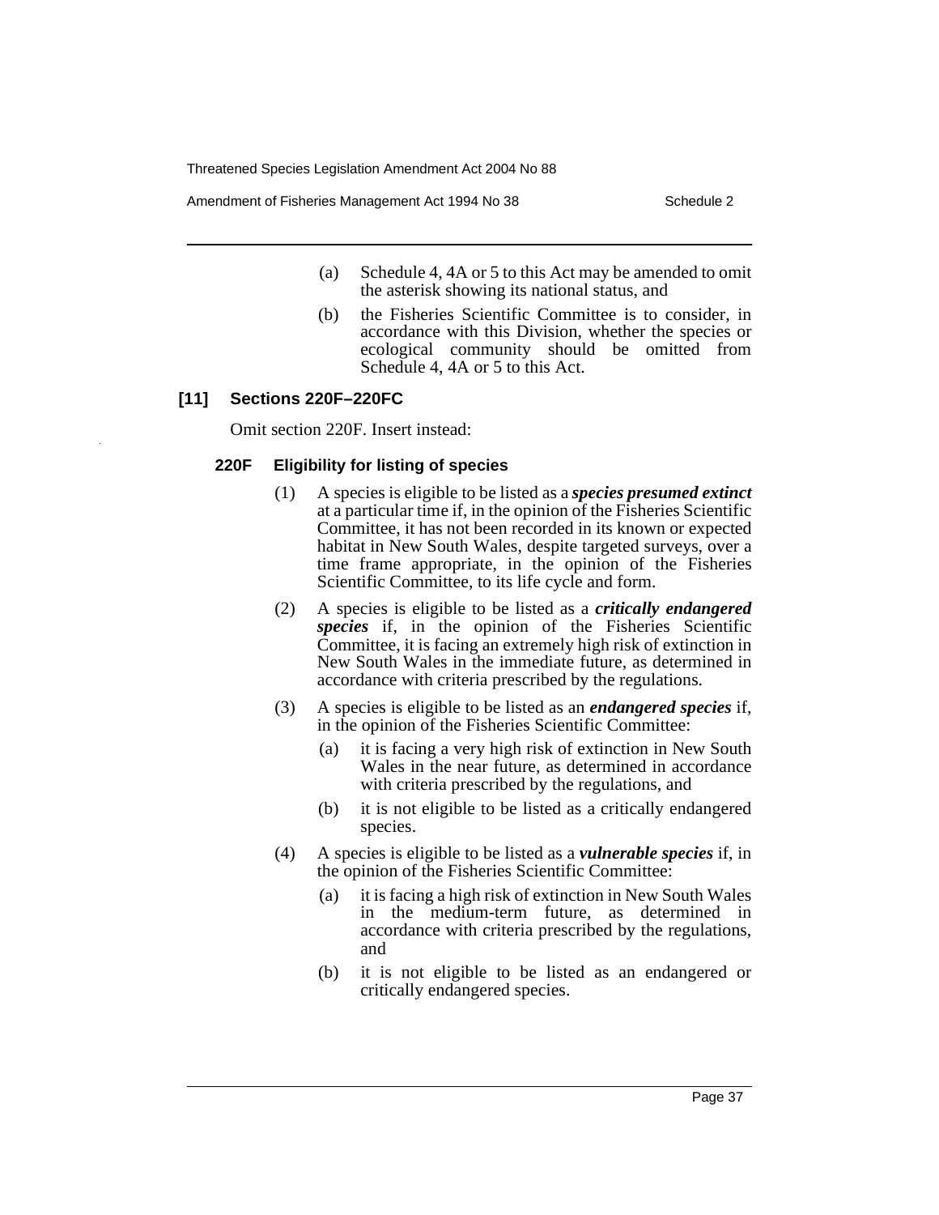(a) Schedule 4, 4A or 5 to this Act may be amended to omit the asterisk showing its national status, and

(b) the Fisheries Scientific Committee is to consider, in accordance with this Division, whether the species or ecological community should be omitted from Schedule 4, 4A or 5 to this Act.

### [11] Sections 220F–220FC

Omit section 220F. Insert instead:

#### 220F Eligibility for listing of species

(1) A species is eligible to be listed as a ***species presumed extinct*** at a particular time if, in the opinion of the Fisheries Scientific Committee, it has not been recorded in its known or expected habitat in New South Wales, despite targeted surveys, over a time frame appropriate, in the opinion of the Fisheries Scientific Committee, to its life cycle and form.

(2) A species is eligible to be listed as a ***critically endangered species*** if, in the opinion of the Fisheries Scientific Committee, it is facing an extremely high risk of extinction in New South Wales in the immediate future, as determined in accordance with criteria prescribed by the regulations.

(3) A species is eligible to be listed as an ***endangered species*** if, in the opinion of the Fisheries Scientific Committee:

- (a) it is facing a very high risk of extinction in New South Wales in the near future, as determined in accordance with criteria prescribed by the regulations, and
- (b) it is not eligible to be listed as a critically endangered species.

(4) A species is eligible to be listed as a ***vulnerable species*** if, in the opinion of the Fisheries Scientific Committee:

- (a) it is facing a high risk of extinction in New South Wales in the medium-term future, as determined in accordance with criteria prescribed by the regulations, and
- (b) it is not eligible to be listed as an endangered or critically endangered species.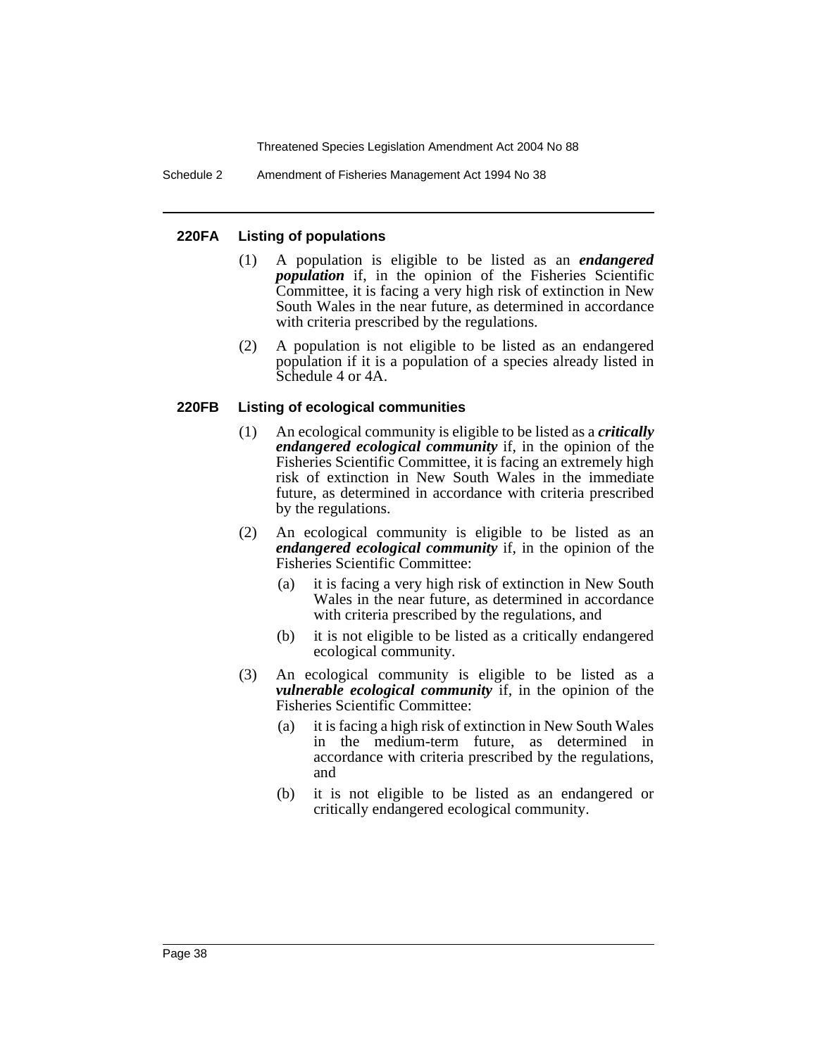#### 220FA Listing of populations

(1) A population is eligible to be listed as an ***endangered population*** if, in the opinion of the Fisheries Scientific Committee, it is facing a very high risk of extinction in New South Wales in the near future, as determined in accordance with criteria prescribed by the regulations.

(2) A population is not eligible to be listed as an endangered population if it is a population of a species already listed in Schedule 4 or 4A.

#### 220FB Listing of ecological communities

(1) An ecological community is eligible to be listed as a ***critically endangered ecological community*** if, in the opinion of the Fisheries Scientific Committee, it is facing an extremely high risk of extinction in New South Wales in the immediate future, as determined in accordance with criteria prescribed by the regulations.

(2) An ecological community is eligible to be listed as an ***endangered ecological community*** if, in the opinion of the Fisheries Scientific Committee:

- (a) it is facing a very high risk of extinction in New South Wales in the near future, as determined in accordance with criteria prescribed by the regulations, and
- (b) it is not eligible to be listed as a critically endangered ecological community.

(3) An ecological community is eligible to be listed as a ***vulnerable ecological community*** if, in the opinion of the Fisheries Scientific Committee:

- (a) it is facing a high risk of extinction in New South Wales in the medium-term future, as determined in accordance with criteria prescribed by the regulations, and
- (b) it is not eligible to be listed as an endangered or critically endangered ecological community.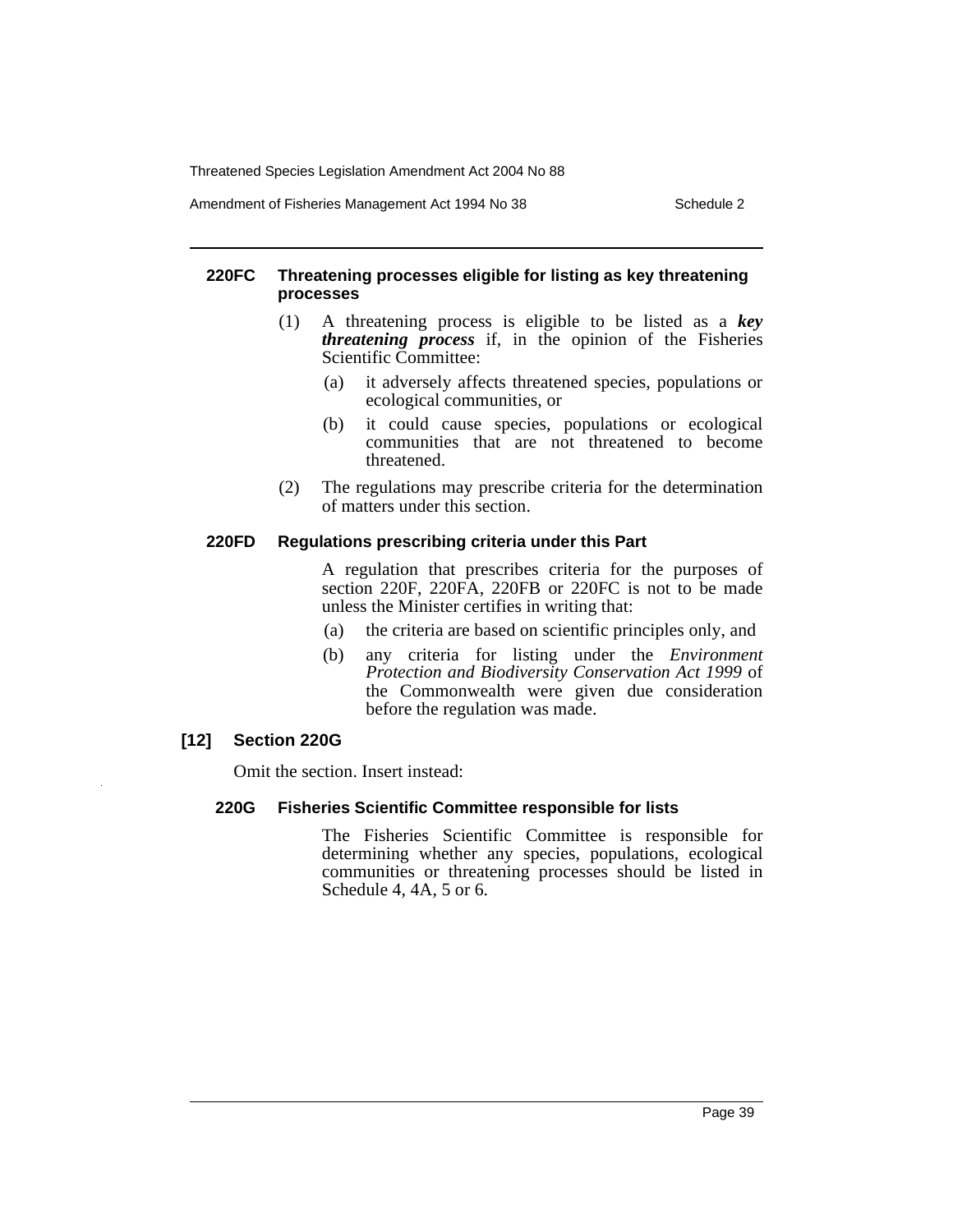#### 220FC Threatening processes eligible for listing as key threatening processes

(1) A threatening process is eligible to be listed as a ***key threatening process*** if, in the opinion of the Fisheries Scientific Committee:

(a) it adversely affects threatened species, populations or ecological communities, or

(b) it could cause species, populations or ecological communities that are not threatened to become threatened.

(2) The regulations may prescribe criteria for the determination of matters under this section.

#### 220FD Regulations prescribing criteria under this Part

A regulation that prescribes criteria for the purposes of section 220F, 220FA, 220FB or 220FC is not to be made unless the Minister certifies in writing that:

(a) the criteria are based on scientific principles only, and

(b) any criteria for listing under the *Environment Protection and Biodiversity Conservation Act 1999* of the Commonwealth were given due consideration before the regulation was made.

### [12] Section 220G

Omit the section. Insert instead:

#### 220G Fisheries Scientific Committee responsible for lists

The Fisheries Scientific Committee is responsible for determining whether any species, populations, ecological communities or threatening processes should be listed in Schedule 4, 4A, 5 or 6.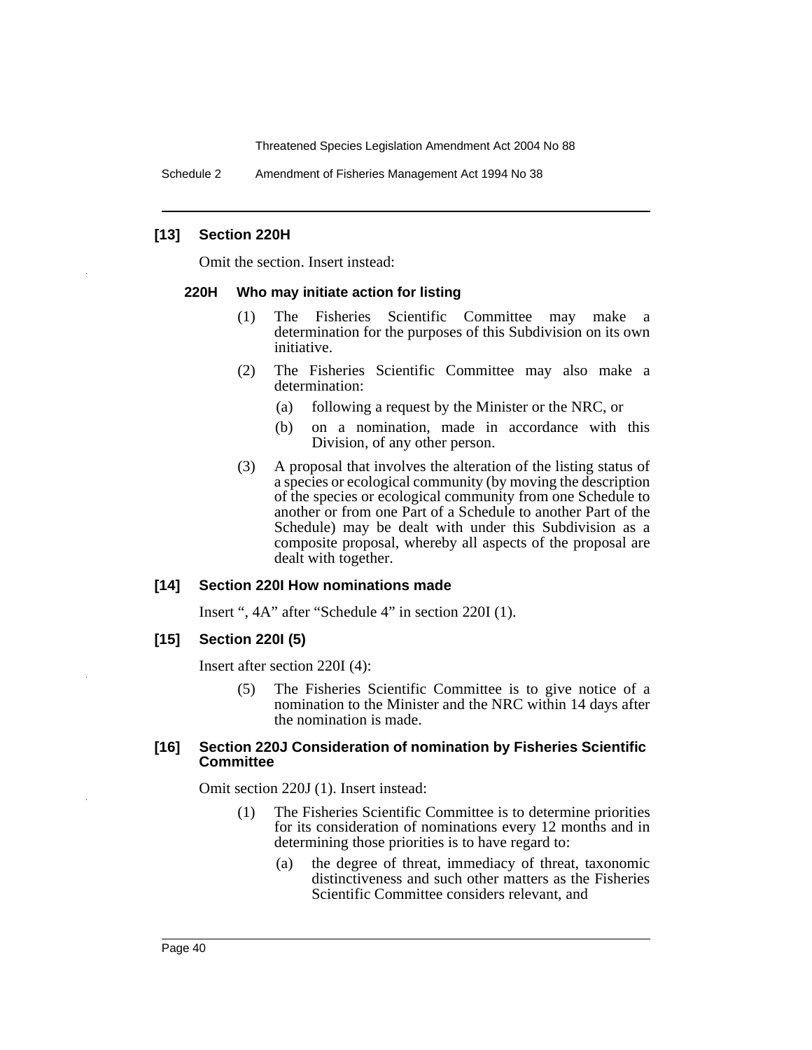### [13] Section 220H

Omit the section. Insert instead:

#### 220H Who may initiate action for listing

(1) The Fisheries Scientific Committee may make a determination for the purposes of this Subdivision on its own initiative.

(2) The Fisheries Scientific Committee may also make a determination:

(a) following a request by the Minister or the NRC, or

(b) on a nomination, made in accordance with this Division, of any other person.

(3) A proposal that involves the alteration of the listing status of a species or ecological community (by moving the description of the species or ecological community from one Schedule to another or from one Part of a Schedule to another Part of the Schedule) may be dealt with under this Subdivision as a composite proposal, whereby all aspects of the proposal are dealt with together.

### [14] Section 220I How nominations made

Insert ", 4A" after "Schedule 4" in section 220I (1).

### [15] Section 220I (5)

Insert after section 220I (4):

(5) The Fisheries Scientific Committee is to give notice of a nomination to the Minister and the NRC within 14 days after the nomination is made.

### [16] Section 220J Consideration of nomination by Fisheries Scientific Committee

Omit section 220J (1). Insert instead:

(1) The Fisheries Scientific Committee is to determine priorities for its consideration of nominations every 12 months and in determining those priorities is to have regard to:

(a) the degree of threat, immediacy of threat, taxonomic distinctiveness and such other matters as the Fisheries Scientific Committee considers relevant, and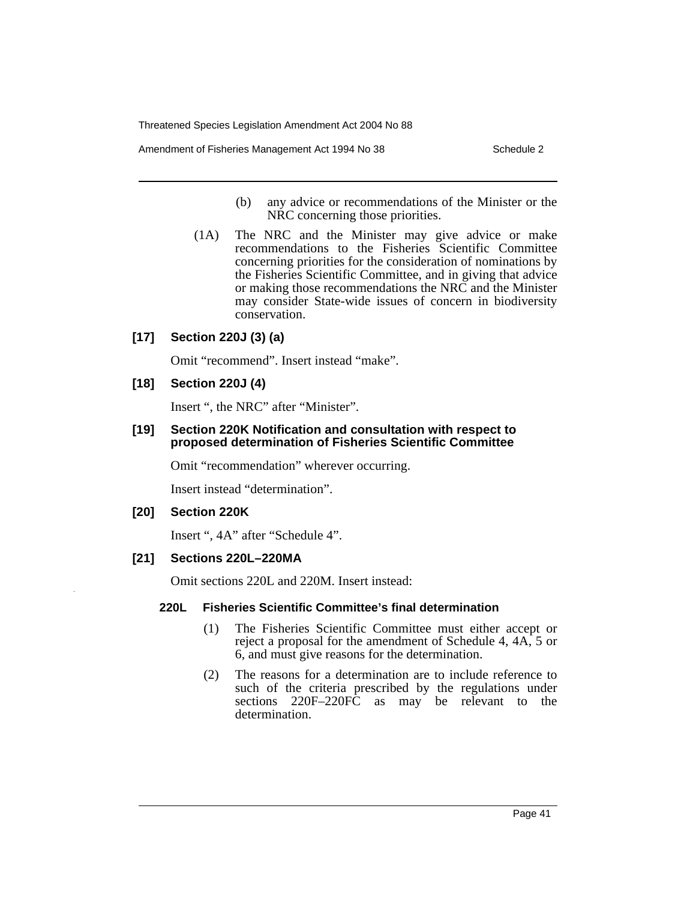(b) any advice or recommendations of the Minister or the NRC concerning those priorities.

(1A) The NRC and the Minister may give advice or make recommendations to the Fisheries Scientific Committee concerning priorities for the consideration of nominations by the Fisheries Scientific Committee, and in giving that advice or making those recommendations the NRC and the Minister may consider State-wide issues of concern in biodiversity conservation.

#### [17] Section 220J (3) (a)

Omit "recommend". Insert instead "make".

#### [18] Section 220J (4)

Insert ", the NRC" after "Minister".

#### [19] Section 220K Notification and consultation with respect to proposed determination of Fisheries Scientific Committee

Omit "recommendation" wherever occurring.

Insert instead "determination".

#### [20] Section 220K

Insert ", 4A" after "Schedule 4".

#### [21] Sections 220L–220MA

Omit sections 220L and 220M. Insert instead:

##### 220L Fisheries Scientific Committee's final determination

(1) The Fisheries Scientific Committee must either accept or reject a proposal for the amendment of Schedule 4, 4A, 5 or 6, and must give reasons for the determination.

(2) The reasons for a determination are to include reference to such of the criteria prescribed by the regulations under sections 220F–220FC as may be relevant to the determination.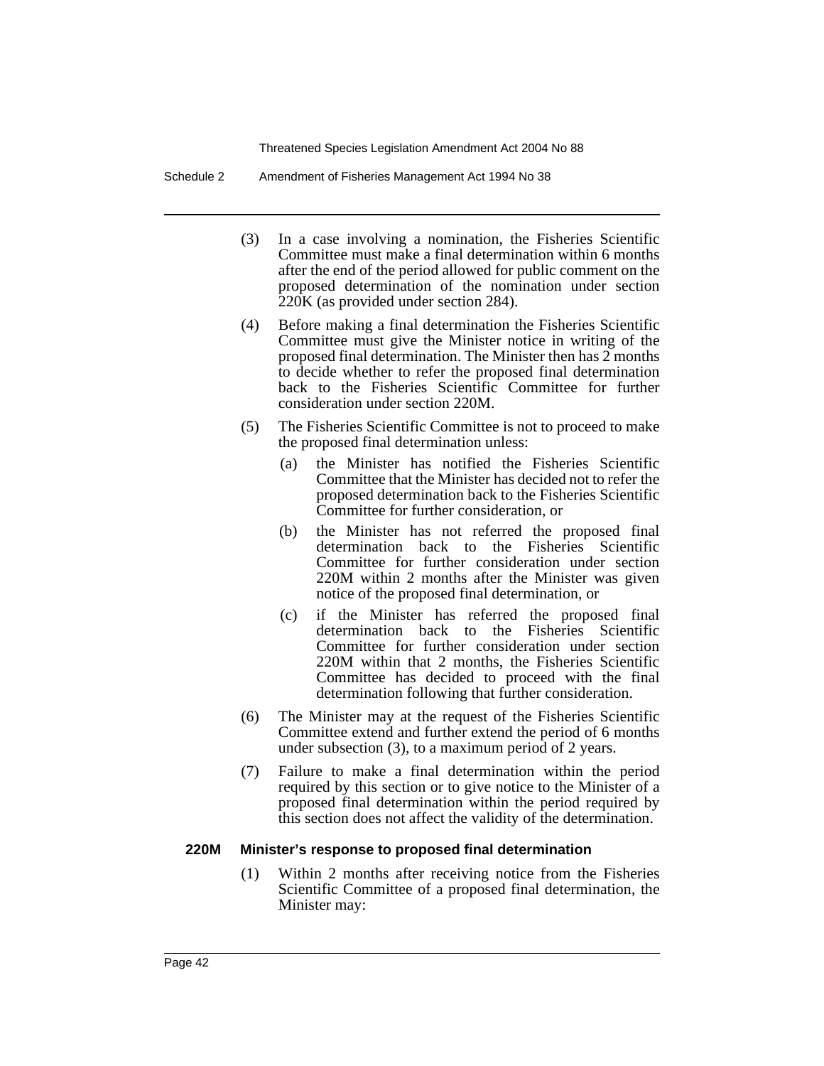(3) In a case involving a nomination, the Fisheries Scientific Committee must make a final determination within 6 months after the end of the period allowed for public comment on the proposed determination of the nomination under section 220K (as provided under section 284).

(4) Before making a final determination the Fisheries Scientific Committee must give the Minister notice in writing of the proposed final determination. The Minister then has 2 months to decide whether to refer the proposed final determination back to the Fisheries Scientific Committee for further consideration under section 220M.

(5) The Fisheries Scientific Committee is not to proceed to make the proposed final determination unless:

(a) the Minister has notified the Fisheries Scientific Committee that the Minister has decided not to refer the proposed determination back to the Fisheries Scientific Committee for further consideration, or

(b) the Minister has not referred the proposed final determination back to the Fisheries Scientific Committee for further consideration under section 220M within 2 months after the Minister was given notice of the proposed final determination, or

(c) if the Minister has referred the proposed final determination back to the Fisheries Scientific Committee for further consideration under section 220M within that 2 months, the Fisheries Scientific Committee has decided to proceed with the final determination following that further consideration.

(6) The Minister may at the request of the Fisheries Scientific Committee extend and further extend the period of 6 months under subsection (3), to a maximum period of 2 years.

(7) Failure to make a final determination within the period required by this section or to give notice to the Minister of a proposed final determination within the period required by this section does not affect the validity of the determination.

### 220M Minister's response to proposed final determination

(1) Within 2 months after receiving notice from the Fisheries Scientific Committee of a proposed final determination, the Minister may: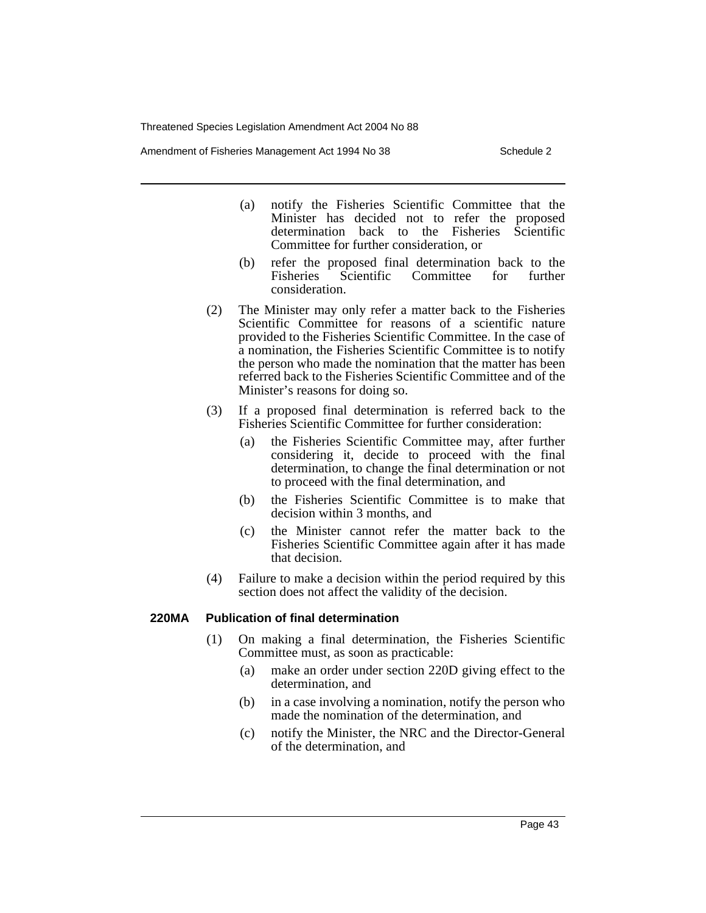(a) notify the Fisheries Scientific Committee that the Minister has decided not to refer the proposed determination back to the Fisheries Scientific Committee for further consideration, or

(b) refer the proposed final determination back to the Fisheries Scientific Committee for further consideration.

(2) The Minister may only refer a matter back to the Fisheries Scientific Committee for reasons of a scientific nature provided to the Fisheries Scientific Committee. In the case of a nomination, the Fisheries Scientific Committee is to notify the person who made the nomination that the matter has been referred back to the Fisheries Scientific Committee and of the Minister's reasons for doing so.

(3) If a proposed final determination is referred back to the Fisheries Scientific Committee for further consideration:

(a) the Fisheries Scientific Committee may, after further considering it, decide to proceed with the final determination, to change the final determination or not to proceed with the final determination, and

(b) the Fisheries Scientific Committee is to make that decision within 3 months, and

(c) the Minister cannot refer the matter back to the Fisheries Scientific Committee again after it has made that decision.

(4) Failure to make a decision within the period required by this section does not affect the validity of the decision.

**220MA Publication of final determination**

(1) On making a final determination, the Fisheries Scientific Committee must, as soon as practicable:

(a) make an order under section 220D giving effect to the determination, and

(b) in a case involving a nomination, notify the person who made the nomination of the determination, and

(c) notify the Minister, the NRC and the Director-General of the determination, and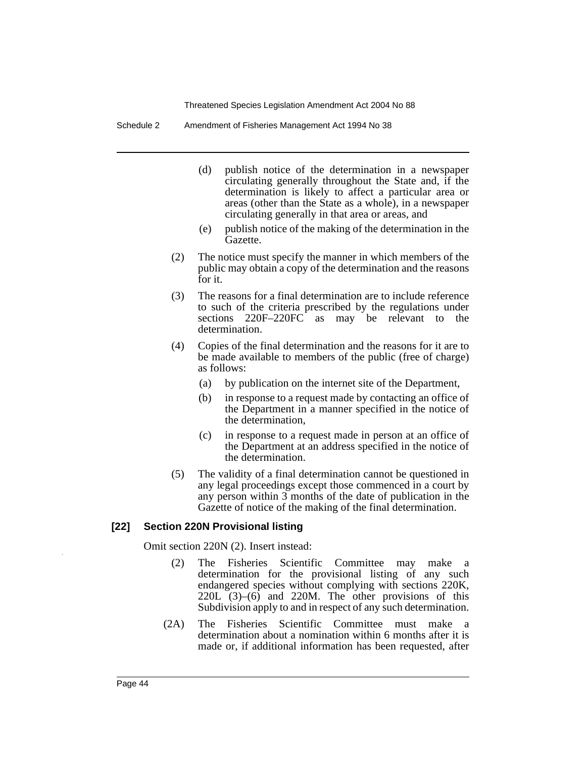(d) publish notice of the determination in a newspaper circulating generally throughout the State and, if the determination is likely to affect a particular area or areas (other than the State as a whole), in a newspaper circulating generally in that area or areas, and

(e) publish notice of the making of the determination in the Gazette.

(2) The notice must specify the manner in which members of the public may obtain a copy of the determination and the reasons for it.

(3) The reasons for a final determination are to include reference to such of the criteria prescribed by the regulations under sections 220F–220FC as may be relevant to the determination.

(4) Copies of the final determination and the reasons for it are to be made available to members of the public (free of charge) as follows:

(a) by publication on the internet site of the Department,

(b) in response to a request made by contacting an office of the Department in a manner specified in the notice of the determination,

(c) in response to a request made in person at an office of the Department at an address specified in the notice of the determination.

(5) The validity of a final determination cannot be questioned in any legal proceedings except those commenced in a court by any person within 3 months of the date of publication in the Gazette of notice of the making of the final determination.

**[22] Section 220N Provisional listing**

Omit section 220N (2). Insert instead:

(2) The Fisheries Scientific Committee may make a determination for the provisional listing of any such endangered species without complying with sections 220K, 220L (3)–(6) and 220M. The other provisions of this Subdivision apply to and in respect of any such determination.

(2A) The Fisheries Scientific Committee must make a determination about a nomination within 6 months after it is made or, if additional information has been requested, after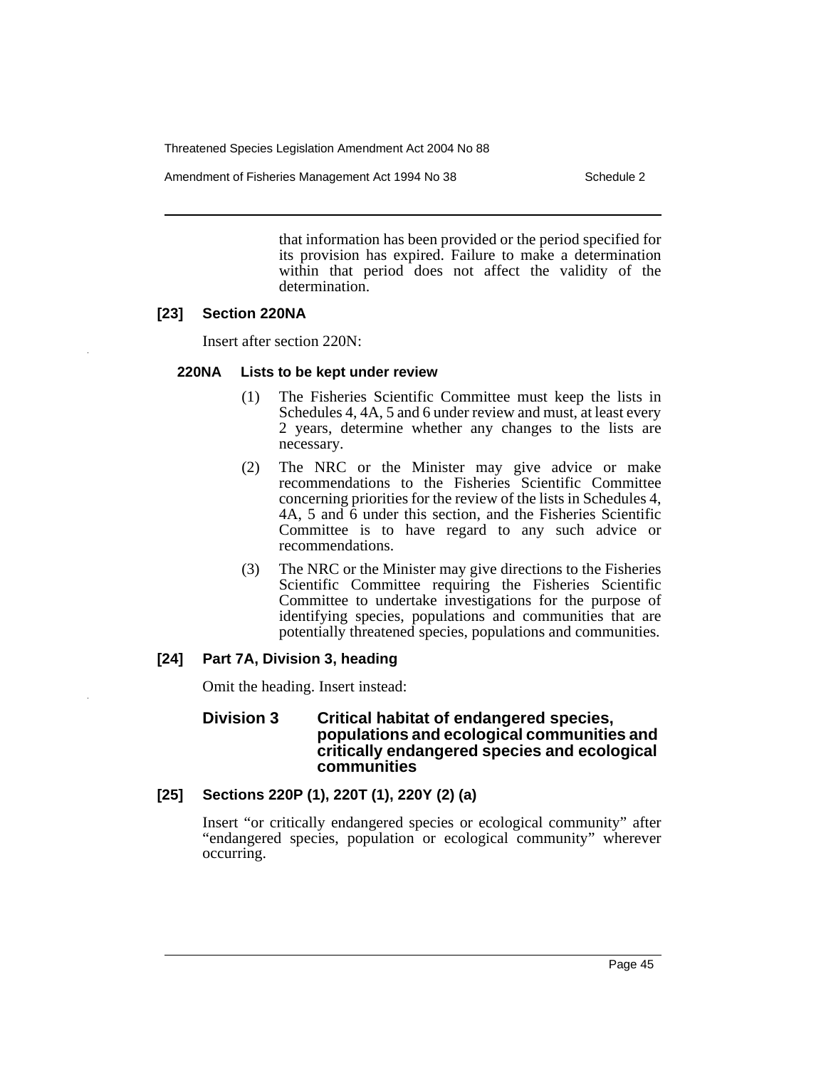that information has been provided or the period specified for its provision has expired. Failure to make a determination within that period does not affect the validity of the determination.

### [23] Section 220NA

Insert after section 220N:

#### 220NA Lists to be kept under review

(1) The Fisheries Scientific Committee must keep the lists in Schedules 4, 4A, 5 and 6 under review and must, at least every 2 years, determine whether any changes to the lists are necessary.

(2) The NRC or the Minister may give advice or make recommendations to the Fisheries Scientific Committee concerning priorities for the review of the lists in Schedules 4, 4A, 5 and 6 under this section, and the Fisheries Scientific Committee is to have regard to any such advice or recommendations.

(3) The NRC or the Minister may give directions to the Fisheries Scientific Committee requiring the Fisheries Scientific Committee to undertake investigations for the purpose of identifying species, populations and communities that are potentially threatened species, populations and communities.

### [24] Part 7A, Division 3, heading

Omit the heading. Insert instead:

#### Division 3 Critical habitat of endangered species, populations and ecological communities and critically endangered species and ecological communities

### [25] Sections 220P (1), 220T (1), 220Y (2) (a)

Insert "or critically endangered species or ecological community" after "endangered species, population or ecological community" wherever occurring.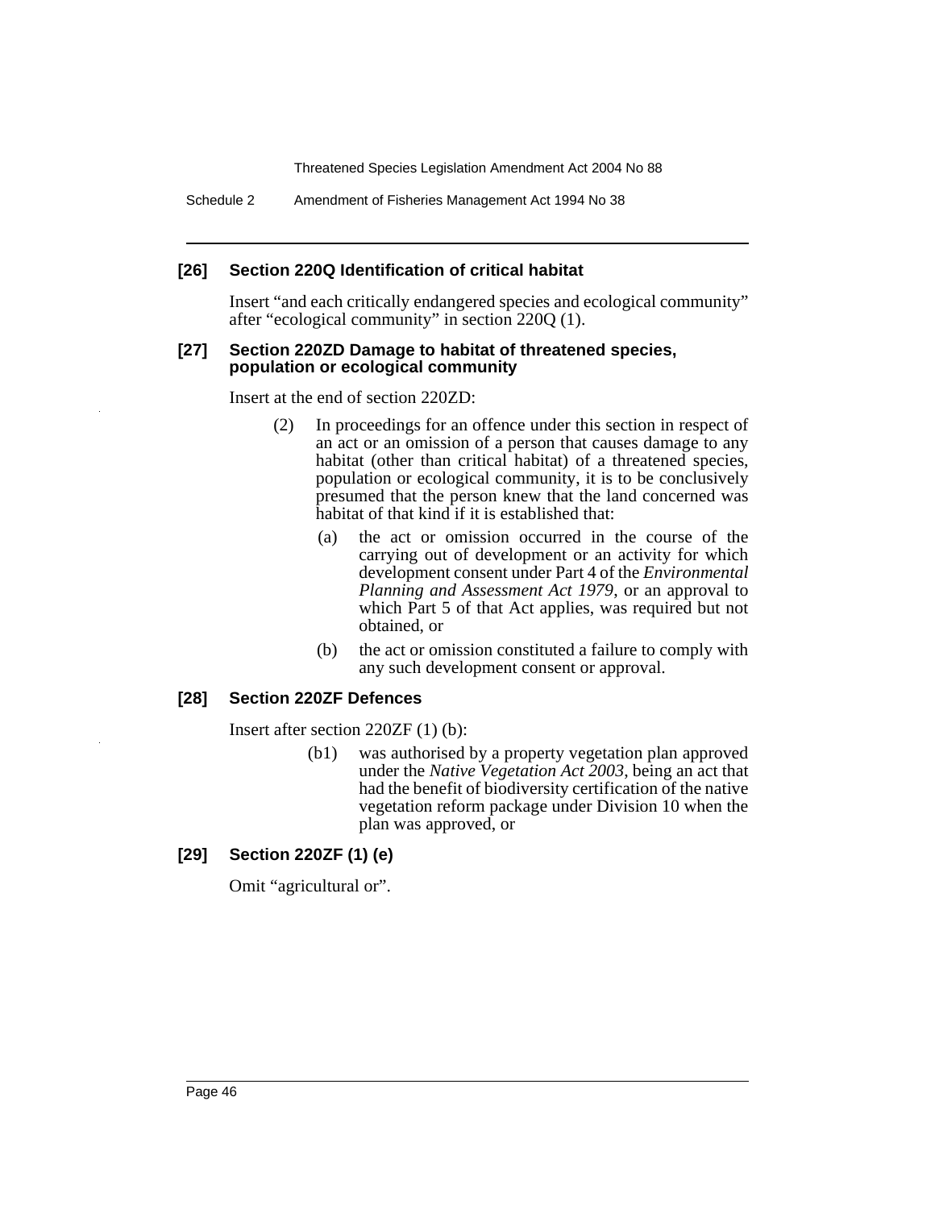#### [26] Section 220Q Identification of critical habitat

Insert "and each critically endangered species and ecological community" after "ecological community" in section 220Q (1).

#### [27] Section 220ZD Damage to habitat of threatened species, population or ecological community

Insert at the end of section 220ZD:

(2) In proceedings for an offence under this section in respect of an act or an omission of a person that causes damage to any habitat (other than critical habitat) of a threatened species, population or ecological community, it is to be conclusively presumed that the person knew that the land concerned was habitat of that kind if it is established that:

(a) the act or omission occurred in the course of the carrying out of development or an activity for which development consent under Part 4 of the *Environmental Planning and Assessment Act 1979*, or an approval to which Part 5 of that Act applies, was required but not obtained, or

(b) the act or omission constituted a failure to comply with any such development consent or approval.

#### [28] Section 220ZF Defences

Insert after section 220ZF (1) (b):

(b1) was authorised by a property vegetation plan approved under the *Native Vegetation Act 2003*, being an act that had the benefit of biodiversity certification of the native vegetation reform package under Division 10 when the plan was approved, or

#### [29] Section 220ZF (1) (e)

Omit "agricultural or".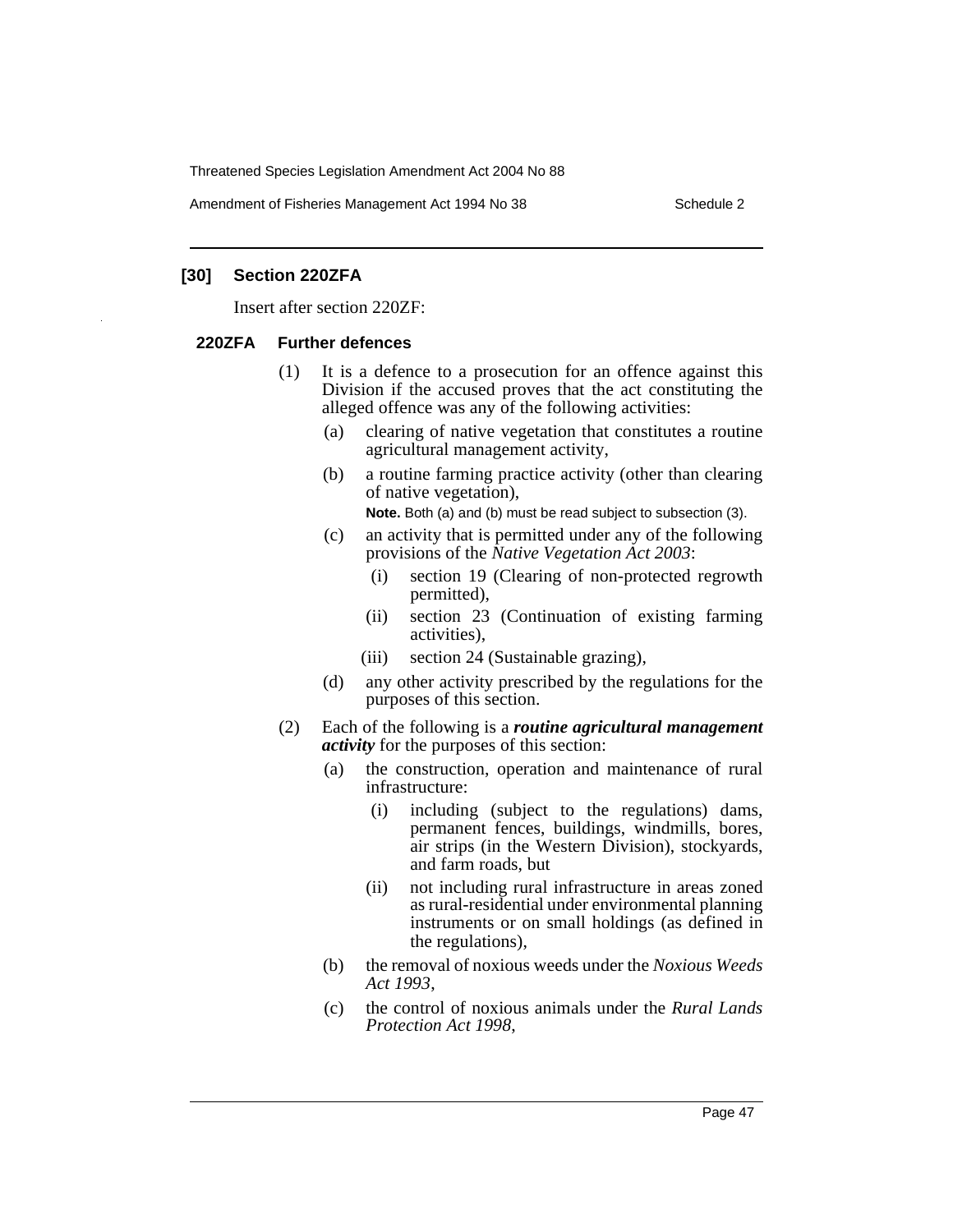## [30] Section 220ZFA

Insert after section 220ZF:

### 220ZFA Further defences

(1) It is a defence to a prosecution for an offence against this Division if the accused proves that the act constituting the alleged offence was any of the following activities:

- (a) clearing of native vegetation that constitutes a routine agricultural management activity,
- (b) a routine farming practice activity (other than clearing of native vegetation),

  **Note.** Both (a) and (b) must be read subject to subsection (3).
- (c) an activity that is permitted under any of the following provisions of the *Native Vegetation Act 2003*:
  - (i) section 19 (Clearing of non-protected regrowth permitted),
  - (ii) section 23 (Continuation of existing farming activities),
  - (iii) section 24 (Sustainable grazing),
- (d) any other activity prescribed by the regulations for the purposes of this section.

(2) Each of the following is a ***routine agricultural management activity*** for the purposes of this section:

- (a) the construction, operation and maintenance of rural infrastructure:
  - (i) including (subject to the regulations) dams, permanent fences, buildings, windmills, bores, air strips (in the Western Division), stockyards, and farm roads, but
  - (ii) not including rural infrastructure in areas zoned as rural-residential under environmental planning instruments or on small holdings (as defined in the regulations),
- (b) the removal of noxious weeds under the *Noxious Weeds Act 1993*,
- (c) the control of noxious animals under the *Rural Lands Protection Act 1998*,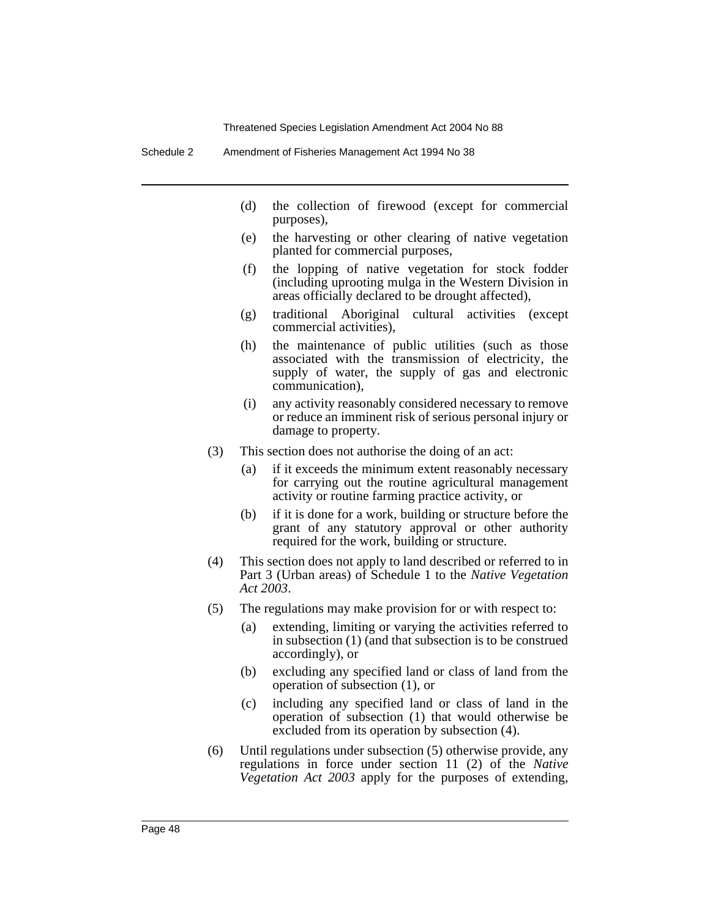(d) the collection of firewood (except for commercial purposes),

(e) the harvesting or other clearing of native vegetation planted for commercial purposes,

(f) the lopping of native vegetation for stock fodder (including uprooting mulga in the Western Division in areas officially declared to be drought affected),

(g) traditional Aboriginal cultural activities (except commercial activities),

(h) the maintenance of public utilities (such as those associated with the transmission of electricity, the supply of water, the supply of gas and electronic communication),

(i) any activity reasonably considered necessary to remove or reduce an imminent risk of serious personal injury or damage to property.

(3) This section does not authorise the doing of an act:

(a) if it exceeds the minimum extent reasonably necessary for carrying out the routine agricultural management activity or routine farming practice activity, or

(b) if it is done for a work, building or structure before the grant of any statutory approval or other authority required for the work, building or structure.

(4) This section does not apply to land described or referred to in Part 3 (Urban areas) of Schedule 1 to the *Native Vegetation Act 2003*.

(5) The regulations may make provision for or with respect to:

(a) extending, limiting or varying the activities referred to in subsection (1) (and that subsection is to be construed accordingly), or

(b) excluding any specified land or class of land from the operation of subsection (1), or

(c) including any specified land or class of land in the operation of subsection (1) that would otherwise be excluded from its operation by subsection (4).

(6) Until regulations under subsection (5) otherwise provide, any regulations in force under section 11 (2) of the *Native Vegetation Act 2003* apply for the purposes of extending,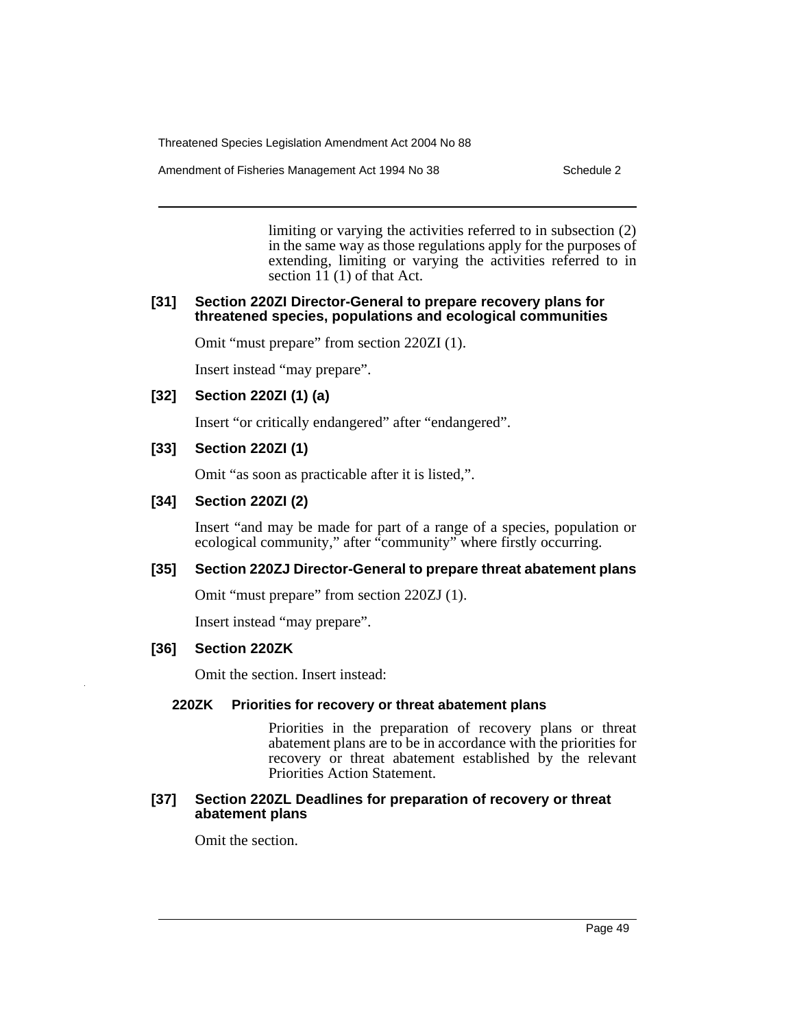limiting or varying the activities referred to in subsection (2) in the same way as those regulations apply for the purposes of extending, limiting or varying the activities referred to in section 11 (1) of that Act.

### [31] Section 220ZI Director-General to prepare recovery plans for threatened species, populations and ecological communities

Omit "must prepare" from section 220ZI (1).

Insert instead "may prepare".

### [32] Section 220ZI (1) (a)

Insert "or critically endangered" after "endangered".

### [33] Section 220ZI (1)

Omit "as soon as practicable after it is listed,".

### [34] Section 220ZI (2)

Insert "and may be made for part of a range of a species, population or ecological community," after "community" where firstly occurring.

### [35] Section 220ZJ Director-General to prepare threat abatement plans

Omit "must prepare" from section 220ZJ (1).

Insert instead "may prepare".

### [36] Section 220ZK

Omit the section. Insert instead:

**220ZK Priorities for recovery or threat abatement plans**

Priorities in the preparation of recovery plans or threat abatement plans are to be in accordance with the priorities for recovery or threat abatement established by the relevant Priorities Action Statement.

### [37] Section 220ZL Deadlines for preparation of recovery or threat abatement plans

Omit the section.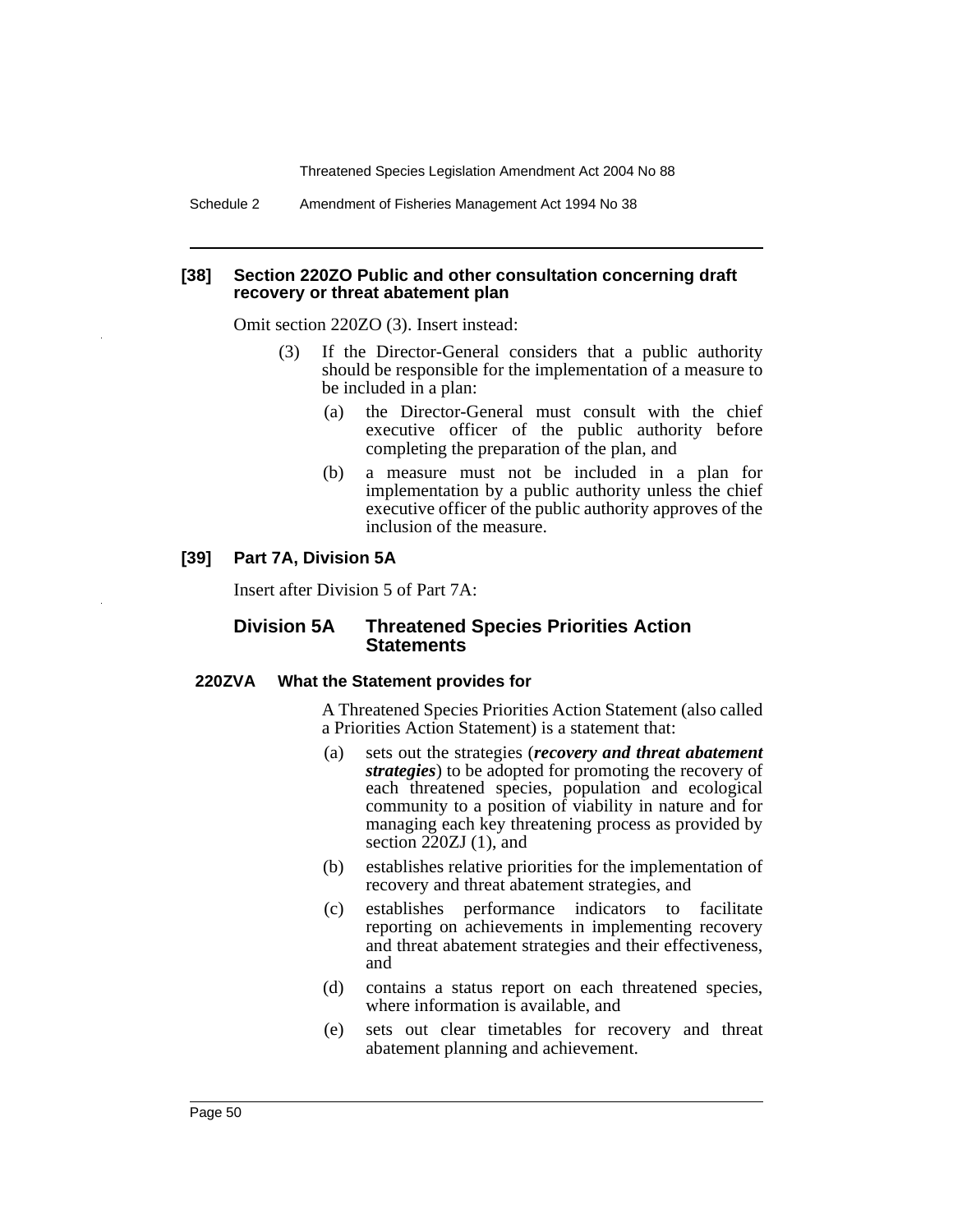#### [38] Section 220ZO Public and other consultation concerning draft recovery or threat abatement plan

Omit section 220ZO (3). Insert instead:

(3) If the Director-General considers that a public authority should be responsible for the implementation of a measure to be included in a plan:

(a) the Director-General must consult with the chief executive officer of the public authority before completing the preparation of the plan, and

(b) a measure must not be included in a plan for implementation by a public authority unless the chief executive officer of the public authority approves of the inclusion of the measure.

#### [39] Part 7A, Division 5A

Insert after Division 5 of Part 7A:

### Division 5A Threatened Species Priorities Action Statements

#### 220ZVA What the Statement provides for

A Threatened Species Priorities Action Statement (also called a Priorities Action Statement) is a statement that:

(a) sets out the strategies (***recovery and threat abatement strategies***) to be adopted for promoting the recovery of each threatened species, population and ecological community to a position of viability in nature and for managing each key threatening process as provided by section 220ZJ (1), and

(b) establishes relative priorities for the implementation of recovery and threat abatement strategies, and

(c) establishes performance indicators to facilitate reporting on achievements in implementing recovery and threat abatement strategies and their effectiveness, and

(d) contains a status report on each threatened species, where information is available, and

(e) sets out clear timetables for recovery and threat abatement planning and achievement.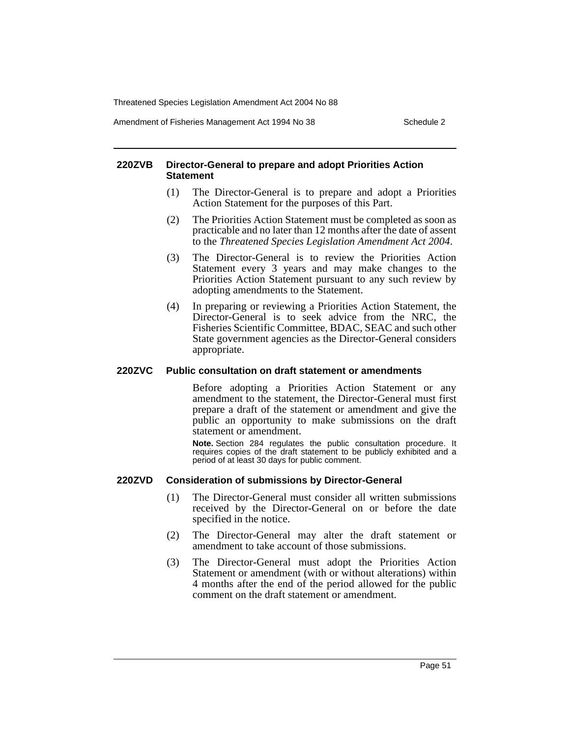#### 220ZVB Director-General to prepare and adopt Priorities Action Statement

(1) The Director-General is to prepare and adopt a Priorities Action Statement for the purposes of this Part.

(2) The Priorities Action Statement must be completed as soon as practicable and no later than 12 months after the date of assent to the *Threatened Species Legislation Amendment Act 2004*.

(3) The Director-General is to review the Priorities Action Statement every 3 years and may make changes to the Priorities Action Statement pursuant to any such review by adopting amendments to the Statement.

(4) In preparing or reviewing a Priorities Action Statement, the Director-General is to seek advice from the NRC, the Fisheries Scientific Committee, BDAC, SEAC and such other State government agencies as the Director-General considers appropriate.

#### 220ZVC Public consultation on draft statement or amendments

Before adopting a Priorities Action Statement or any amendment to the statement, the Director-General must first prepare a draft of the statement or amendment and give the public an opportunity to make submissions on the draft statement or amendment.

**Note.** Section 284 regulates the public consultation procedure. It requires copies of the draft statement to be publicly exhibited and a period of at least 30 days for public comment.

#### 220ZVD Consideration of submissions by Director-General

(1) The Director-General must consider all written submissions received by the Director-General on or before the date specified in the notice.

(2) The Director-General may alter the draft statement or amendment to take account of those submissions.

(3) The Director-General must adopt the Priorities Action Statement or amendment (with or without alterations) within 4 months after the end of the period allowed for the public comment on the draft statement or amendment.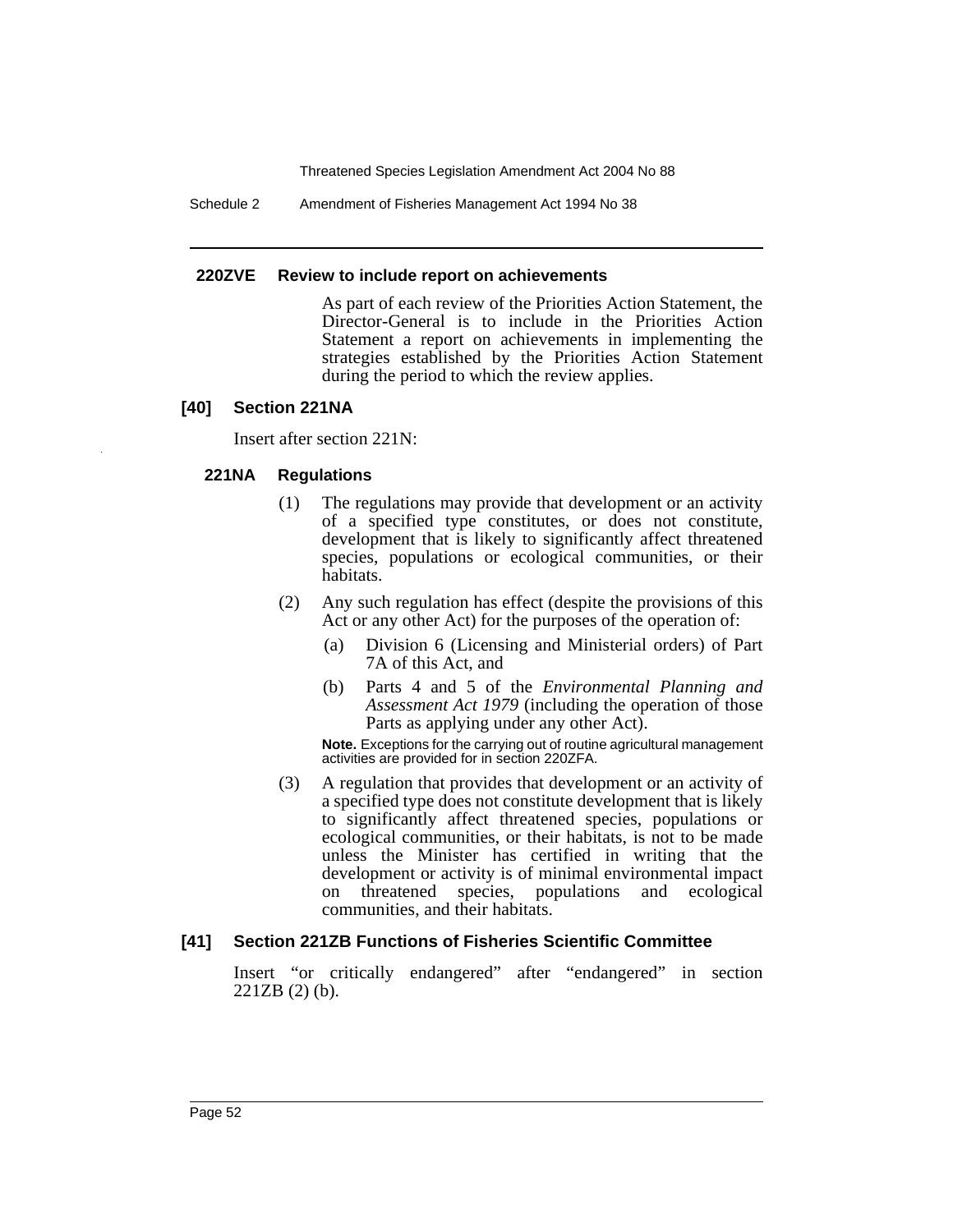#### 220ZVE Review to include report on achievements

As part of each review of the Priorities Action Statement, the Director-General is to include in the Priorities Action Statement a report on achievements in implementing the strategies established by the Priorities Action Statement during the period to which the review applies.

### [40] Section 221NA

Insert after section 221N:

#### 221NA Regulations

(1) The regulations may provide that development or an activity of a specified type constitutes, or does not constitute, development that is likely to significantly affect threatened species, populations or ecological communities, or their habitats.

(2) Any such regulation has effect (despite the provisions of this Act or any other Act) for the purposes of the operation of:

(a) Division 6 (Licensing and Ministerial orders) of Part 7A of this Act, and

(b) Parts 4 and 5 of the *Environmental Planning and Assessment Act 1979* (including the operation of those Parts as applying under any other Act).

**Note.** Exceptions for the carrying out of routine agricultural management activities are provided for in section 220ZFA.

(3) A regulation that provides that development or an activity of a specified type does not constitute development that is likely to significantly affect threatened species, populations or ecological communities, or their habitats, is not to be made unless the Minister has certified in writing that the development or activity is of minimal environmental impact on threatened species, populations and ecological communities, and their habitats.

### [41] Section 221ZB Functions of Fisheries Scientific Committee

Insert "or critically endangered" after "endangered" in section 221ZB (2) (b).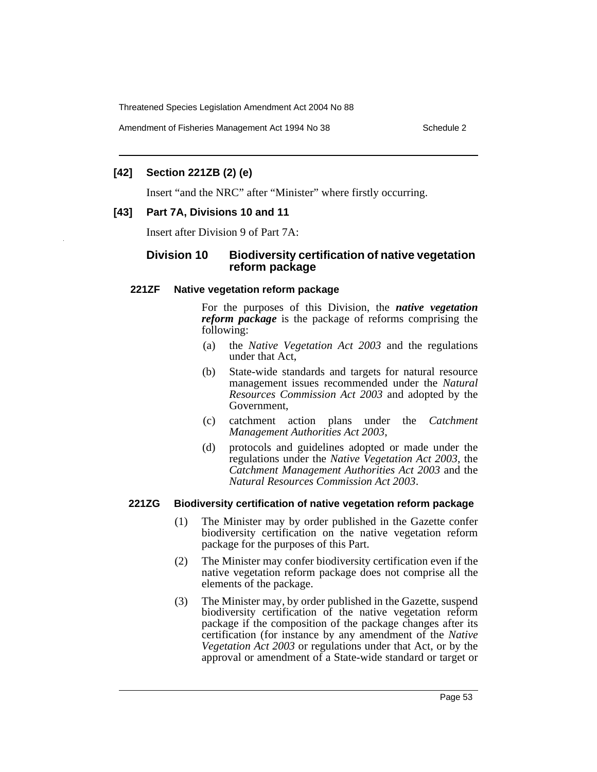### [42] Section 221ZB (2) (e)

Insert "and the NRC" after "Minister" where firstly occurring.

### [43] Part 7A, Divisions 10 and 11

Insert after Division 9 of Part 7A:

## Division 10 Biodiversity certification of native vegetation reform package

#### 221ZF Native vegetation reform package

For the purposes of this Division, the ***native vegetation reform package*** is the package of reforms comprising the following:

(a) the *Native Vegetation Act 2003* and the regulations under that Act,

(b) State-wide standards and targets for natural resource management issues recommended under the *Natural Resources Commission Act 2003* and adopted by the Government,

(c) catchment action plans under the *Catchment Management Authorities Act 2003*,

(d) protocols and guidelines adopted or made under the regulations under the *Native Vegetation Act 2003*, the *Catchment Management Authorities Act 2003* and the *Natural Resources Commission Act 2003*.

#### 221ZG Biodiversity certification of native vegetation reform package

(1) The Minister may by order published in the Gazette confer biodiversity certification on the native vegetation reform package for the purposes of this Part.

(2) The Minister may confer biodiversity certification even if the native vegetation reform package does not comprise all the elements of the package.

(3) The Minister may, by order published in the Gazette, suspend biodiversity certification of the native vegetation reform package if the composition of the package changes after its certification (for instance by any amendment of the *Native Vegetation Act 2003* or regulations under that Act, or by the approval or amendment of a State-wide standard or target or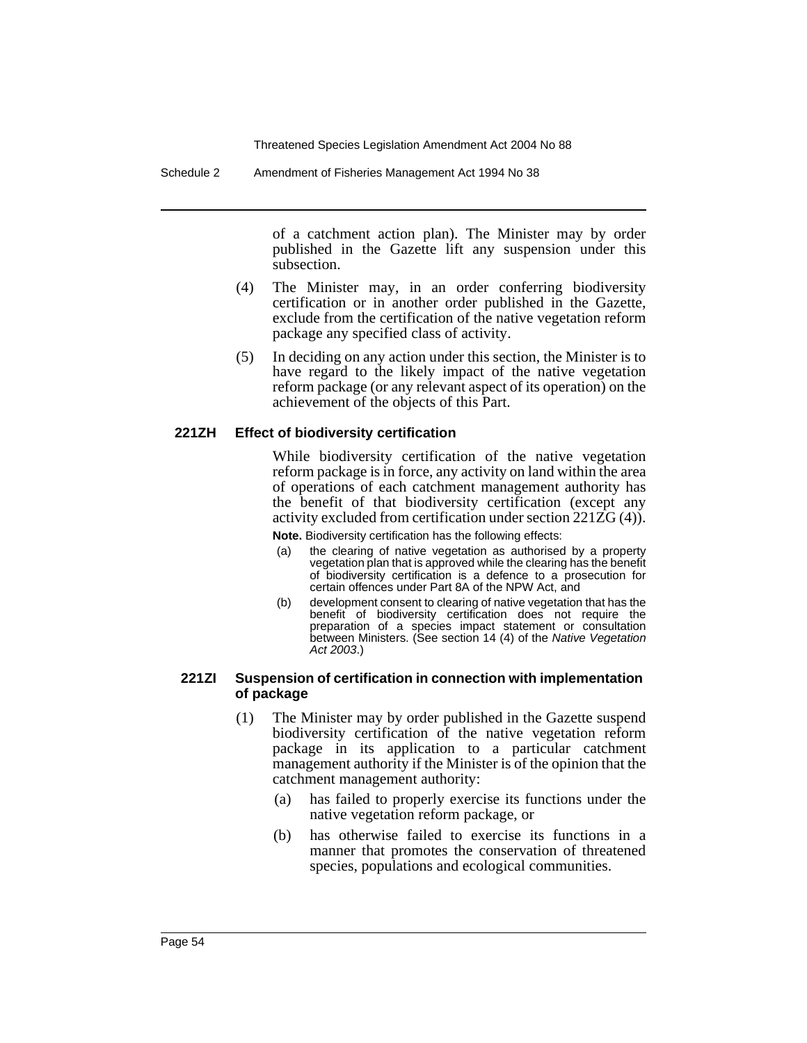of a catchment action plan). The Minister may by order published in the Gazette lift any suspension under this subsection.

(4) The Minister may, in an order conferring biodiversity certification or in another order published in the Gazette, exclude from the certification of the native vegetation reform package any specified class of activity.

(5) In deciding on any action under this section, the Minister is to have regard to the likely impact of the native vegetation reform package (or any relevant aspect of its operation) on the achievement of the objects of this Part.

#### 221ZH Effect of biodiversity certification

While biodiversity certification of the native vegetation reform package is in force, any activity on land within the area of operations of each catchment management authority has the benefit of that biodiversity certification (except any activity excluded from certification under section 221ZG (4)).

**Note.** Biodiversity certification has the following effects:

(a) the clearing of native vegetation as authorised by a property vegetation plan that is approved while the clearing has the benefit of biodiversity certification is a defence to a prosecution for certain offences under Part 8A of the NPW Act, and

(b) development consent to clearing of native vegetation that has the benefit of biodiversity certification does not require the preparation of a species impact statement or consultation between Ministers. (See section 14 (4) of the *Native Vegetation Act 2003*.)

#### 221ZI Suspension of certification in connection with implementation of package

(1) The Minister may by order published in the Gazette suspend biodiversity certification of the native vegetation reform package in its application to a particular catchment management authority if the Minister is of the opinion that the catchment management authority:

(a) has failed to properly exercise its functions under the native vegetation reform package, or

(b) has otherwise failed to exercise its functions in a manner that promotes the conservation of threatened species, populations and ecological communities.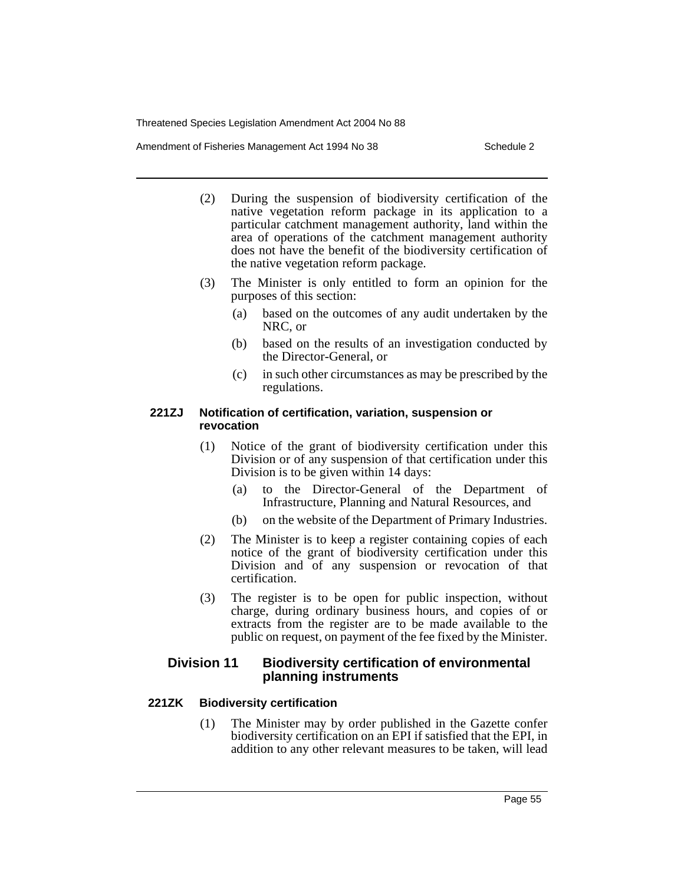(2) During the suspension of biodiversity certification of the native vegetation reform package in its application to a particular catchment management authority, land within the area of operations of the catchment management authority does not have the benefit of the biodiversity certification of the native vegetation reform package.

(3) The Minister is only entitled to form an opinion for the purposes of this section:

(a) based on the outcomes of any audit undertaken by the NRC, or

(b) based on the results of an investigation conducted by the Director-General, or

(c) in such other circumstances as may be prescribed by the regulations.

#### 221ZJ Notification of certification, variation, suspension or revocation

(1) Notice of the grant of biodiversity certification under this Division or of any suspension of that certification under this Division is to be given within 14 days:

(a) to the Director-General of the Department of Infrastructure, Planning and Natural Resources, and

(b) on the website of the Department of Primary Industries.

(2) The Minister is to keep a register containing copies of each notice of the grant of biodiversity certification under this Division and of any suspension or revocation of that certification.

(3) The register is to be open for public inspection, without charge, during ordinary business hours, and copies of or extracts from the register are to be made available to the public on request, on payment of the fee fixed by the Minister.

### Division 11 Biodiversity certification of environmental planning instruments

#### 221ZK Biodiversity certification

(1) The Minister may by order published in the Gazette confer biodiversity certification on an EPI if satisfied that the EPI, in addition to any other relevant measures to be taken, will lead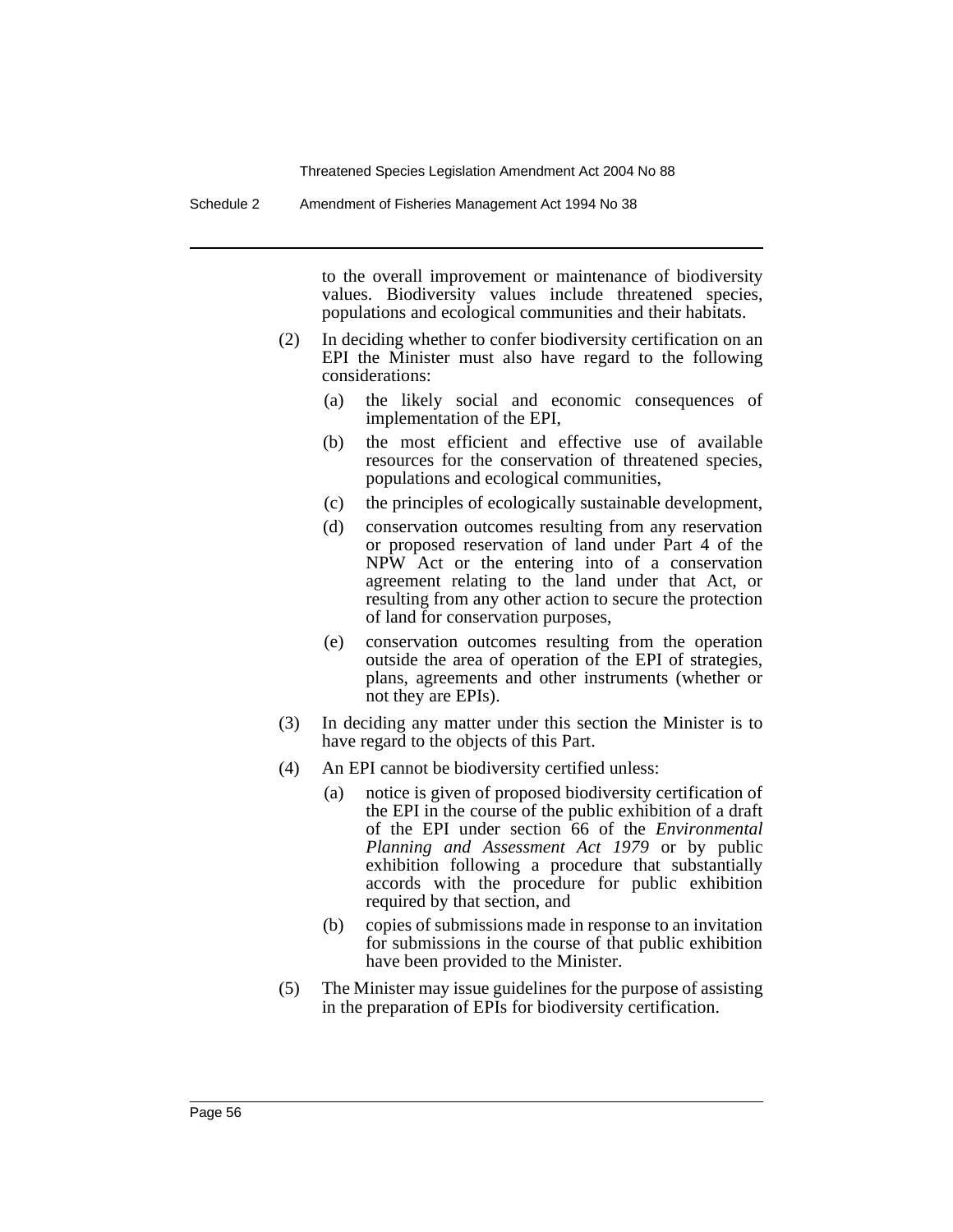to the overall improvement or maintenance of biodiversity values. Biodiversity values include threatened species, populations and ecological communities and their habitats.

(2) In deciding whether to confer biodiversity certification on an EPI the Minister must also have regard to the following considerations:

- (a) the likely social and economic consequences of implementation of the EPI,
- (b) the most efficient and effective use of available resources for the conservation of threatened species, populations and ecological communities,
- (c) the principles of ecologically sustainable development,
- (d) conservation outcomes resulting from any reservation or proposed reservation of land under Part 4 of the NPW Act or the entering into of a conservation agreement relating to the land under that Act, or resulting from any other action to secure the protection of land for conservation purposes,
- (e) conservation outcomes resulting from the operation outside the area of operation of the EPI of strategies, plans, agreements and other instruments (whether or not they are EPIs).

(3) In deciding any matter under this section the Minister is to have regard to the objects of this Part.

(4) An EPI cannot be biodiversity certified unless:

- (a) notice is given of proposed biodiversity certification of the EPI in the course of the public exhibition of a draft of the EPI under section 66 of the *Environmental Planning and Assessment Act 1979* or by public exhibition following a procedure that substantially accords with the procedure for public exhibition required by that section, and
- (b) copies of submissions made in response to an invitation for submissions in the course of that public exhibition have been provided to the Minister.

(5) The Minister may issue guidelines for the purpose of assisting in the preparation of EPIs for biodiversity certification.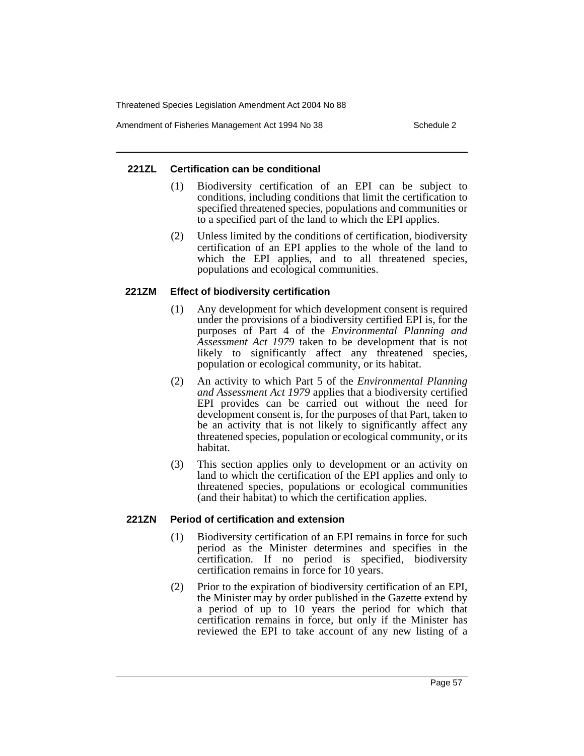#### 221ZL Certification can be conditional

(1) Biodiversity certification of an EPI can be subject to conditions, including conditions that limit the certification to specified threatened species, populations and communities or to a specified part of the land to which the EPI applies.

(2) Unless limited by the conditions of certification, biodiversity certification of an EPI applies to the whole of the land to which the EPI applies, and to all threatened species, populations and ecological communities.

#### 221ZM Effect of biodiversity certification

(1) Any development for which development consent is required under the provisions of a biodiversity certified EPI is, for the purposes of Part 4 of the *Environmental Planning and Assessment Act 1979* taken to be development that is not likely to significantly affect any threatened species, population or ecological community, or its habitat.

(2) An activity to which Part 5 of the *Environmental Planning and Assessment Act 1979* applies that a biodiversity certified EPI provides can be carried out without the need for development consent is, for the purposes of that Part, taken to be an activity that is not likely to significantly affect any threatened species, population or ecological community, or its habitat.

(3) This section applies only to development or an activity on land to which the certification of the EPI applies and only to threatened species, populations or ecological communities (and their habitat) to which the certification applies.

#### 221ZN Period of certification and extension

(1) Biodiversity certification of an EPI remains in force for such period as the Minister determines and specifies in the certification. If no period is specified, biodiversity certification remains in force for 10 years.

(2) Prior to the expiration of biodiversity certification of an EPI, the Minister may by order published in the Gazette extend by a period of up to 10 years the period for which that certification remains in force, but only if the Minister has reviewed the EPI to take account of any new listing of a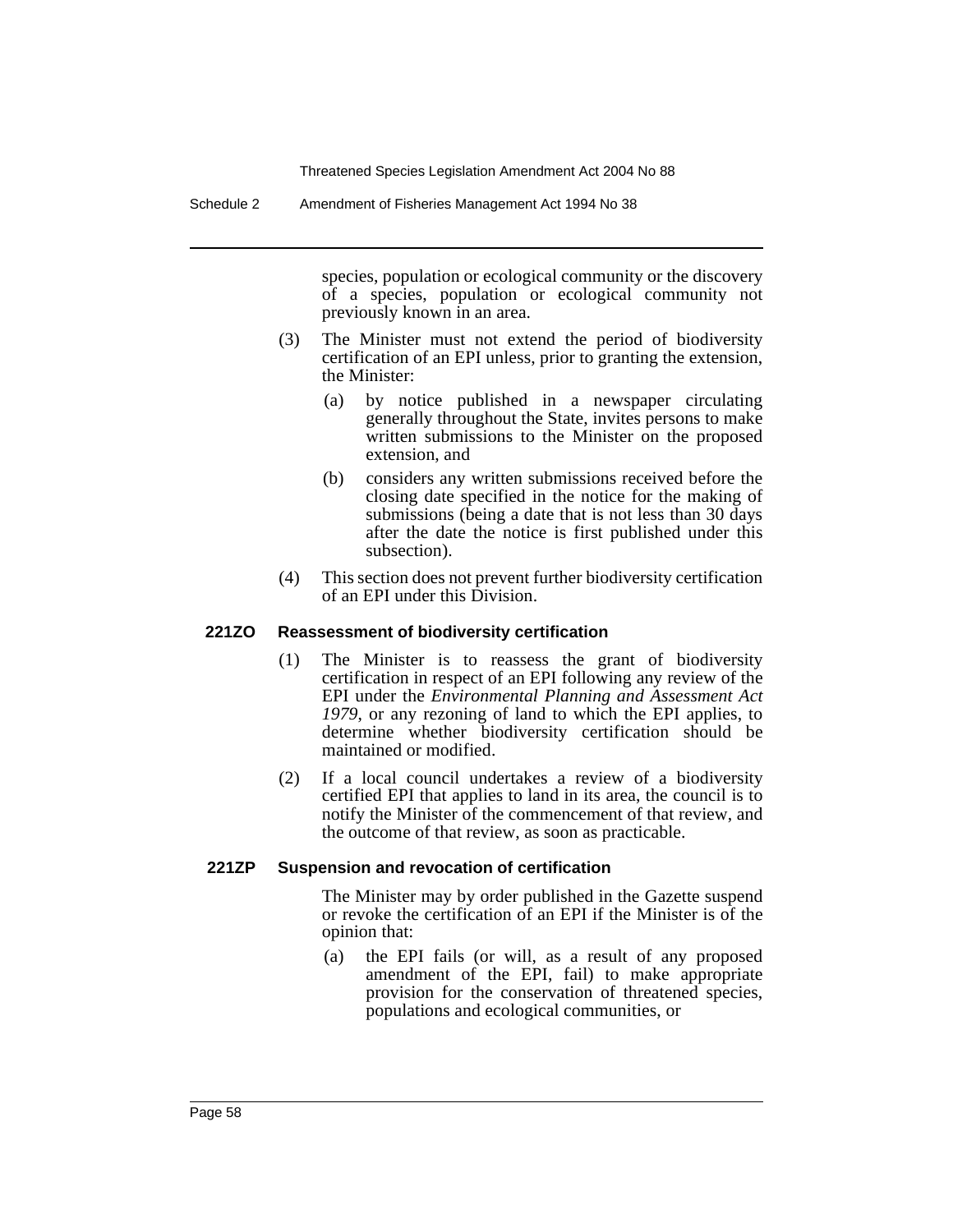species, population or ecological community or the discovery of a species, population or ecological community not previously known in an area.

(3) The Minister must not extend the period of biodiversity certification of an EPI unless, prior to granting the extension, the Minister:

(a) by notice published in a newspaper circulating generally throughout the State, invites persons to make written submissions to the Minister on the proposed extension, and

(b) considers any written submissions received before the closing date specified in the notice for the making of submissions (being a date that is not less than 30 days after the date the notice is first published under this subsection).

(4) This section does not prevent further biodiversity certification of an EPI under this Division.

#### 221ZO Reassessment of biodiversity certification

(1) The Minister is to reassess the grant of biodiversity certification in respect of an EPI following any review of the EPI under the *Environmental Planning and Assessment Act 1979*, or any rezoning of land to which the EPI applies, to determine whether biodiversity certification should be maintained or modified.

(2) If a local council undertakes a review of a biodiversity certified EPI that applies to land in its area, the council is to notify the Minister of the commencement of that review, and the outcome of that review, as soon as practicable.

#### 221ZP Suspension and revocation of certification

The Minister may by order published in the Gazette suspend or revoke the certification of an EPI if the Minister is of the opinion that:

(a) the EPI fails (or will, as a result of any proposed amendment of the EPI, fail) to make appropriate provision for the conservation of threatened species, populations and ecological communities, or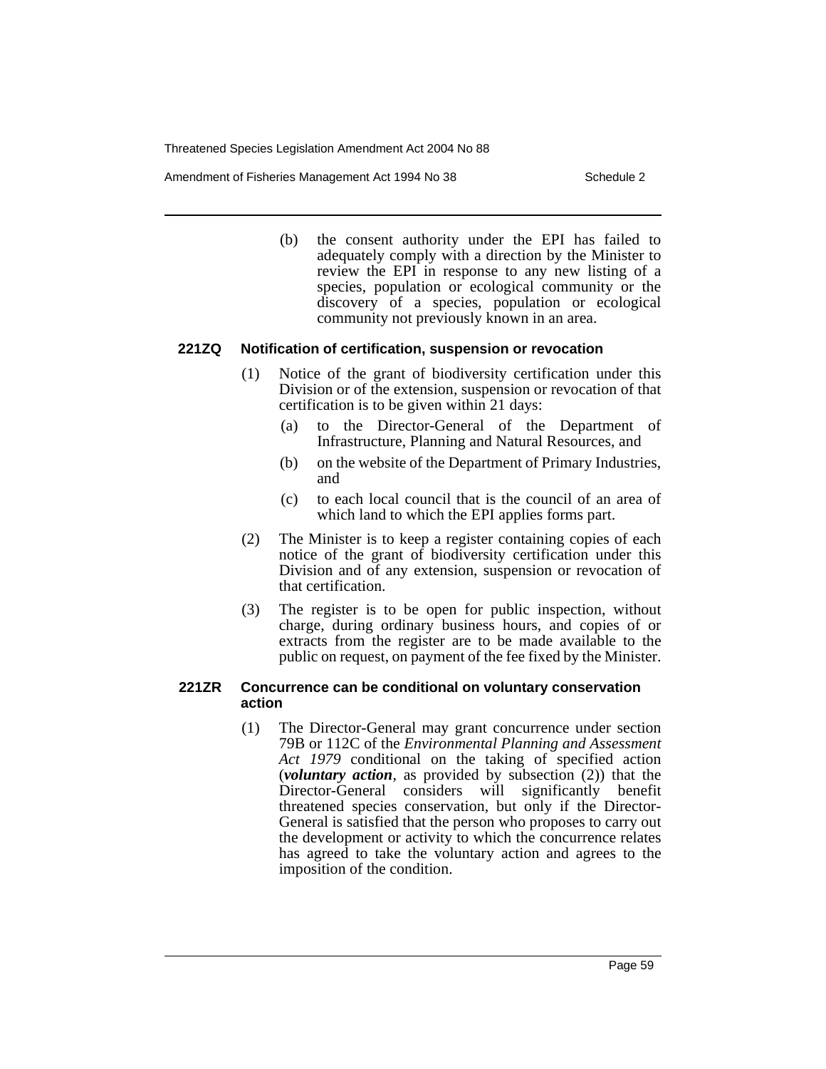(b) the consent authority under the EPI has failed to adequately comply with a direction by the Minister to review the EPI in response to any new listing of a species, population or ecological community or the discovery of a species, population or ecological community not previously known in an area.

#### 221ZQ Notification of certification, suspension or revocation

(1) Notice of the grant of biodiversity certification under this Division or of the extension, suspension or revocation of that certification is to be given within 21 days:

(a) to the Director-General of the Department of Infrastructure, Planning and Natural Resources, and

(b) on the website of the Department of Primary Industries, and

(c) to each local council that is the council of an area of which land to which the EPI applies forms part.

(2) The Minister is to keep a register containing copies of each notice of the grant of biodiversity certification under this Division and of any extension, suspension or revocation of that certification.

(3) The register is to be open for public inspection, without charge, during ordinary business hours, and copies of or extracts from the register are to be made available to the public on request, on payment of the fee fixed by the Minister.

#### 221ZR Concurrence can be conditional on voluntary conservation action

(1) The Director-General may grant concurrence under section 79B or 112C of the *Environmental Planning and Assessment Act 1979* conditional on the taking of specified action (***voluntary action***, as provided by subsection (2)) that the Director-General considers will significantly benefit threatened species conservation, but only if the Director-General is satisfied that the person who proposes to carry out the development or activity to which the concurrence relates has agreed to take the voluntary action and agrees to the imposition of the condition.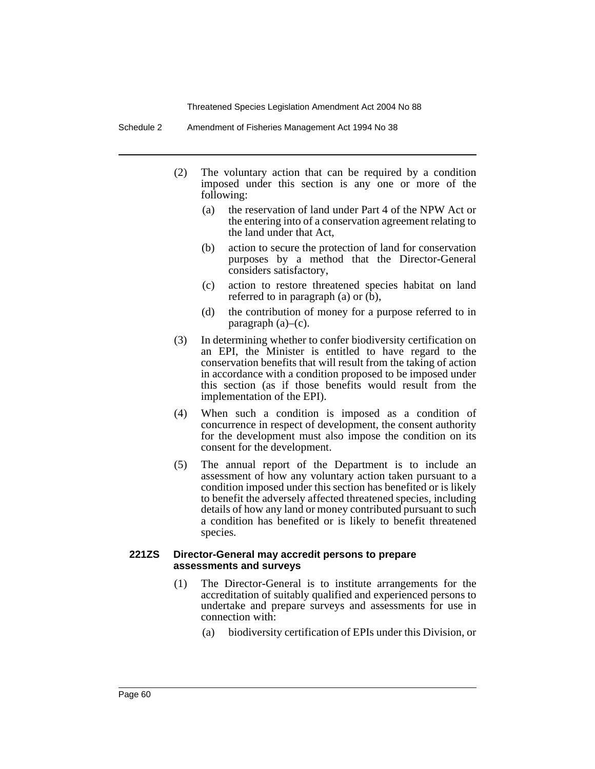(2) The voluntary action that can be required by a condition imposed under this section is any one or more of the following:

(a) the reservation of land under Part 4 of the NPW Act or the entering into of a conservation agreement relating to the land under that Act,

(b) action to secure the protection of land for conservation purposes by a method that the Director-General considers satisfactory,

(c) action to restore threatened species habitat on land referred to in paragraph (a) or (b),

(d) the contribution of money for a purpose referred to in paragraph (a)–(c).

(3) In determining whether to confer biodiversity certification on an EPI, the Minister is entitled to have regard to the conservation benefits that will result from the taking of action in accordance with a condition proposed to be imposed under this section (as if those benefits would result from the implementation of the EPI).

(4) When such a condition is imposed as a condition of concurrence in respect of development, the consent authority for the development must also impose the condition on its consent for the development.

(5) The annual report of the Department is to include an assessment of how any voluntary action taken pursuant to a condition imposed under this section has benefited or is likely to benefit the adversely affected threatened species, including details of how any land or money contributed pursuant to such a condition has benefited or is likely to benefit threatened species.

**221ZS Director-General may accredit persons to prepare assessments and surveys**

(1) The Director-General is to institute arrangements for the accreditation of suitably qualified and experienced persons to undertake and prepare surveys and assessments for use in connection with:

(a) biodiversity certification of EPIs under this Division, or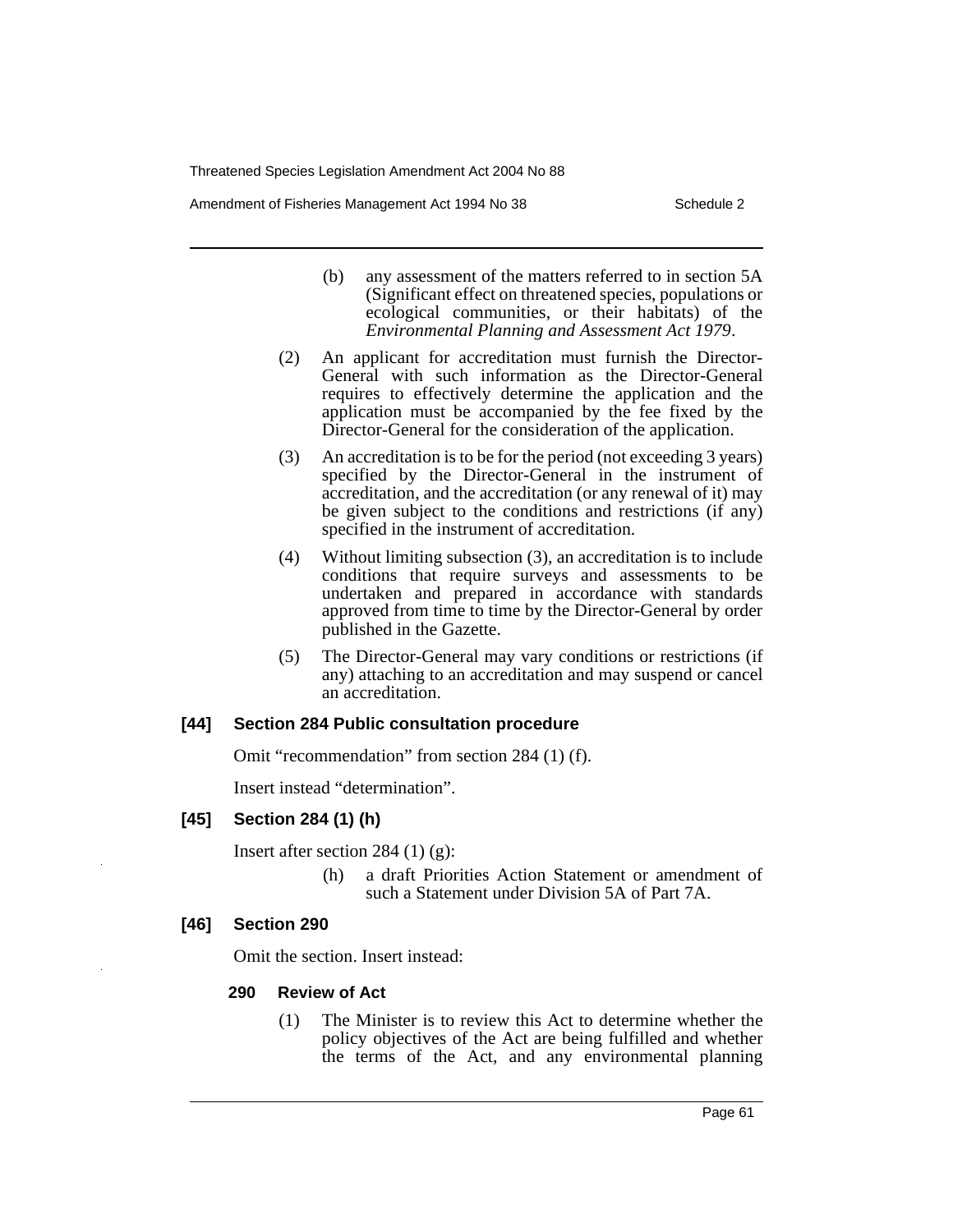(b) any assessment of the matters referred to in section 5A (Significant effect on threatened species, populations or ecological communities, or their habitats) of the *Environmental Planning and Assessment Act 1979*.

(2) An applicant for accreditation must furnish the Director-General with such information as the Director-General requires to effectively determine the application and the application must be accompanied by the fee fixed by the Director-General for the consideration of the application.

(3) An accreditation is to be for the period (not exceeding 3 years) specified by the Director-General in the instrument of accreditation, and the accreditation (or any renewal of it) may be given subject to the conditions and restrictions (if any) specified in the instrument of accreditation.

(4) Without limiting subsection (3), an accreditation is to include conditions that require surveys and assessments to be undertaken and prepared in accordance with standards approved from time to time by the Director-General by order published in the Gazette.

(5) The Director-General may vary conditions or restrictions (if any) attaching to an accreditation and may suspend or cancel an accreditation.

### [44] Section 284 Public consultation procedure

Omit "recommendation" from section 284 (1) (f).

Insert instead "determination".

### [45] Section 284 (1) (h)

Insert after section 284 (1) (g):

(h) a draft Priorities Action Statement or amendment of such a Statement under Division 5A of Part 7A.

### [46] Section 290

Omit the section. Insert instead:

#### 290 Review of Act

(1) The Minister is to review this Act to determine whether the policy objectives of the Act are being fulfilled and whether the terms of the Act, and any environmental planning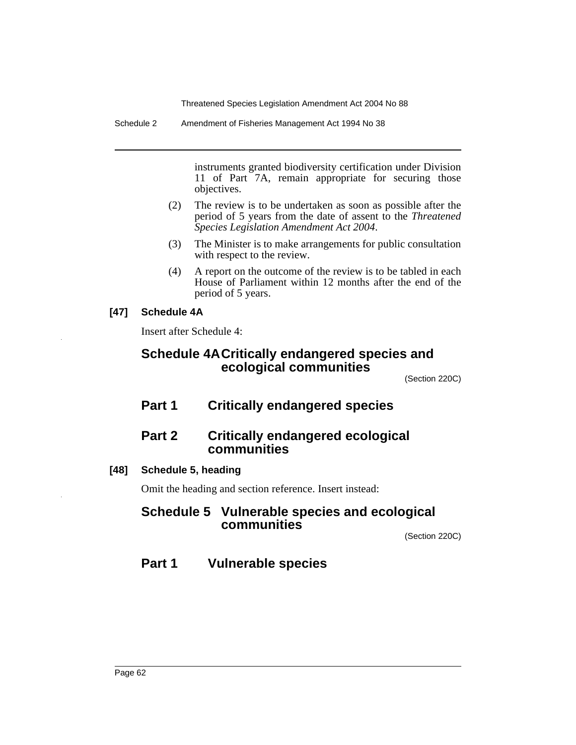instruments granted biodiversity certification under Division 11 of Part 7A, remain appropriate for securing those objectives.

(2) The review is to be undertaken as soon as possible after the period of 5 years from the date of assent to the *Threatened Species Legislation Amendment Act 2004*.

(3) The Minister is to make arrangements for public consultation with respect to the review.

(4) A report on the outcome of the review is to be tabled in each House of Parliament within 12 months after the end of the period of 5 years.

**[47] Schedule 4A**

Insert after Schedule 4:

## Schedule 4A Critically endangered species and ecological communities

(Section 220C)

### Part 1 Critically endangered species

### Part 2 Critically endangered ecological communities

**[48] Schedule 5, heading**

Omit the heading and section reference. Insert instead:

## Schedule 5 Vulnerable species and ecological communities

(Section 220C)

### Part 1 Vulnerable species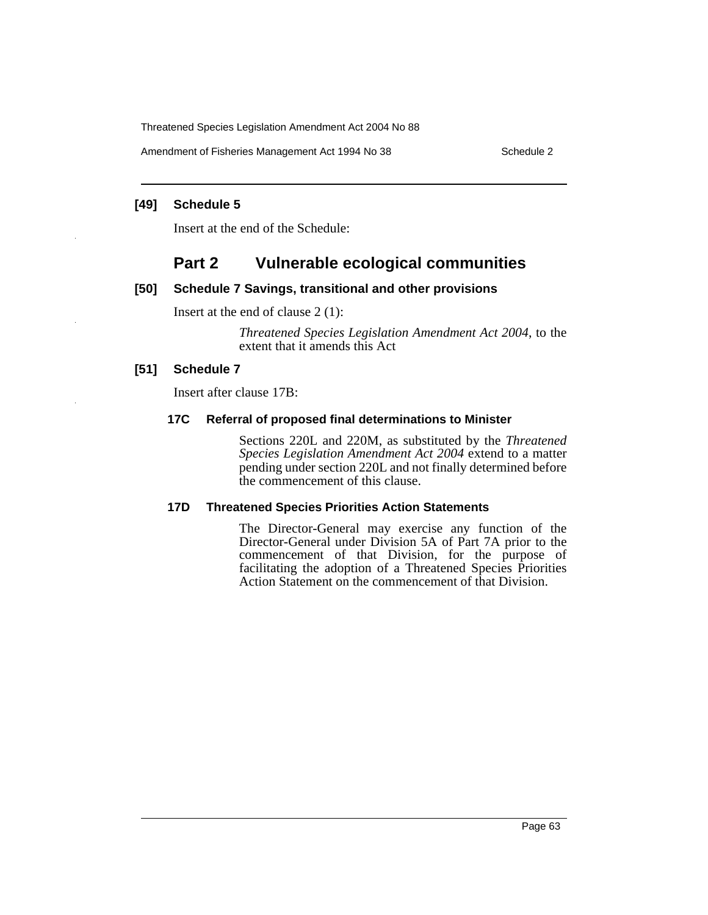### [49] Schedule 5

Insert at the end of the Schedule:

## Part 2 Vulnerable ecological communities

### [50] Schedule 7 Savings, transitional and other provisions

Insert at the end of clause 2 (1):

*Threatened Species Legislation Amendment Act 2004*, to the extent that it amends this Act

### [51] Schedule 7

Insert after clause 17B:

#### 17C Referral of proposed final determinations to Minister

Sections 220L and 220M, as substituted by the *Threatened Species Legislation Amendment Act 2004* extend to a matter pending under section 220L and not finally determined before the commencement of this clause.

#### 17D Threatened Species Priorities Action Statements

The Director-General may exercise any function of the Director-General under Division 5A of Part 7A prior to the commencement of that Division, for the purpose of facilitating the adoption of a Threatened Species Priorities Action Statement on the commencement of that Division.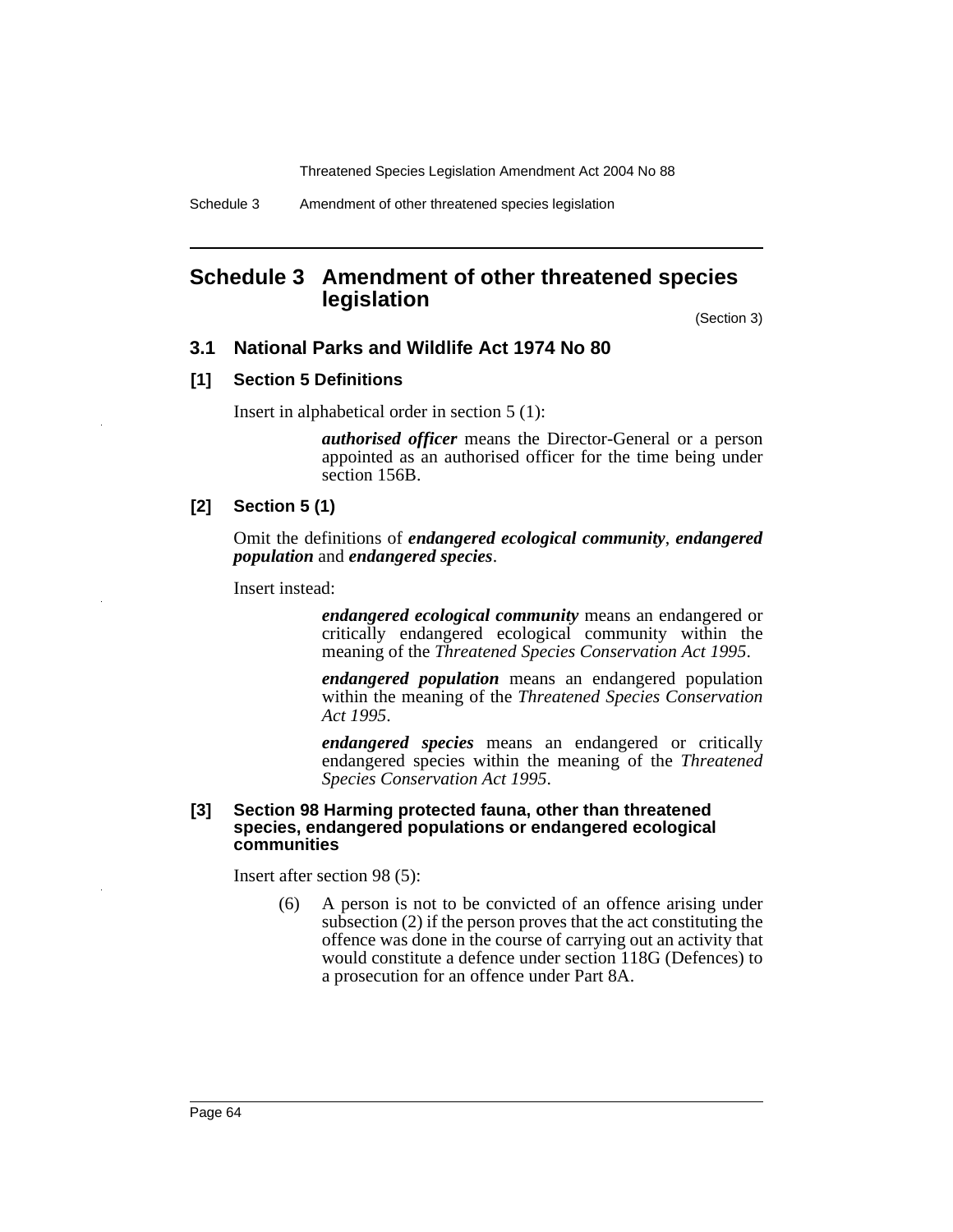# Schedule 3 Amendment of other threatened species legislation

(Section 3)

## 3.1 National Parks and Wildlife Act 1974 No 80

### [1] Section 5 Definitions

Insert in alphabetical order in section 5 (1):

> ***authorised officer*** means the Director-General or a person appointed as an authorised officer for the time being under section 156B.

### [2] Section 5 (1)

Omit the definitions of ***endangered ecological community***, ***endangered population*** and ***endangered species***.

Insert instead:

> ***endangered ecological community*** means an endangered or critically endangered ecological community within the meaning of the *Threatened Species Conservation Act 1995*.
>
> ***endangered population*** means an endangered population within the meaning of the *Threatened Species Conservation Act 1995*.
>
> ***endangered species*** means an endangered or critically endangered species within the meaning of the *Threatened Species Conservation Act 1995*.

### [3] Section 98 Harming protected fauna, other than threatened species, endangered populations or endangered ecological communities

Insert after section 98 (5):

> (6) A person is not to be convicted of an offence arising under subsection (2) if the person proves that the act constituting the offence was done in the course of carrying out an activity that would constitute a defence under section 118G (Defences) to a prosecution for an offence under Part 8A.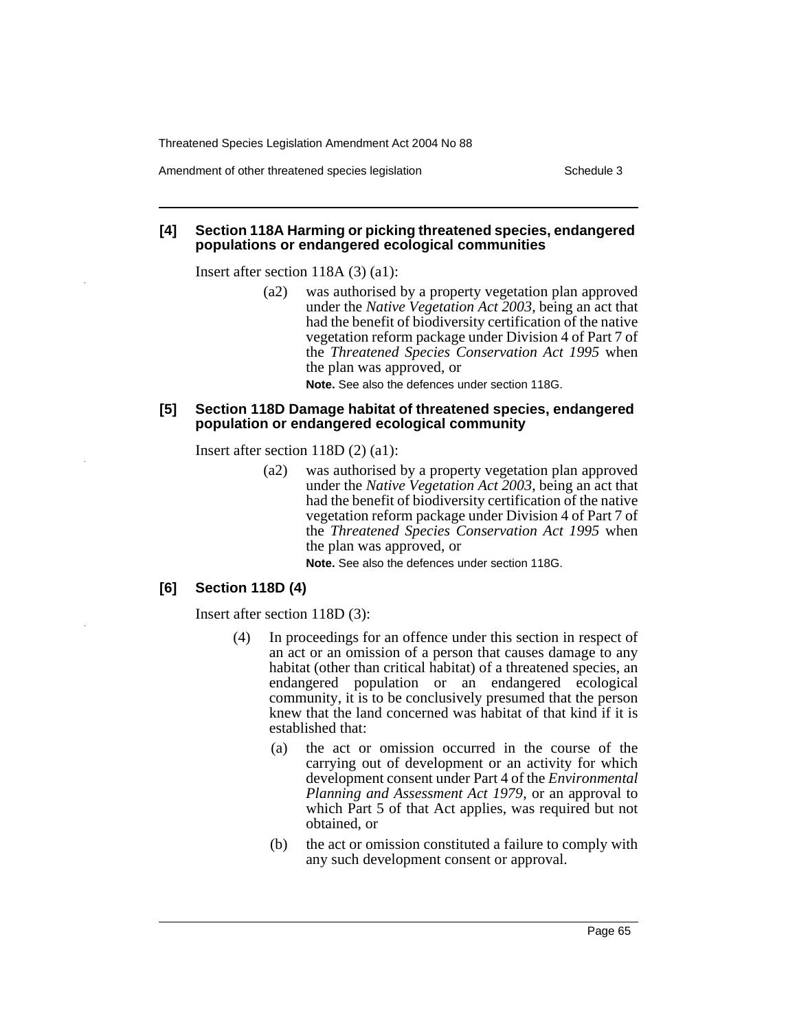**[4] Section 118A Harming or picking threatened species, endangered populations or endangered ecological communities**

Insert after section 118A (3) (a1):

(a2) was authorised by a property vegetation plan approved under the *Native Vegetation Act 2003*, being an act that had the benefit of biodiversity certification of the native vegetation reform package under Division 4 of Part 7 of the *Threatened Species Conservation Act 1995* when the plan was approved, or

**Note.** See also the defences under section 118G.

**[5] Section 118D Damage habitat of threatened species, endangered population or endangered ecological community**

Insert after section 118D (2) (a1):

(a2) was authorised by a property vegetation plan approved under the *Native Vegetation Act 2003*, being an act that had the benefit of biodiversity certification of the native vegetation reform package under Division 4 of Part 7 of the *Threatened Species Conservation Act 1995* when the plan was approved, or

**Note.** See also the defences under section 118G.

**[6] Section 118D (4)**

Insert after section 118D (3):

(4) In proceedings for an offence under this section in respect of an act or an omission of a person that causes damage to any habitat (other than critical habitat) of a threatened species, an endangered population or an endangered ecological community, it is to be conclusively presumed that the person knew that the land concerned was habitat of that kind if it is established that:

(a) the act or omission occurred in the course of the carrying out of development or an activity for which development consent under Part 4 of the *Environmental Planning and Assessment Act 1979*, or an approval to which Part 5 of that Act applies, was required but not obtained, or

(b) the act or omission constituted a failure to comply with any such development consent or approval.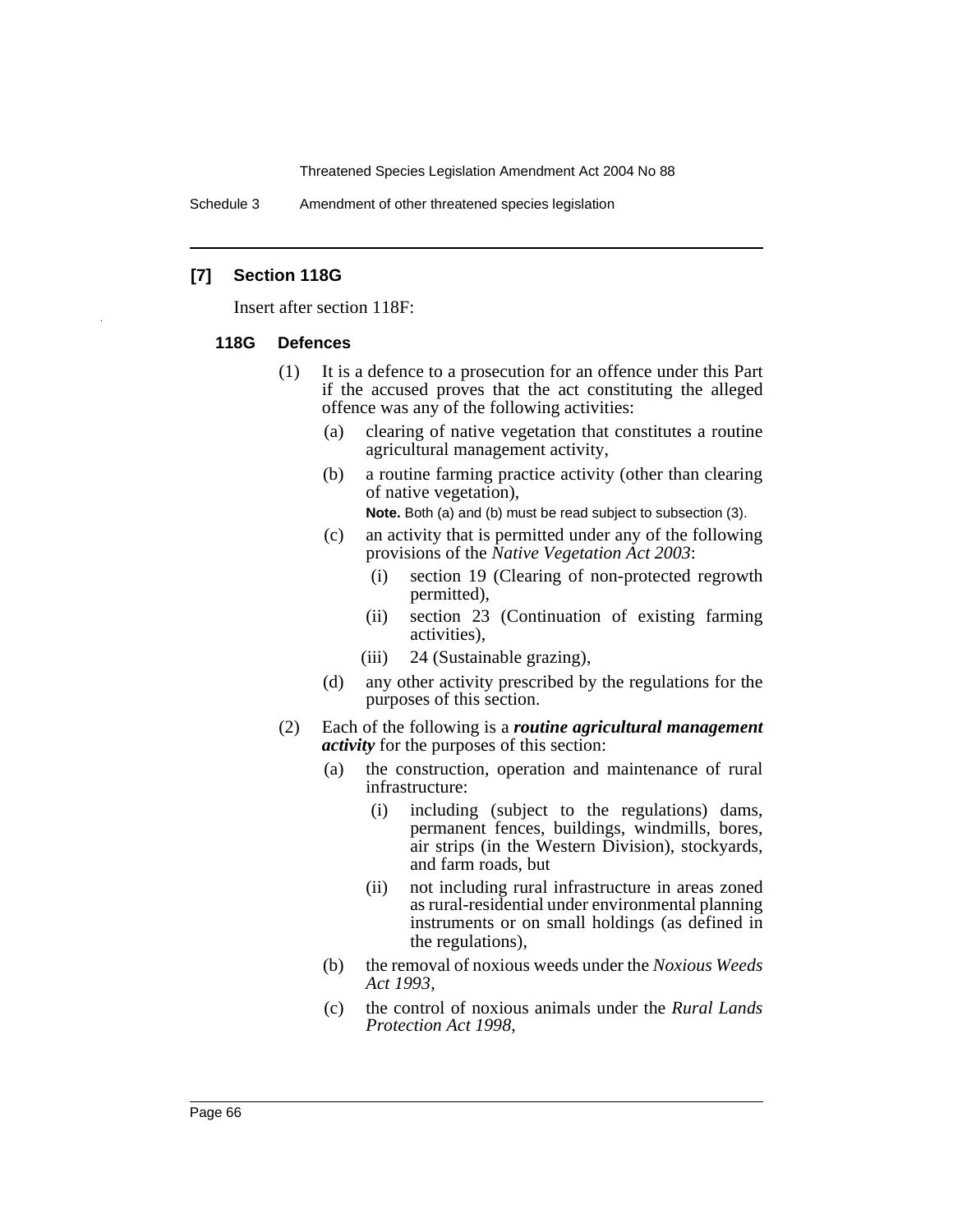## [7] Section 118G

Insert after section 118F:

### 118G Defences

(1) It is a defence to a prosecution for an offence under this Part if the accused proves that the act constituting the alleged offence was any of the following activities:

- (a) clearing of native vegetation that constitutes a routine agricultural management activity,
- (b) a routine farming practice activity (other than clearing of native vegetation),

  **Note.** Both (a) and (b) must be read subject to subsection (3).

- (c) an activity that is permitted under any of the following provisions of the *Native Vegetation Act 2003*:
  - (i) section 19 (Clearing of non-protected regrowth permitted),
  - (ii) section 23 (Continuation of existing farming activities),
  - (iii) 24 (Sustainable grazing),
- (d) any other activity prescribed by the regulations for the purposes of this section.

(2) Each of the following is a ***routine agricultural management activity*** for the purposes of this section:

- (a) the construction, operation and maintenance of rural infrastructure:
  - (i) including (subject to the regulations) dams, permanent fences, buildings, windmills, bores, air strips (in the Western Division), stockyards, and farm roads, but
  - (ii) not including rural infrastructure in areas zoned as rural-residential under environmental planning instruments or on small holdings (as defined in the regulations),
- (b) the removal of noxious weeds under the *Noxious Weeds Act 1993*,
- (c) the control of noxious animals under the *Rural Lands Protection Act 1998*,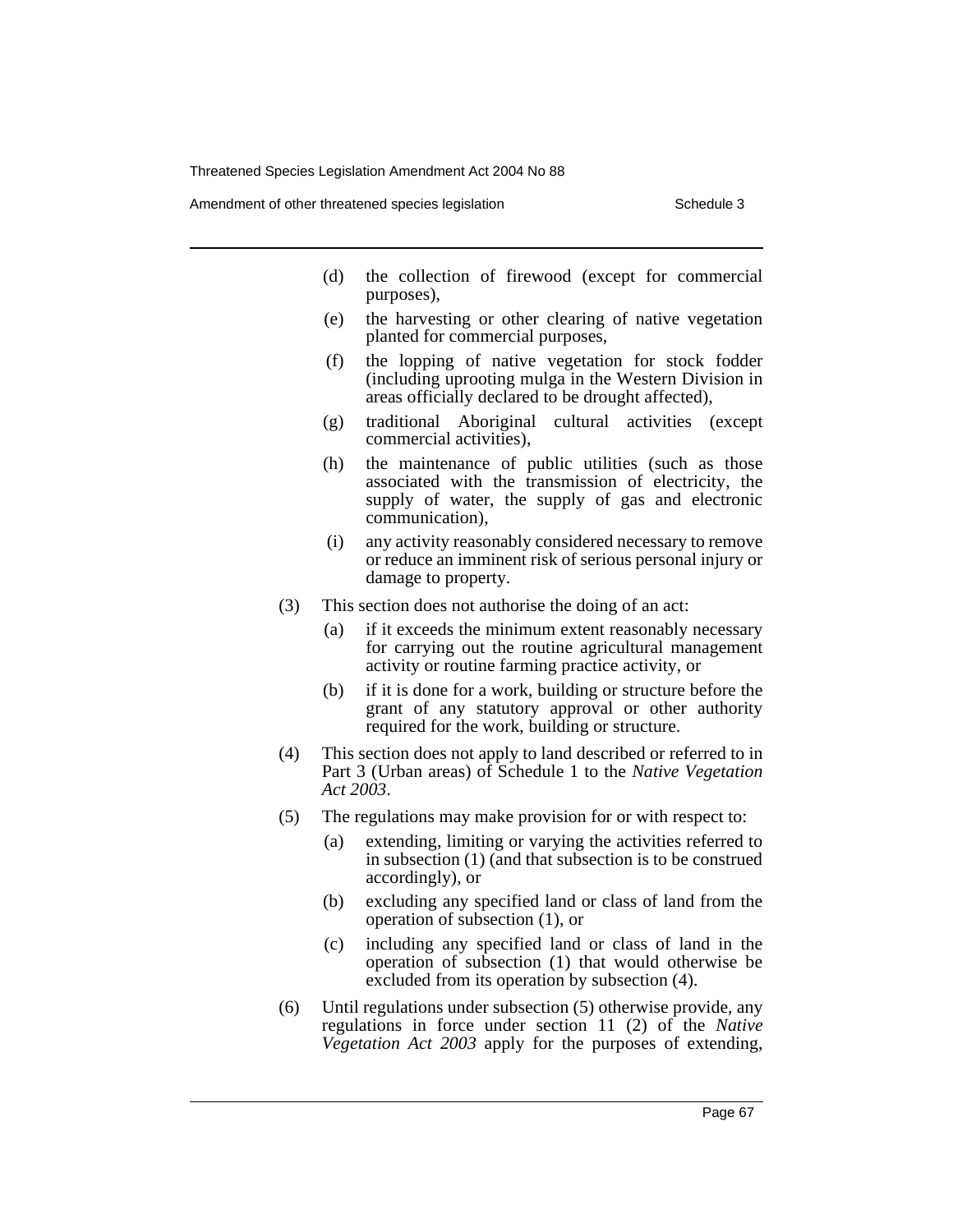(d) the collection of firewood (except for commercial purposes),

(e) the harvesting or other clearing of native vegetation planted for commercial purposes,

(f) the lopping of native vegetation for stock fodder (including uprooting mulga in the Western Division in areas officially declared to be drought affected),

(g) traditional Aboriginal cultural activities (except commercial activities),

(h) the maintenance of public utilities (such as those associated with the transmission of electricity, the supply of water, the supply of gas and electronic communication),

(i) any activity reasonably considered necessary to remove or reduce an imminent risk of serious personal injury or damage to property.

(3) This section does not authorise the doing of an act:

(a) if it exceeds the minimum extent reasonably necessary for carrying out the routine agricultural management activity or routine farming practice activity, or

(b) if it is done for a work, building or structure before the grant of any statutory approval or other authority required for the work, building or structure.

(4) This section does not apply to land described or referred to in Part 3 (Urban areas) of Schedule 1 to the *Native Vegetation Act 2003*.

(5) The regulations may make provision for or with respect to:

(a) extending, limiting or varying the activities referred to in subsection (1) (and that subsection is to be construed accordingly), or

(b) excluding any specified land or class of land from the operation of subsection (1), or

(c) including any specified land or class of land in the operation of subsection (1) that would otherwise be excluded from its operation by subsection (4).

(6) Until regulations under subsection (5) otherwise provide, any regulations in force under section 11 (2) of the *Native Vegetation Act 2003* apply for the purposes of extending,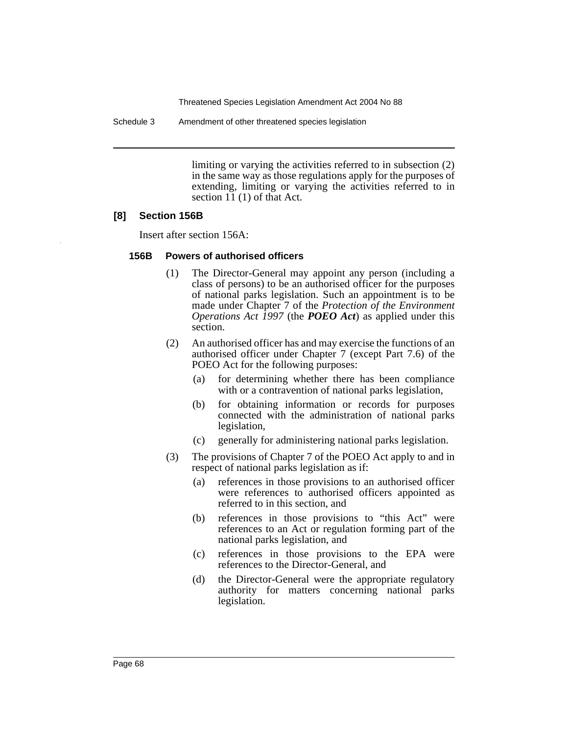limiting or varying the activities referred to in subsection (2) in the same way as those regulations apply for the purposes of extending, limiting or varying the activities referred to in section 11 (1) of that Act.

### [8] Section 156B

Insert after section 156A:

#### 156B Powers of authorised officers

(1) The Director-General may appoint any person (including a class of persons) to be an authorised officer for the purposes of national parks legislation. Such an appointment is to be made under Chapter 7 of the *Protection of the Environment Operations Act 1997* (the ***POEO Act***) as applied under this section.

(2) An authorised officer has and may exercise the functions of an authorised officer under Chapter 7 (except Part 7.6) of the POEO Act for the following purposes:

- (a) for determining whether there has been compliance with or a contravention of national parks legislation,
- (b) for obtaining information or records for purposes connected with the administration of national parks legislation,
- (c) generally for administering national parks legislation.

(3) The provisions of Chapter 7 of the POEO Act apply to and in respect of national parks legislation as if:

- (a) references in those provisions to an authorised officer were references to authorised officers appointed as referred to in this section, and
- (b) references in those provisions to "this Act" were references to an Act or regulation forming part of the national parks legislation, and
- (c) references in those provisions to the EPA were references to the Director-General, and
- (d) the Director-General were the appropriate regulatory authority for matters concerning national parks legislation.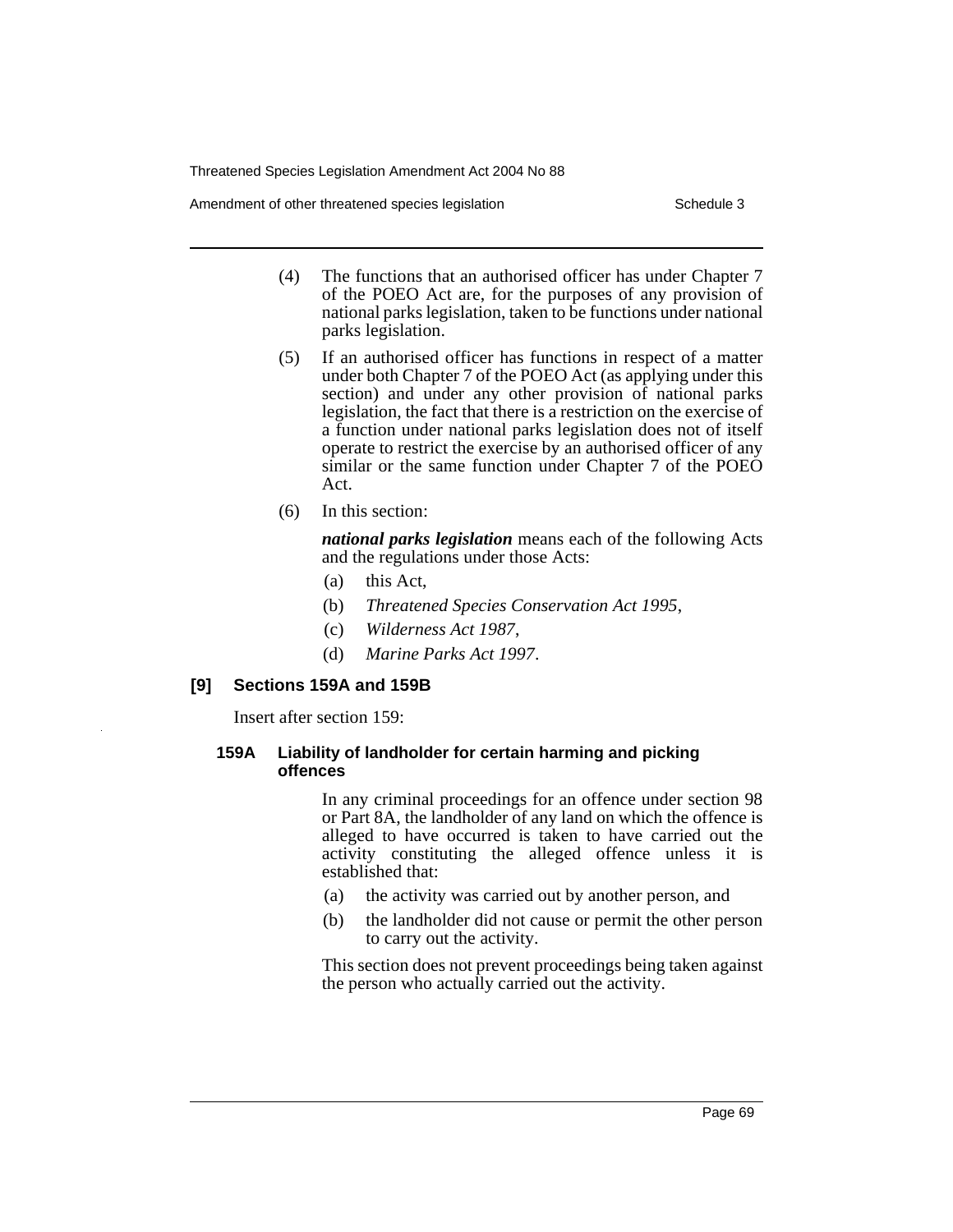(4) The functions that an authorised officer has under Chapter 7 of the POEO Act are, for the purposes of any provision of national parks legislation, taken to be functions under national parks legislation.

(5) If an authorised officer has functions in respect of a matter under both Chapter 7 of the POEO Act (as applying under this section) and under any other provision of national parks legislation, the fact that there is a restriction on the exercise of a function under national parks legislation does not of itself operate to restrict the exercise by an authorised officer of any similar or the same function under Chapter 7 of the POEO Act.

(6) In this section:

***national parks legislation*** means each of the following Acts and the regulations under those Acts:

(a) this Act,

(b) *Threatened Species Conservation Act 1995*,

(c) *Wilderness Act 1987*,

(d) *Marine Parks Act 1997*.

### [9] Sections 159A and 159B

Insert after section 159:

#### 159A Liability of landholder for certain harming and picking offences

In any criminal proceedings for an offence under section 98 or Part 8A, the landholder of any land on which the offence is alleged to have occurred is taken to have carried out the activity constituting the alleged offence unless it is established that:

(a) the activity was carried out by another person, and

(b) the landholder did not cause or permit the other person to carry out the activity.

This section does not prevent proceedings being taken against the person who actually carried out the activity.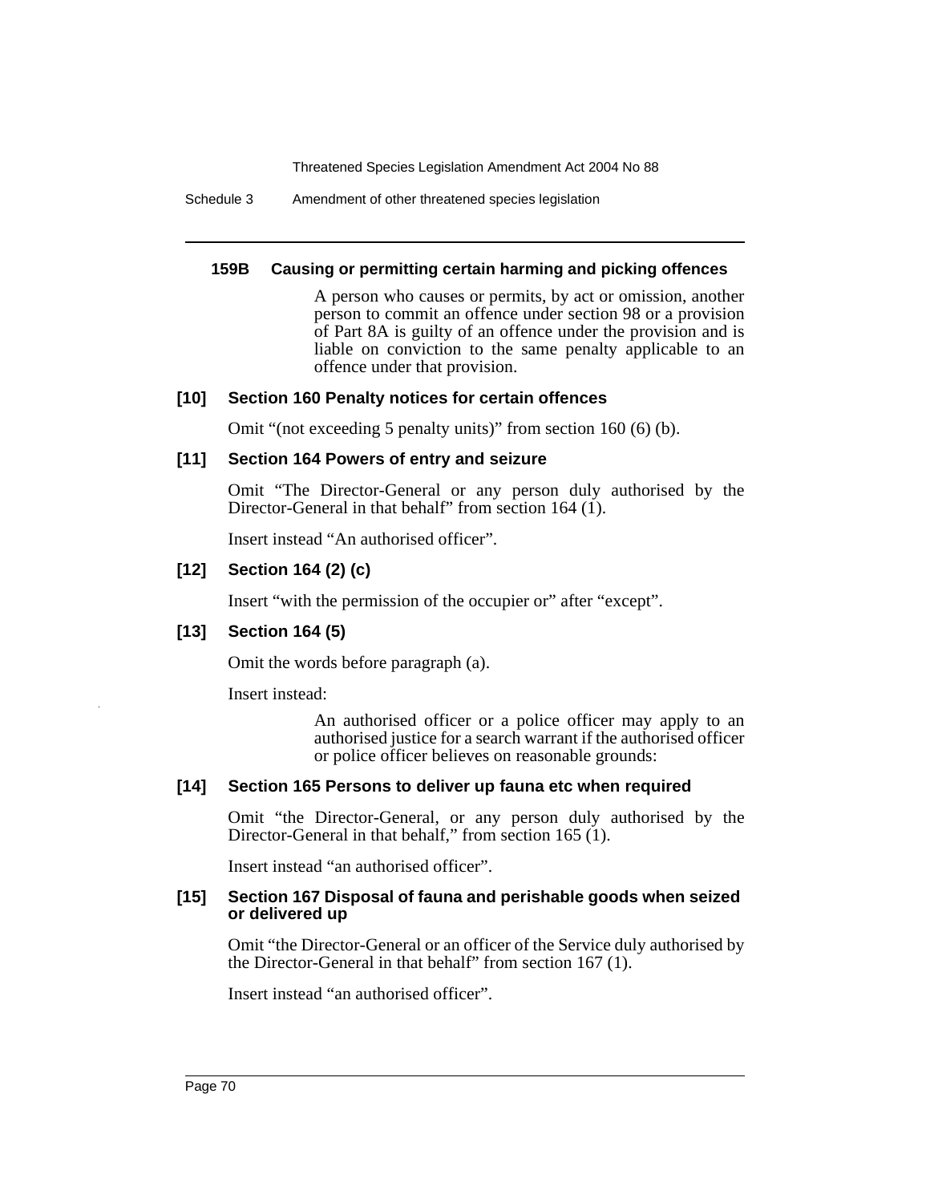#### 159B Causing or permitting certain harming and picking offences

A person who causes or permits, by act or omission, another person to commit an offence under section 98 or a provision of Part 8A is guilty of an offence under the provision and is liable on conviction to the same penalty applicable to an offence under that provision.

### [10] Section 160 Penalty notices for certain offences

Omit "(not exceeding 5 penalty units)" from section 160 (6) (b).

### [11] Section 164 Powers of entry and seizure

Omit "The Director-General or any person duly authorised by the Director-General in that behalf" from section 164 (1).

Insert instead "An authorised officer".

### [12] Section 164 (2) (c)

Insert "with the permission of the occupier or" after "except".

### [13] Section 164 (5)

Omit the words before paragraph (a).

Insert instead:

> An authorised officer or a police officer may apply to an authorised justice for a search warrant if the authorised officer or police officer believes on reasonable grounds:

### [14] Section 165 Persons to deliver up fauna etc when required

Omit "the Director-General, or any person duly authorised by the Director-General in that behalf," from section 165 (1).

Insert instead "an authorised officer".

### [15] Section 167 Disposal of fauna and perishable goods when seized or delivered up

Omit "the Director-General or an officer of the Service duly authorised by the Director-General in that behalf" from section 167 (1).

Insert instead "an authorised officer".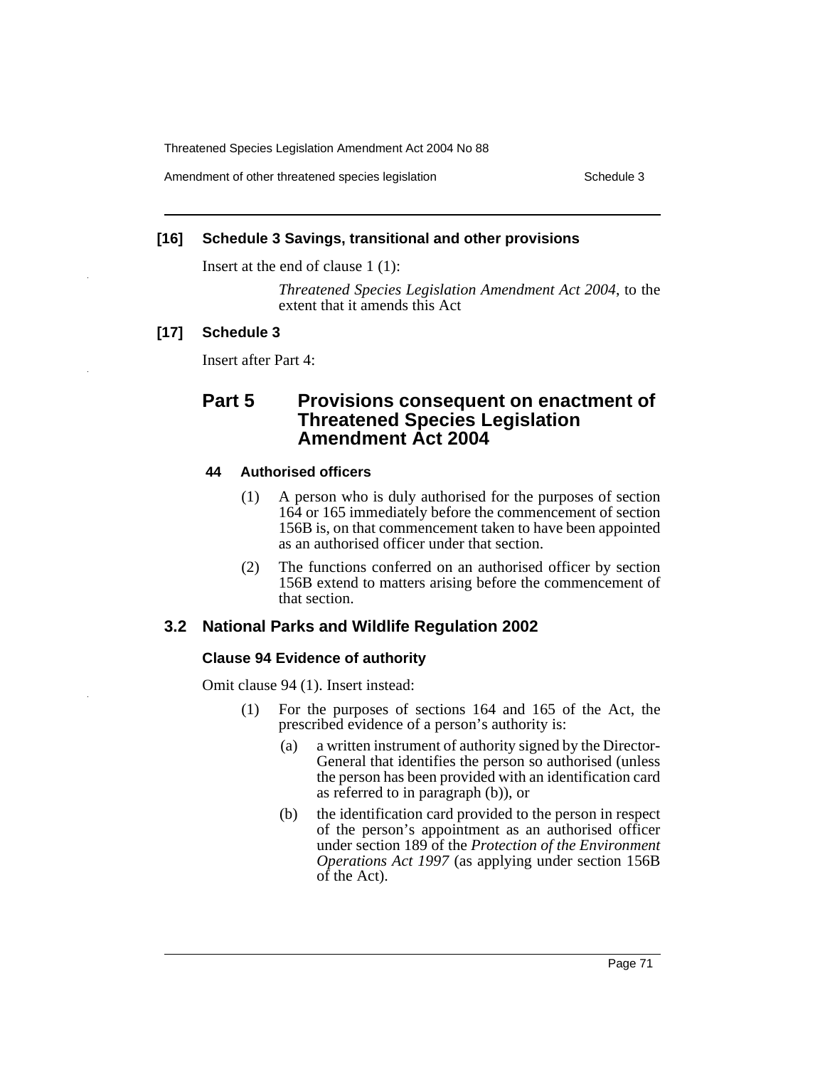### [16] Schedule 3 Savings, transitional and other provisions

Insert at the end of clause 1 (1):

> *Threatened Species Legislation Amendment Act 2004*, to the extent that it amends this Act

### [17] Schedule 3

Insert after Part 4:

## Part 5 Provisions consequent on enactment of Threatened Species Legislation Amendment Act 2004

#### 44 Authorised officers

(1) A person who is duly authorised for the purposes of section 164 or 165 immediately before the commencement of section 156B is, on that commencement taken to have been appointed as an authorised officer under that section.

(2) The functions conferred on an authorised officer by section 156B extend to matters arising before the commencement of that section.

## 3.2 National Parks and Wildlife Regulation 2002

### Clause 94 Evidence of authority

Omit clause 94 (1). Insert instead:

(1) For the purposes of sections 164 and 165 of the Act, the prescribed evidence of a person's authority is:

- (a) a written instrument of authority signed by the Director-General that identifies the person so authorised (unless the person has been provided with an identification card as referred to in paragraph (b)), or
- (b) the identification card provided to the person in respect of the person's appointment as an authorised officer under section 189 of the *Protection of the Environment Operations Act 1997* (as applying under section 156B of the Act).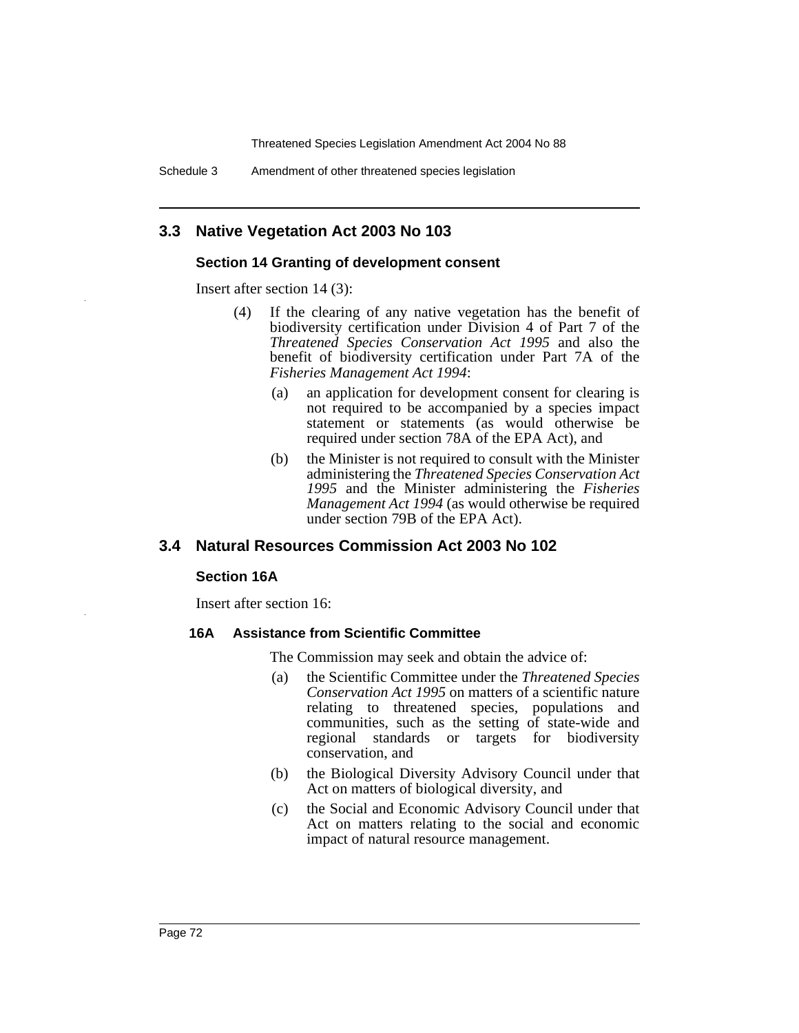## 3.3 Native Vegetation Act 2003 No 103

### Section 14 Granting of development consent

Insert after section 14 (3):

(4) If the clearing of any native vegetation has the benefit of biodiversity certification under Division 4 of Part 7 of the *Threatened Species Conservation Act 1995* and also the benefit of biodiversity certification under Part 7A of the *Fisheries Management Act 1994*:

(a) an application for development consent for clearing is not required to be accompanied by a species impact statement or statements (as would otherwise be required under section 78A of the EPA Act), and

(b) the Minister is not required to consult with the Minister administering the *Threatened Species Conservation Act 1995* and the Minister administering the *Fisheries Management Act 1994* (as would otherwise be required under section 79B of the EPA Act).

## 3.4 Natural Resources Commission Act 2003 No 102

### Section 16A

Insert after section 16:

**16A Assistance from Scientific Committee**

The Commission may seek and obtain the advice of:

(a) the Scientific Committee under the *Threatened Species Conservation Act 1995* on matters of a scientific nature relating to threatened species, populations and communities, such as the setting of state-wide and regional standards or targets for biodiversity conservation, and

(b) the Biological Diversity Advisory Council under that Act on matters of biological diversity, and

(c) the Social and Economic Advisory Council under that Act on matters relating to the social and economic impact of natural resource management.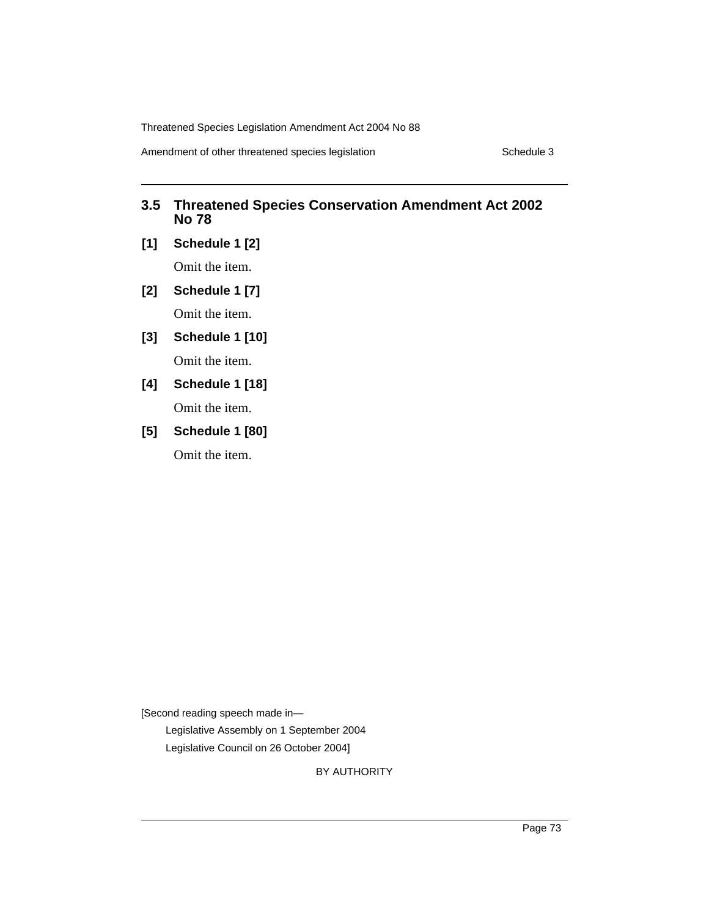## 3.5 Threatened Species Conservation Amendment Act 2002 No 78

**[1] Schedule 1 [2]**

Omit the item.

**[2] Schedule 1 [7]**

Omit the item.

**[3] Schedule 1 [10]**

Omit the item.

**[4] Schedule 1 [18]**

Omit the item.

**[5] Schedule 1 [80]**

Omit the item.

[Second reading speech made in—

Legislative Assembly on 1 September 2004

Legislative Council on 26 October 2004]

BY AUTHORITY